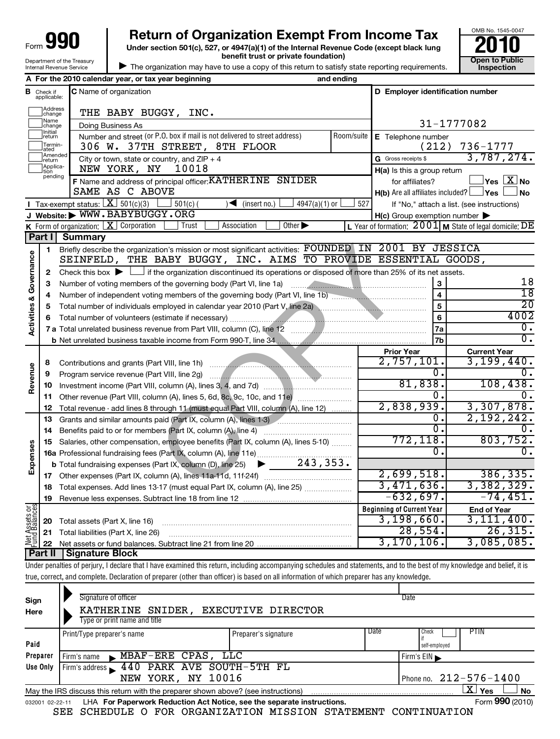# Form 990

**Return of Organization Exempt From Income Tax**

Under section 501(c), 527, or 4947(a)(1) of the Internal Revenue Code (except black lung benefit trust or private foundation)

▶ The organization may have to use a copy of this return to satisfy state reporting requirements.

Department of the Treasury
Internal Revenue Service

OMB No. 1545-0047

**2010**

**Open to Public Inspection**

**A** For the 2010 calendar year, or tax year beginning and ending

**B** Check if applicable: Address change, Name change, Initial return, Terminated, Amended return, Application pending

**C** Name of organization: THE BABY BUGGY, INC.

Doing Business As

Number and street (or P.O. box if mail is not delivered to street address): 306 W. 37TH STREET, 8TH FLOOR — Room/suite

City or town, state or country, and ZIP + 4: NEW YORK, NY 10018

**D** Employer identification number: 31-1777082

**E** Telephone number: (212) 736-1777

**G** Gross receipts $ 3,787,274.

**F** Name and address of principal officer: KATHERINE SNIDER
SAME AS C ABOVE

**H(a)** Is this a group return for affiliates? ☐ Yes ☒ No

**H(b)** Are all affiliates included? ☐ Yes ☐ No
If "No," attach a list. (see instructions)

**H(c)** Group exemption number ▶

**I** Tax-exempt status: ☒ 501(c)(3) ☐ 501(c) ( ) ◀ (insert no.) ☐ 4947(a)(1) or ☐ 527

**J** Website: ▶ WWW.BABYBUGGY.ORG

**K** Form of organization: ☒ Corporation ☐ Trust ☐ Association ☐ Other ▶

**L** Year of formation: 2001 **M** State of legal domicile: DE

## Part I Summary

**Activities & Governance**

1. Briefly describe the organization's mission or most significant activities: FOUNDED IN 2001 BY JESSICA SEINFELD, THE BABY BUGGY, INC. AIMS TO PROVIDE ESSENTIAL GOODS,
2. Check this box ▶ ☐ if the organization discontinued its operations or disposed of more than 25% of its net assets.

| | | | |
|---|---|---|---|
| 3 | Number of voting members of the governing body (Part VI, line 1a) | 3 | 18 |
| 4 | Number of independent voting members of the governing body (Part VI, line 1b) | 4 | 18 |
| 5 | Total number of individuals employed in calendar year 2010 (Part V, line 2a) | 5 | 20 |
| 6 | Total number of volunteers (estimate if necessary) | 6 | 4002 |
| 7a | Total unrelated business revenue from Part VIII, column (C), line 12 | 7a | 0. |
| b | Net unrelated business taxable income from Form 990-T, line 34 | 7b | 0. |

| | | | Prior Year | Current Year |
|---|---|---|---|---|
| **Revenue** | 8 | Contributions and grants (Part VIII, line 1h) | 2,757,101. | 3,199,440. |
| | 9 | Program service revenue (Part VIII, line 2g) | 0. | 0. |
| | 10 | Investment income (Part VIII, column (A), lines 3, 4, and 7d) | 81,838. | 108,438. |
| | 11 | Other revenue (Part VIII, column (A), lines 5, 6d, 8c, 9c, 10c, and 11e) | 0. | 0. |
| | 12 | Total revenue - add lines 8 through 11 (must equal Part VIII, column (A), line 12) | 2,838,939. | 3,307,878. |
| **Expenses** | 13 | Grants and similar amounts paid (Part IX, column (A), lines 1-3) | 0. | 2,192,242. |
| | 14 | Benefits paid to or for members (Part IX, column (A), line 4) | 0. | 0. |
| | 15 | Salaries, other compensation, employee benefits (Part IX, column (A), lines 5-10) | 772,118. | 803,752. |
| | 16a | Professional fundraising fees (Part IX, column (A), line 11e) | 0. | 0. |
| | b | Total fundraising expenses (Part IX, column (D), line 25) ▶ 243,353. | | |
| | 17 | Other expenses (Part IX, column (A), lines 11a-11d, 11f-24f) | 2,699,518. | 386,335. |
| | 18 | Total expenses. Add lines 13-17 (must equal Part IX, column (A), line 25) | 3,471,636. | 3,382,329. |
| | 19 | Revenue less expenses. Subtract line 18 from line 12 | -632,697. | -74,451. |

| | | | Beginning of Current Year | End of Year |
|---|---|---|---|---|
| **Net Assets or Fund Balances** | 20 | Total assets (Part X, line 16) | 3,198,660. | 3,111,400. |
| | 21 | Total liabilities (Part X, line 26) | 28,554. | 26,315. |
| | 22 | Net assets or fund balances. Subtract line 21 from line 20 | 3,170,106. | 3,085,085. |

## Part II Signature Block

Under penalties of perjury, I declare that I have examined this return, including accompanying schedules and statements, and to the best of my knowledge and belief, it is true, correct, and complete. Declaration of preparer (other than officer) is based on all information of which preparer has any knowledge.

**Sign Here**

Signature of officer — Date

KATHERINE SNIDER, EXECUTIVE DIRECTOR
Type or print name and title

**Paid Preparer Use Only**

| Print/Type preparer's name | Preparer's signature | Date | Check ☐ if self-employed | PTIN |
|---|---|---|---|---|
| | | | | |

Firm's name ▶ MBAF-ERE CPAS, LLC — Firm's EIN ▶

Firm's address ▶ 440 PARK AVE SOUTH-5TH FL, NEW YORK, NY 10016 — Phone no. 212-576-1400

May the IRS discuss this return with the preparer shown above? (see instructions) ☒ Yes ☐ No

032001 02-22-11 LHA For Paperwork Reduction Act Notice, see the separate instructions. Form **990** (2010)

SEE SCHEDULE O FOR ORGANIZATION MISSION STATEMENT CONTINUATION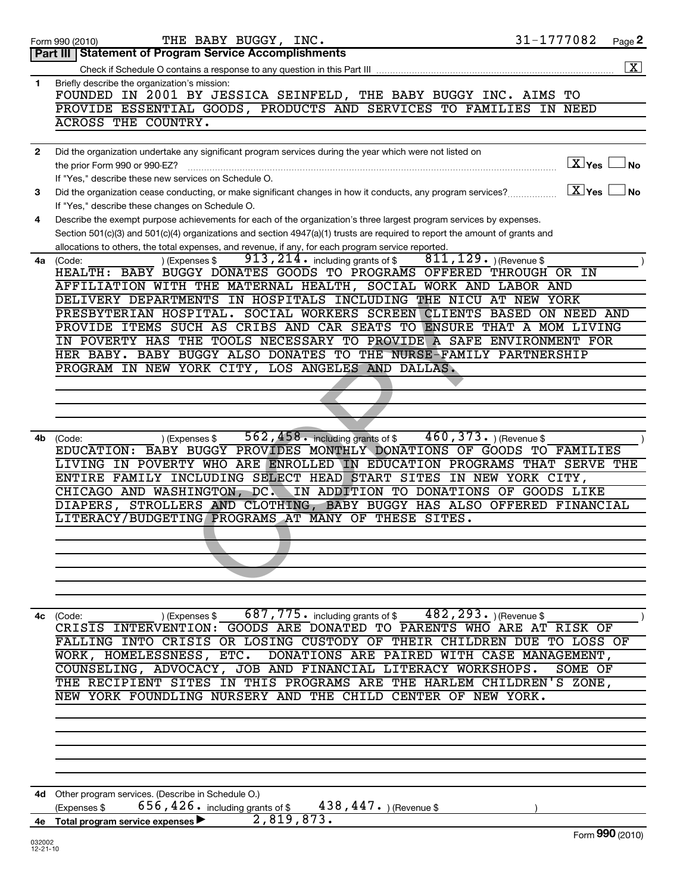Form 990 (2010) THE BABY BUGGY, INC. 31-1777082 Page 2

## Part III Statement of Program Service Accomplishments

Check if Schedule O contains a response to any question in this Part III [X]

**1** Briefly describe the organization's mission:

FOUNDED IN 2001 BY JESSICA SEINFELD, THE BABY BUGGY INC. AIMS TO PROVIDE ESSENTIAL GOODS, PRODUCTS AND SERVICES TO FAMILIES IN NEED ACROSS THE COUNTRY.

**2** Did the organization undertake any significant program services during the year which were not listed on the prior Form 990 or 990-EZ? [X] Yes [ ] No

If "Yes," describe these new services on Schedule O.

**3** Did the organization cease conducting, or make significant changes in how it conducts, any program services? [X] Yes [ ] No

If "Yes," describe these changes on Schedule O.

**4** Describe the exempt purpose achievements for each of the organization's three largest program services by expenses. Section 501(c)(3) and 501(c)(4) organizations and section 4947(a)(1) trusts are required to report the amount of grants and allocations to others, the total expenses, and revenue, if any, for each program service reported.

**4a** (Code: ) (Expenses $ 913,214. including grants of $ 811,129. ) (Revenue $ )

HEALTH: BABY BUGGY DONATES GOODS TO PROGRAMS OFFERED THROUGH OR IN AFFILIATION WITH THE MATERNAL HEALTH, SOCIAL WORK AND LABOR AND DELIVERY DEPARTMENTS IN HOSPITALS INCLUDING THE NICU AT NEW YORK PRESBYTERIAN HOSPITAL. SOCIAL WORKERS SCREEN CLIENTS BASED ON NEED AND PROVIDE ITEMS SUCH AS CRIBS AND CAR SEATS TO ENSURE THAT A MOM LIVING IN POVERTY HAS THE TOOLS NECESSARY TO PROVIDE A SAFE ENVIRONMENT FOR HER BABY. BABY BUGGY ALSO DONATES TO THE NURSE-FAMILY PARTNERSHIP PROGRAM IN NEW YORK CITY, LOS ANGELES AND DALLAS.

**4b** (Code: ) (Expenses $ 562,458. including grants of $ 460,373. ) (Revenue $ )

EDUCATION: BABY BUGGY PROVIDES MONTHLY DONATIONS OF GOODS TO FAMILIES LIVING IN POVERTY WHO ARE ENROLLED IN EDUCATION PROGRAMS THAT SERVE THE ENTIRE FAMILY INCLUDING SELECT HEAD START SITES IN NEW YORK CITY, CHICAGO AND WASHINGTON, DC. IN ADDITION TO DONATIONS OF GOODS LIKE DIAPERS, STROLLERS AND CLOTHING, BABY BUGGY HAS ALSO OFFERED FINANCIAL LITERACY/BUDGETING PROGRAMS AT MANY OF THESE SITES.

**4c** (Code: ) (Expenses $ 687,775. including grants of $ 482,293. ) (Revenue $ )

CRISIS INTERVENTION: GOODS ARE DONATED TO PARENTS WHO ARE AT RISK OF FALLING INTO CRISIS OR LOSING CUSTODY OF THEIR CHILDREN DUE TO LOSS OF WORK, HOMELESSNESS, ETC. DONATIONS ARE PAIRED WITH CASE MANAGEMENT, COUNSELING, ADVOCACY, JOB AND FINANCIAL LITERACY WORKSHOPS. SOME OF THE RECIPIENT SITES IN THIS PROGRAMS ARE THE HARLEM CHILDREN'S ZONE, NEW YORK FOUNDLING NURSERY AND THE CHILD CENTER OF NEW YORK.

**4d** Other program services. (Describe in Schedule O.)

(Expenses $ 656,426. including grants of $ 438,447. ) (Revenue $ )

**4e** Total program service expenses ▶ 2,819,873.

Form 990 (2010)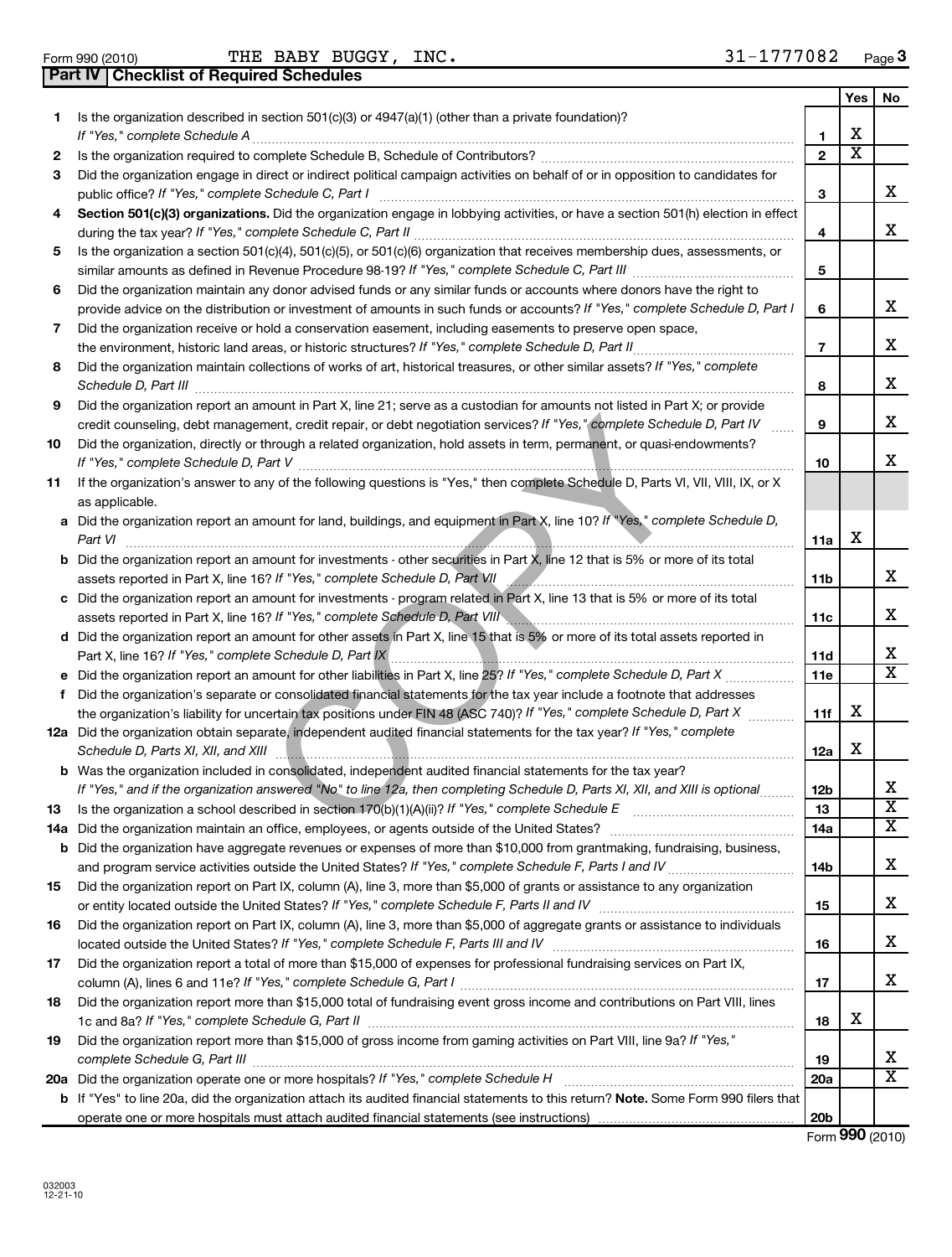Form 990 (2010) THE BABY BUGGY, INC. 31-1777082

## Part IV Checklist of Required Schedules

| | | | Yes | No |
|---|---|---|---|---|
| 1 | Is the organization described in section 501(c)(3) or 4947(a)(1) (other than a private foundation)? *If "Yes," complete Schedule A* | 1 | X | |
| 2 | Is the organization required to complete Schedule B, Schedule of Contributors? | 2 | X | |
| 3 | Did the organization engage in direct or indirect political campaign activities on behalf of or in opposition to candidates for public office? *If "Yes," complete Schedule C, Part I* | 3 | | X |
| 4 | **Section 501(c)(3) organizations.** Did the organization engage in lobbying activities, or have a section 501(h) election in effect during the tax year? *If "Yes," complete Schedule C, Part II* | 4 | | X |
| 5 | Is the organization a section 501(c)(4), 501(c)(5), or 501(c)(6) organization that receives membership dues, assessments, or similar amounts as defined in Revenue Procedure 98-19? *If "Yes," complete Schedule C, Part III* | 5 | | |
| 6 | Did the organization maintain any donor advised funds or any similar funds or accounts where donors have the right to provide advice on the distribution or investment of amounts in such funds or accounts? *If "Yes," complete Schedule D, Part I* | 6 | | X |
| 7 | Did the organization receive or hold a conservation easement, including easements to preserve open space, the environment, historic land areas, or historic structures? *If "Yes," complete Schedule D, Part II* | 7 | | X |
| 8 | Did the organization maintain collections of works of art, historical treasures, or other similar assets? *If "Yes," complete Schedule D, Part III* | 8 | | X |
| 9 | Did the organization report an amount in Part X, line 21; serve as a custodian for amounts not listed in Part X; or provide credit counseling, debt management, credit repair, or debt negotiation services? *If "Yes," complete Schedule D, Part IV* | 9 | | X |
| 10 | Did the organization, directly or through a related organization, hold assets in term, permanent, or quasi-endowments? *If "Yes," complete Schedule D, Part V* | 10 | | X |
| 11 | If the organization's answer to any of the following questions is "Yes," then complete Schedule D, Parts VI, VII, VIII, IX, or X as applicable. | | | |
| a | Did the organization report an amount for land, buildings, and equipment in Part X, line 10? *If "Yes," complete Schedule D, Part VI* | 11a | X | |
| b | Did the organization report an amount for investments - other securities in Part X, line 12 that is 5% or more of its total assets reported in Part X, line 16? *If "Yes," complete Schedule D, Part VII* | 11b | | X |
| c | Did the organization report an amount for investments - program related in Part X, line 13 that is 5% or more of its total assets reported in Part X, line 16? *If "Yes," complete Schedule D, Part VIII* | 11c | | X |
| d | Did the organization report an amount for other assets in Part X, line 15 that is 5% or more of its total assets reported in Part X, line 16? *If "Yes," complete Schedule D, Part IX* | 11d | | X |
| e | Did the organization report an amount for other liabilities in Part X, line 25? *If "Yes," complete Schedule D, Part X* | 11e | | X |
| f | Did the organization's separate or consolidated financial statements for the tax year include a footnote that addresses the organization's liability for uncertain tax positions under FIN 48 (ASC 740)? *If "Yes," complete Schedule D, Part X* | 11f | X | |
| 12a | Did the organization obtain separate, independent audited financial statements for the tax year? *If "Yes," complete Schedule D, Parts XI, XII, and XIII* | 12a | X | |
| b | Was the organization included in consolidated, independent audited financial statements for the tax year? *If "Yes," and if the organization answered "No" to line 12a, then completing Schedule D, Parts XI, XII, and XIII is optional* | 12b | | X |
| 13 | Is the organization a school described in section 170(b)(1)(A)(ii)? *If "Yes," complete Schedule E* | 13 | | X |
| 14a | Did the organization maintain an office, employees, or agents outside of the United States? | 14a | | X |
| b | Did the organization have aggregate revenues or expenses of more than $10,000 from grantmaking, fundraising, business, and program service activities outside the United States? *If "Yes," complete Schedule F, Parts I and IV* | 14b | | X |
| 15 | Did the organization report on Part IX, column (A), line 3, more than $5,000 of grants or assistance to any organization or entity located outside the United States? *If "Yes," complete Schedule F, Parts II and IV* | 15 | | X |
| 16 | Did the organization report on Part IX, column (A), line 3, more than $5,000 of aggregate grants or assistance to individuals located outside the United States? *If "Yes," complete Schedule F, Parts III and IV* | 16 | | X |
| 17 | Did the organization report a total of more than $15,000 of expenses for professional fundraising services on Part IX, column (A), lines 6 and 11e? *If "Yes," complete Schedule G, Part I* | 17 | | X |
| 18 | Did the organization report more than $15,000 total of fundraising event gross income and contributions on Part VIII, lines 1c and 8a? *If "Yes," complete Schedule G, Part II* | 18 | X | |
| 19 | Did the organization report more than $15,000 of gross income from gaming activities on Part VIII, line 9a? *If "Yes," complete Schedule G, Part III* | 19 | | X |
| 20a | Did the organization operate one or more hospitals? *If "Yes," complete Schedule H* | 20a | | X |
| b | If "Yes" to line 20a, did the organization attach its audited financial statements to this return? **Note.** Some Form 990 filers that operate one or more hospitals must attach audited financial statements (see instructions) | 20b | | |

Form **990** (2010)

032003 12-21-10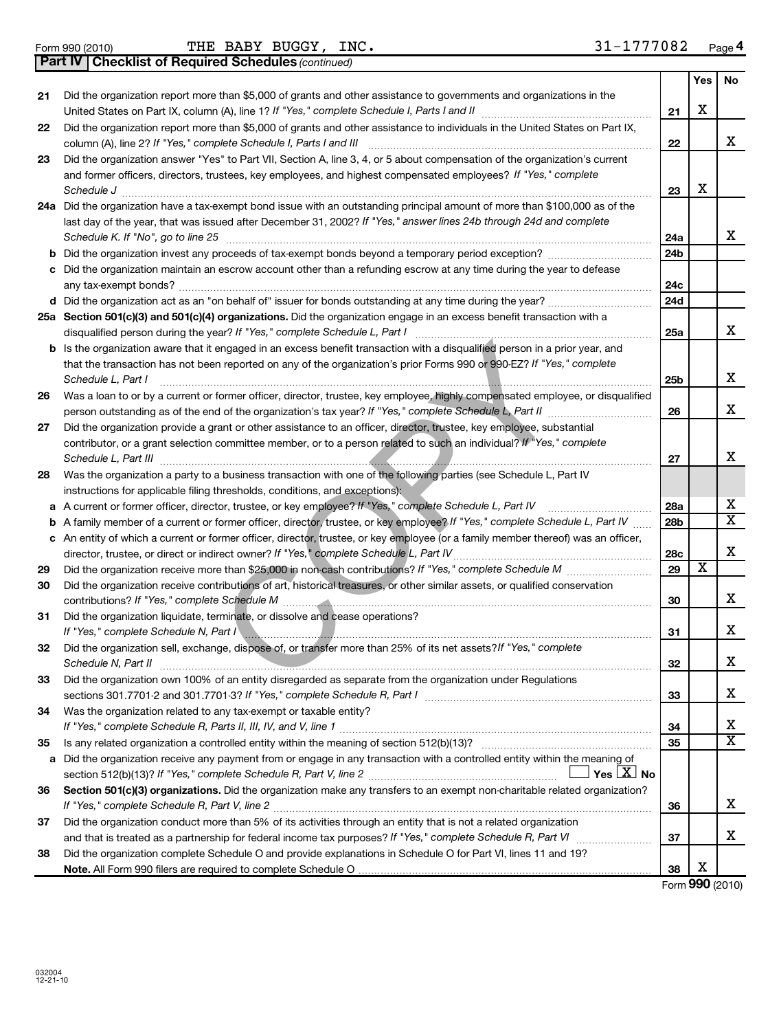Form 990 (2010) THE BABY BUGGY, INC. 31-1777082

**Part IV | Checklist of Required Schedules** *(continued)*

| | | | Yes | No |
|---|---|---|---|---|
| 21 | Did the organization report more than $5,000 of grants and other assistance to governments and organizations in the United States on Part IX, column (A), line 1? *If "Yes," complete Schedule I, Parts I and II* | 21 | X | |
| 22 | Did the organization report more than $5,000 of grants and other assistance to individuals in the United States on Part IX, column (A), line 2? *If "Yes," complete Schedule I, Parts I and III* | 22 | | X |
| 23 | Did the organization answer "Yes" to Part VII, Section A, line 3, 4, or 5 about compensation of the organization's current and former officers, directors, trustees, key employees, and highest compensated employees? *If "Yes," complete Schedule J* | 23 | X | |
| 24a | Did the organization have a tax-exempt bond issue with an outstanding principal amount of more than $100,000 as of the last day of the year, that was issued after December 31, 2002? *If "Yes," answer lines 24b through 24d and complete Schedule K. If "No", go to line 25* | 24a | | X |
| b | Did the organization invest any proceeds of tax-exempt bonds beyond a temporary period exception? | 24b | | |
| c | Did the organization maintain an escrow account other than a refunding escrow at any time during the year to defease any tax-exempt bonds? | 24c | | |
| d | Did the organization act as an "on behalf of" issuer for bonds outstanding at any time during the year? | 24d | | |
| 25a | **Section 501(c)(3) and 501(c)(4) organizations.** Did the organization engage in an excess benefit transaction with a disqualified person during the year? *If "Yes," complete Schedule L, Part I* | 25a | | X |
| b | Is the organization aware that it engaged in an excess benefit transaction with a disqualified person in a prior year, and that the transaction has not been reported on any of the organization's prior Forms 990 or 990-EZ? *If "Yes," complete Schedule L, Part I* | 25b | | X |
| 26 | Was a loan to or by a current or former officer, director, trustee, key employee, highly compensated employee, or disqualified person outstanding as of the end of the organization's tax year? *If "Yes," complete Schedule L, Part II* | 26 | | X |
| 27 | Did the organization provide a grant or other assistance to an officer, director, trustee, key employee, substantial contributor, or a grant selection committee member, or to a person related to such an individual? *If "Yes," complete Schedule L, Part III* | 27 | | X |
| 28 | Was the organization a party to a business transaction with one of the following parties (see Schedule L, Part IV instructions for applicable filing thresholds, conditions, and exceptions): | | | |
| a | A current or former officer, director, trustee, or key employee? *If "Yes," complete Schedule L, Part IV* | 28a | | X |
| b | A family member of a current or former officer, director, trustee, or key employee? *If "Yes," complete Schedule L, Part IV* | 28b | | X |
| c | An entity of which a current or former officer, director, trustee, or key employee (or a family member thereof) was an officer, director, trustee, or direct or indirect owner? *If "Yes," complete Schedule L, Part IV* | 28c | | X |
| 29 | Did the organization receive more than $25,000 in non-cash contributions? *If "Yes," complete Schedule M* | 29 | X | |
| 30 | Did the organization receive contributions of art, historical treasures, or other similar assets, or qualified conservation contributions? *If "Yes," complete Schedule M* | 30 | | X |
| 31 | Did the organization liquidate, terminate, or dissolve and cease operations? *If "Yes," complete Schedule N, Part I* | 31 | | X |
| 32 | Did the organization sell, exchange, dispose of, or transfer more than 25% of its net assets? *If "Yes," complete Schedule N, Part II* | 32 | | X |
| 33 | Did the organization own 100% of an entity disregarded as separate from the organization under Regulations sections 301.7701-2 and 301.7701-3? *If "Yes," complete Schedule R, Part I* | 33 | | X |
| 34 | Was the organization related to any tax-exempt or taxable entity? *If "Yes," complete Schedule R, Parts II, III, IV, and V, line 1* | 34 | | X |
| 35 | Is any related organization a controlled entity within the meaning of section 512(b)(13)? | 35 | | X |
| a | Did the organization receive any payment from or engage in any transaction with a controlled entity within the meaning of section 512(b)(13)? *If "Yes," complete Schedule R, Part V, line 2* ☐ Yes ☒ No | | | |
| 36 | **Section 501(c)(3) organizations.** Did the organization make any transfers to an exempt non-charitable related organization? *If "Yes," complete Schedule R, Part V, line 2* | 36 | | X |
| 37 | Did the organization conduct more than 5% of its activities through an entity that is not a related organization and that is treated as a partnership for federal income tax purposes? *If "Yes," complete Schedule R, Part VI* | 37 | | X |
| 38 | Did the organization complete Schedule O and provide explanations in Schedule O for Part VI, lines 11 and 19? **Note.** All Form 990 filers are required to complete Schedule O | 38 | X | |

Form **990** (2010)

032004
12-21-10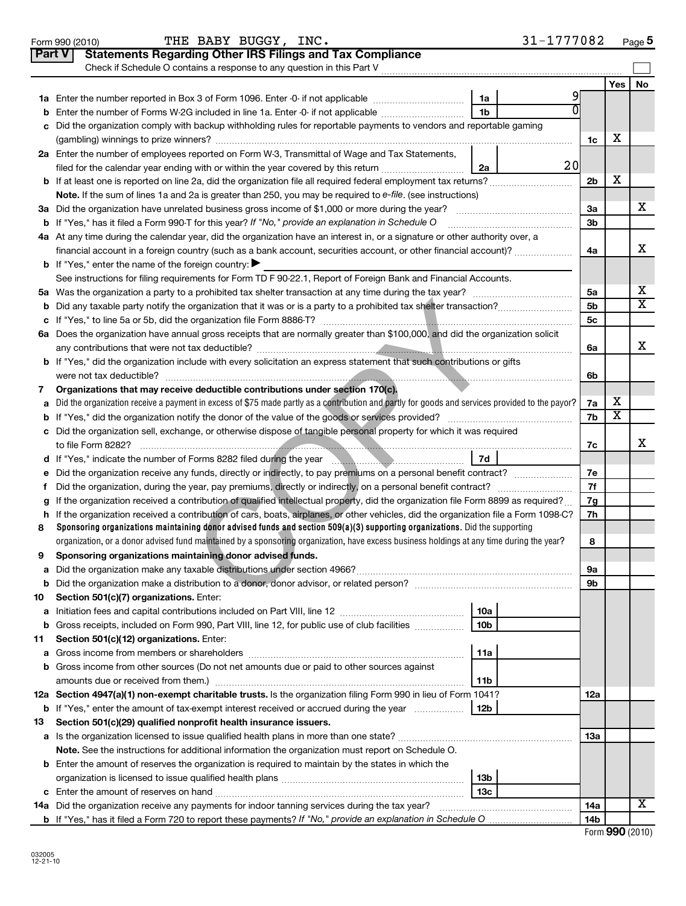Form 990 (2010) THE BABY BUGGY, INC. 31-1777082

## Part V Statements Regarding Other IRS Filings and Tax Compliance

Check if Schedule O contains a response to any question in this Part V ☐

| | | | | | Yes | No |
|---|---|---|---|---|---|---|
| **1a** | Enter the number reported in Box 3 of Form 1096. Enter -0- if not applicable | 1a | 9 | | | |
| **b** | Enter the number of Forms W-2G included in line 1a. Enter -0- if not applicable | 1b | 0 | | | |
| **c** | Did the organization comply with backup withholding rules for reportable payments to vendors and reportable gaming (gambling) winnings to prize winners? | | | 1c | X | |
| **2a** | Enter the number of employees reported on Form W-3, Transmittal of Wage and Tax Statements, filed for the calendar year ending with or within the year covered by this return | 2a | 20 | | | |
| **b** | If at least one is reported on line 2a, did the organization file all required federal employment tax returns? | | | 2b | X | |
| | **Note.** If the sum of lines 1a and 2a is greater than 250, you may be required to *e-file*. (see instructions) | | | | | |
| **3a** | Did the organization have unrelated business gross income of $1,000 or more during the year? | | | 3a | | X |
| **b** | If "Yes," has it filed a Form 990-T for this year? *If "No," provide an explanation in Schedule O* | | | 3b | | |
| **4a** | At any time during the calendar year, did the organization have an interest in, or a signature or other authority over, a financial account in a foreign country (such as a bank account, securities account, or other financial account)? | | | 4a | | X |
| **b** | If "Yes," enter the name of the foreign country: ▶ | | | | | |
| | See instructions for filing requirements for Form TD F 90-22.1, Report of Foreign Bank and Financial Accounts. | | | | | |
| **5a** | Was the organization a party to a prohibited tax shelter transaction at any time during the tax year? | | | 5a | | X |
| **b** | Did any taxable party notify the organization that it was or is a party to a prohibited tax shelter transaction? | | | 5b | | X |
| **c** | If "Yes," to line 5a or 5b, did the organization file Form 8886-T? | | | 5c | | |
| **6a** | Does the organization have annual gross receipts that are normally greater than $100,000, and did the organization solicit any contributions that were not tax deductible? | | | 6a | | X |
| **b** | If "Yes," did the organization include with every solicitation an express statement that such contributions or gifts were not tax deductible? | | | 6b | | |
| **7** | **Organizations that may receive deductible contributions under section 170(c).** | | | | | |
| **a** | Did the organization receive a payment in excess of $75 made partly as a contribution and partly for goods and services provided to the payor? | | | 7a | X | |
| **b** | If "Yes," did the organization notify the donor of the value of the goods or services provided? | | | 7b | X | |
| **c** | Did the organization sell, exchange, or otherwise dispose of tangible personal property for which it was required to file Form 8282? | | | 7c | | X |
| **d** | If "Yes," indicate the number of Forms 8282 filed during the year | 7d | | | | |
| **e** | Did the organization receive any funds, directly or indirectly, to pay premiums on a personal benefit contract? | | | 7e | | |
| **f** | Did the organization, during the year, pay premiums, directly or indirectly, on a personal benefit contract? | | | 7f | | |
| **g** | If the organization received a contribution of qualified intellectual property, did the organization file Form 8899 as required? | | | 7g | | |
| **h** | If the organization received a contribution of cars, boats, airplanes, or other vehicles, did the organization file a Form 1098-C? | | | 7h | | |
| **8** | **Sponsoring organizations maintaining donor advised funds and section 509(a)(3) supporting organizations.** Did the supporting organization, or a donor advised fund maintained by a sponsoring organization, have excess business holdings at any time during the year? | | | 8 | | |
| **9** | **Sponsoring organizations maintaining donor advised funds.** | | | | | |
| **a** | Did the organization make any taxable distributions under section 4966? | | | 9a | | |
| **b** | Did the organization make a distribution to a donor, donor advisor, or related person? | | | 9b | | |
| **10** | **Section 501(c)(7) organizations.** Enter: | | | | | |
| **a** | Initiation fees and capital contributions included on Part VIII, line 12 | 10a | | | | |
| **b** | Gross receipts, included on Form 990, Part VIII, line 12, for public use of club facilities | 10b | | | | |
| **11** | **Section 501(c)(12) organizations.** Enter: | | | | | |
| **a** | Gross income from members or shareholders | 11a | | | | |
| **b** | Gross income from other sources (Do not net amounts due or paid to other sources against amounts due or received from them.) | 11b | | | | |
| **12a** | **Section 4947(a)(1) non-exempt charitable trusts.** Is the organization filing Form 990 in lieu of Form 1041? | | | 12a | | |
| **b** | If "Yes," enter the amount of tax-exempt interest received or accrued during the year | 12b | | | | |
| **13** | **Section 501(c)(29) qualified nonprofit health insurance issuers.** | | | | | |
| **a** | Is the organization licensed to issue qualified health plans in more than one state? | | | 13a | | |
| | **Note.** See the instructions for additional information the organization must report on Schedule O. | | | | | |
| **b** | Enter the amount of reserves the organization is required to maintain by the states in which the organization is licensed to issue qualified health plans | 13b | | | | |
| **c** | Enter the amount of reserves on hand | 13c | | | | |
| **14a** | Did the organization receive any payments for indoor tanning services during the tax year? | | | 14a | | X |
| **b** | If "Yes," has it filed a Form 720 to report these payments? *If "No," provide an explanation in Schedule O* | | | 14b | | |

Form **990** (2010)

032005 12-21-10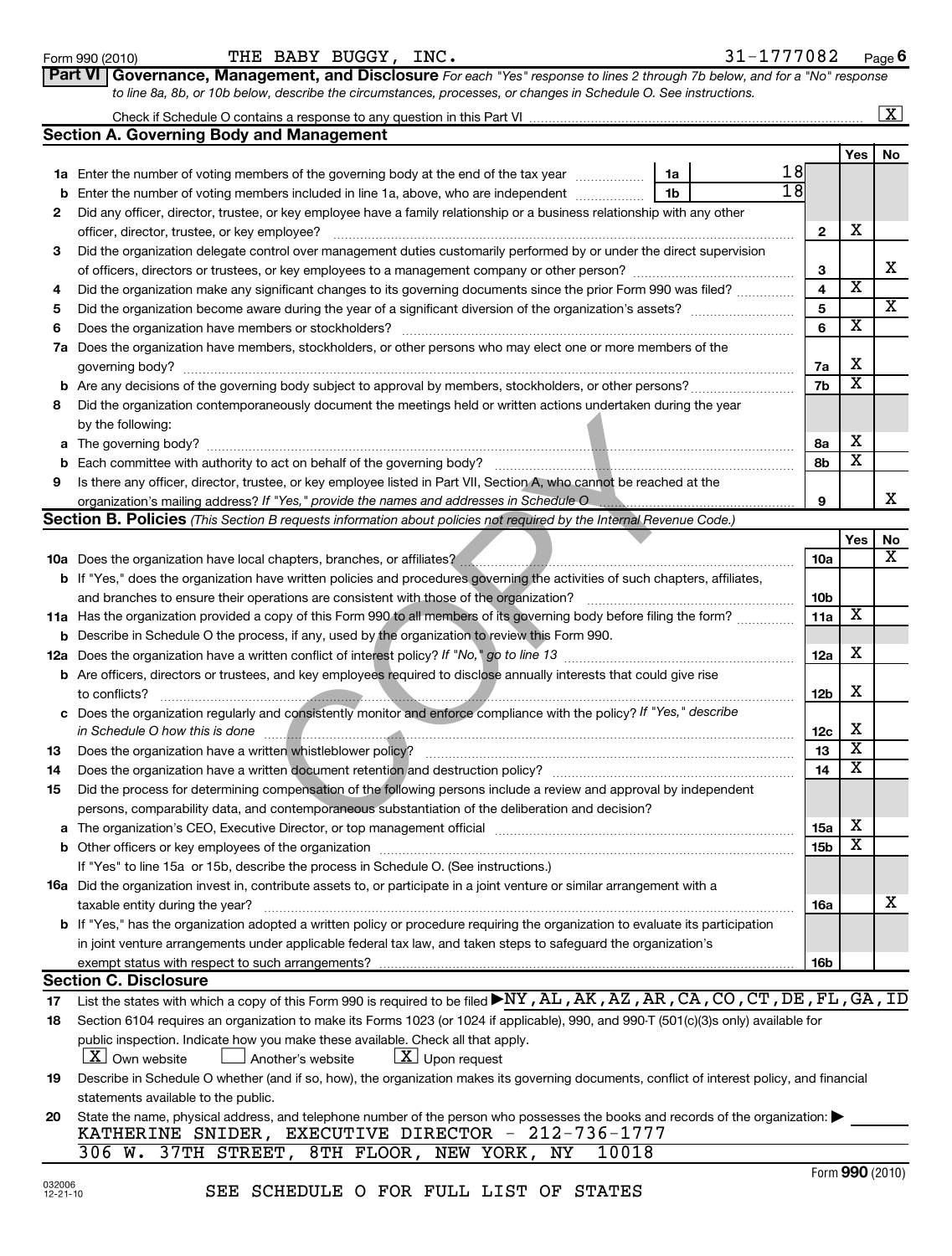Form 990 (2010) THE BABY BUGGY, INC. 31-1777082 Page 6

**Part VI Governance, Management, and Disclosure** *For each "Yes" response to lines 2 through 7b below, and for a "No" response to line 8a, 8b, or 10b below, describe the circumstances, processes, or changes in Schedule O. See instructions.*

Check if Schedule O contains a response to any question in this Part VI ..... [X]

## Section A. Governing Body and Management

| | | | | Yes | No |
|---|---|---|---|---|---|
| **1a** | Enter the number of voting members of the governing body at the end of the tax year | 1a 18 | | | |
| **b** | Enter the number of voting members included in line 1a, above, who are independent | 1b 18 | | | |
| **2** | Did any officer, director, trustee, or key employee have a family relationship or a business relationship with any other officer, director, trustee, or key employee? | | 2 | X | |
| **3** | Did the organization delegate control over management duties customarily performed by or under the direct supervision of officers, directors or trustees, or key employees to a management company or other person? | | 3 | | X |
| **4** | Did the organization make any significant changes to its governing documents since the prior Form 990 was filed? | | 4 | X | |
| **5** | Did the organization become aware during the year of a significant diversion of the organization's assets? | | 5 | | X |
| **6** | Does the organization have members or stockholders? | | 6 | X | |
| **7a** | Does the organization have members, stockholders, or other persons who may elect one or more members of the governing body? | | 7a | X | |
| **b** | Are any decisions of the governing body subject to approval by members, stockholders, or other persons? | | 7b | X | |
| **8** | Did the organization contemporaneously document the meetings held or written actions undertaken during the year by the following: | | | | |
| **a** | The governing body? | | 8a | X | |
| **b** | Each committee with authority to act on behalf of the governing body? | | 8b | X | |
| **9** | Is there any officer, director, trustee, or key employee listed in Part VII, Section A, who cannot be reached at the organization's mailing address? *If "Yes," provide the names and addresses in Schedule O* | | 9 | | X |

## Section B. Policies *(This Section B requests information about policies not required by the Internal Revenue Code.)*

| | | | Yes | No |
|---|---|---|---|---|
| **10a** | Does the organization have local chapters, branches, or affiliates? | 10a | | X |
| **b** | If "Yes," does the organization have written policies and procedures governing the activities of such chapters, affiliates, and branches to ensure their operations are consistent with those of the organization? | 10b | | |
| **11a** | Has the organization provided a copy of this Form 990 to all members of its governing body before filing the form? | 11a | X | |
| **b** | Describe in Schedule O the process, if any, used by the organization to review this Form 990. | | | |
| **12a** | Does the organization have a written conflict of interest policy? *If "No," go to line 13* | 12a | X | |
| **b** | Are officers, directors or trustees, and key employees required to disclose annually interests that could give rise to conflicts? | 12b | X | |
| **c** | Does the organization regularly and consistently monitor and enforce compliance with the policy? *If "Yes," describe in Schedule O how this is done* | 12c | X | |
| **13** | Does the organization have a written whistleblower policy? | 13 | X | |
| **14** | Does the organization have a written document retention and destruction policy? | 14 | X | |
| **15** | Did the process for determining compensation of the following persons include a review and approval by independent persons, comparability data, and contemporaneous substantiation of the deliberation and decision? | | | |
| **a** | The organization's CEO, Executive Director, or top management official | 15a | X | |
| **b** | Other officers or key employees of the organization | 15b | X | |
| | If "Yes" to line 15a or 15b, describe the process in Schedule O. (See instructions.) | | | |
| **16a** | Did the organization invest in, contribute assets to, or participate in a joint venture or similar arrangement with a taxable entity during the year? | 16a | | X |
| **b** | If "Yes," has the organization adopted a written policy or procedure requiring the organization to evaluate its participation in joint venture arrangements under applicable federal tax law, and taken steps to safeguard the organization's exempt status with respect to such arrangements? | 16b | | |

## Section C. Disclosure

**17** List the states with which a copy of this Form 990 is required to be filed ▶NY,AL,AK,AZ,AR,CA,CO,CT,DE,FL,GA,ID

**18** Section 6104 requires an organization to make its Forms 1023 (or 1024 if applicable), 990, and 990-T (501(c)(3)s only) available for public inspection. Indicate how you make these available. Check all that apply.

[X] Own website  [ ] Another's website  [X] Upon request

**19** Describe in Schedule O whether (and if so, how), the organization makes its governing documents, conflict of interest policy, and financial statements available to the public.

**20** State the name, physical address, and telephone number of the person who possesses the books and records of the organization: ▶

KATHERINE SNIDER, EXECUTIVE DIRECTOR - 212-736-1777
306 W. 37TH STREET, 8TH FLOOR, NEW YORK, NY 10018

SEE SCHEDULE O FOR FULL LIST OF STATES

Form **990** (2010)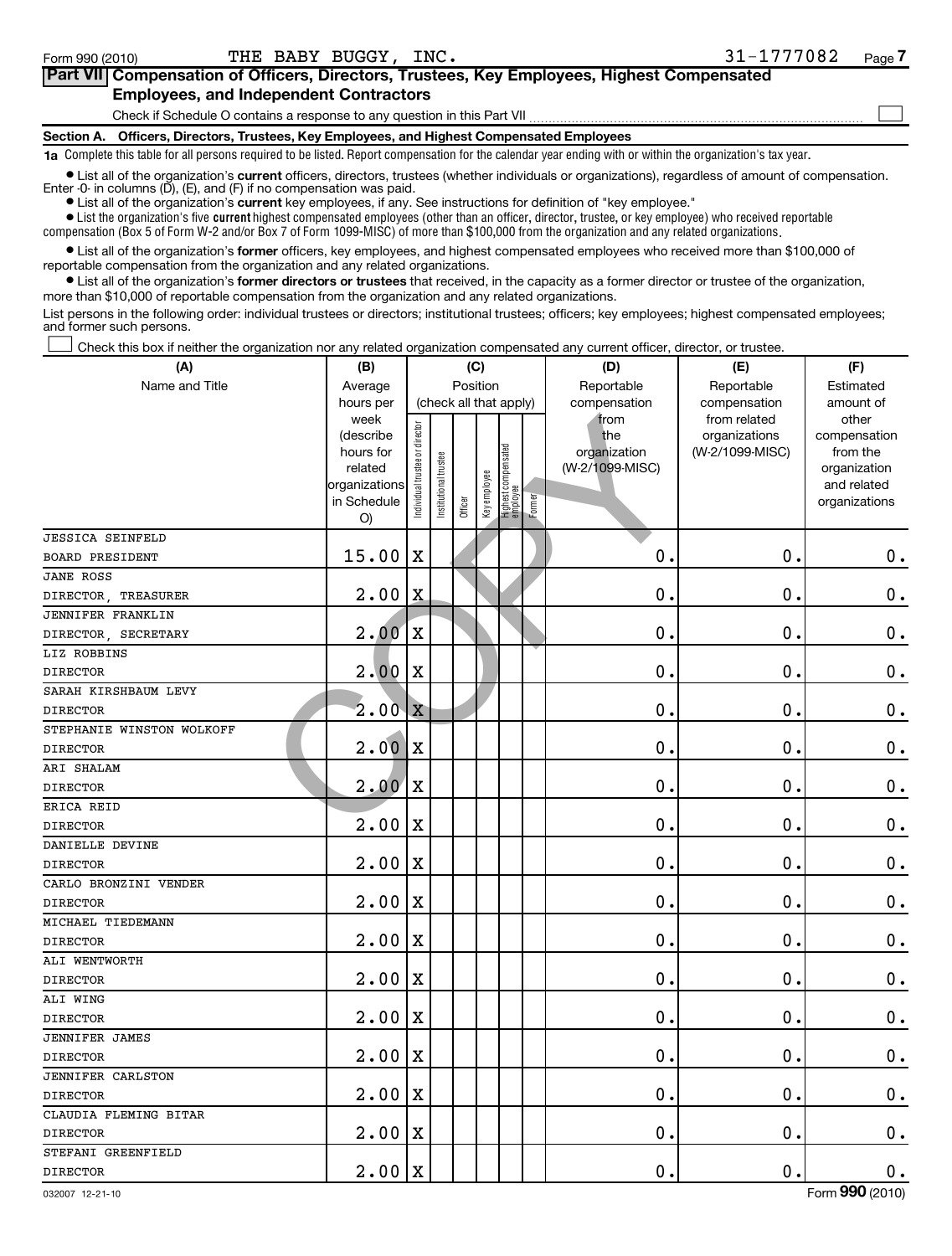Form 990 (2010) THE BABY BUGGY, INC. 31-1777082 Page 7

## Part VII Compensation of Officers, Directors, Trustees, Key Employees, Highest Compensated Employees, and Independent Contractors

Check if Schedule O contains a response to any question in this Part VII ☐

### Section A. Officers, Directors, Trustees, Key Employees, and Highest Compensated Employees

**1a** Complete this table for all persons required to be listed. Report compensation for the calendar year ending with or within the organization's tax year.

- List all of the organization's **current** officers, directors, trustees (whether individuals or organizations), regardless of amount of compensation. Enter -0- in columns (D), (E), and (F) if no compensation was paid.
- List all of the organization's **current** key employees, if any. See instructions for definition of "key employee."
- List the organization's five **current** highest compensated employees (other than an officer, director, trustee, or key employee) who received reportable compensation (Box 5 of Form W-2 and/or Box 7 of Form 1099-MISC) of more than $100,000 from the organization and any related organizations.
- List all of the organization's **former** officers, key employees, and highest compensated employees who received more than $100,000 of reportable compensation from the organization and any related organizations.
- List all of the organization's **former directors or trustees** that received, in the capacity as a former director or trustee of the organization, more than $10,000 of reportable compensation from the organization and any related organizations.

List persons in the following order: individual trustees or directors; institutional trustees; officers; key employees; highest compensated employees; and former such persons.

☐ Check this box if neither the organization nor any related organization compensated any current officer, director, or trustee.

| (A) Name and Title | (B) Average hours per week (describe hours for related organizations in Schedule O) | (C) Position: Individual trustee or director | Institutional trustee | Officer | Key employee | Highest compensated employee | Former | (D) Reportable compensation from the organization (W-2/1099-MISC) | (E) Reportable compensation from related organizations (W-2/1099-MISC) | (F) Estimated amount of other compensation from the organization and related organizations |
|---|---|---|---|---|---|---|---|---|---|---|
| JESSICA SEINFELD BOARD PRESIDENT | 15.00 | X | | | | | | 0. | 0. | 0. |
| JANE ROSS DIRECTOR, TREASURER | 2.00 | X | | | | | | 0. | 0. | 0. |
| JENNIFER FRANKLIN DIRECTOR, SECRETARY | 2.00 | X | | | | | | 0. | 0. | 0. |
| LIZ ROBBINS DIRECTOR | 2.00 | X | | | | | | 0. | 0. | 0. |
| SARAH KIRSHBAUM LEVY DIRECTOR | 2.00 | X | | | | | | 0. | 0. | 0. |
| STEPHANIE WINSTON WOLKOFF DIRECTOR | 2.00 | X | | | | | | 0. | 0. | 0. |
| ARI SHALAM DIRECTOR | 2.00 | X | | | | | | 0. | 0. | 0. |
| ERICA REID DIRECTOR | 2.00 | X | | | | | | 0. | 0. | 0. |
| DANIELLE DEVINE DIRECTOR | 2.00 | X | | | | | | 0. | 0. | 0. |
| CARLO BRONZINI VENDER DIRECTOR | 2.00 | X | | | | | | 0. | 0. | 0. |
| MICHAEL TIEDEMANN DIRECTOR | 2.00 | X | | | | | | 0. | 0. | 0. |
| ALI WENTWORTH DIRECTOR | 2.00 | X | | | | | | 0. | 0. | 0. |
| ALI WING DIRECTOR | 2.00 | X | | | | | | 0. | 0. | 0. |
| JENNIFER JAMES DIRECTOR | 2.00 | X | | | | | | 0. | 0. | 0. |
| JENNIFER CARLSTON DIRECTOR | 2.00 | X | | | | | | 0. | 0. | 0. |
| CLAUDIA FLEMING BITAR DIRECTOR | 2.00 | X | | | | | | 0. | 0. | 0. |
| STEFANI GREENFIELD DIRECTOR | 2.00 | X | | | | | | 0. | 0. | 0. |

032007 12-21-10 Form **990** (2010)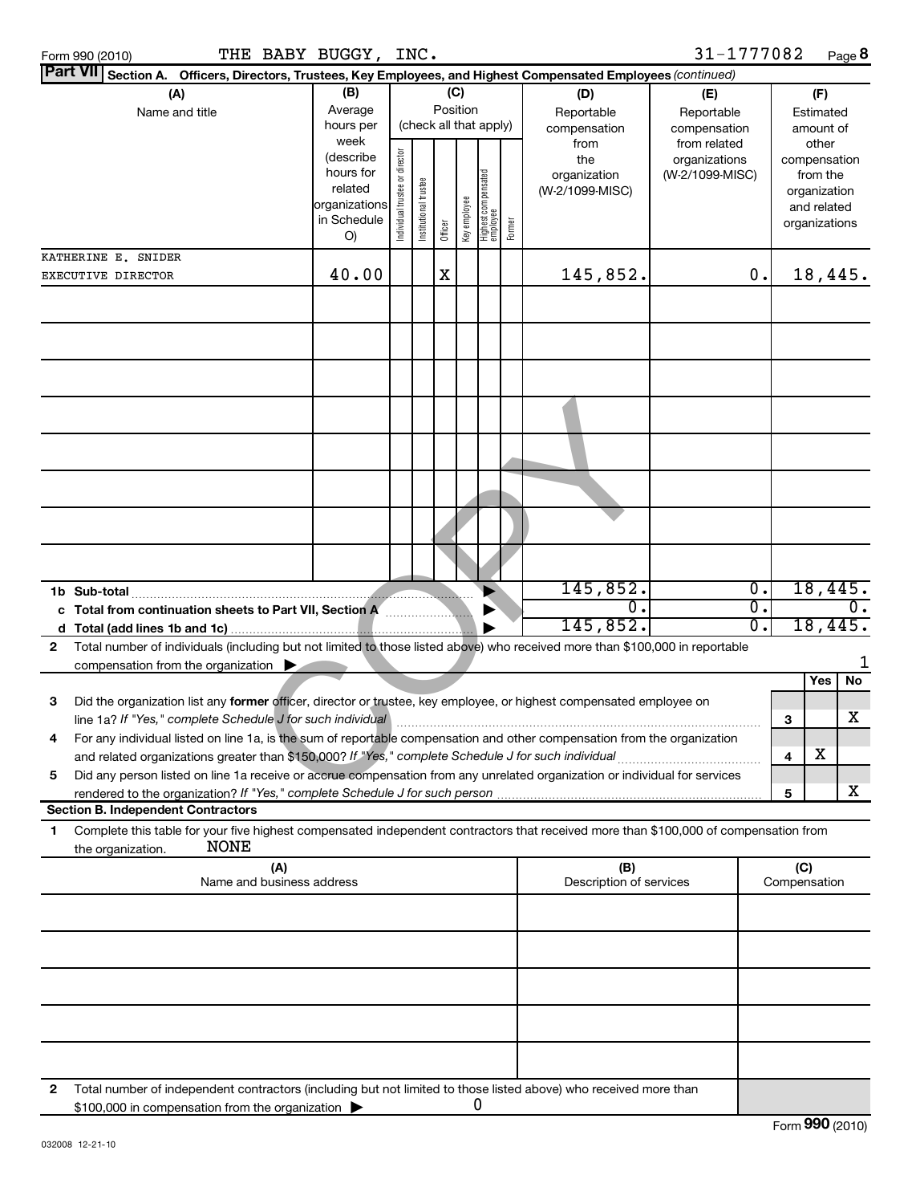Form 990 (2010) THE BABY BUGGY, INC. 31-1777082 Page 8

**Part VII Section A. Officers, Directors, Trustees, Key Employees, and Highest Compensated Employees** *(continued)*

| (A) Name and title | (B) Average hours per week (describe hours for related organizations in Schedule O) | (C) Position (check all that apply): Individual trustee or director | Institutional trustee | Officer | Key employee | Highest compensated employee | Former | (D) Reportable compensation from the organization (W-2/1099-MISC) | (E) Reportable compensation from related organizations (W-2/1099-MISC) | (F) Estimated amount of other compensation from the organization and related organizations |
|---|---|---|---|---|---|---|---|---|---|---|
| KATHERINE E. SNIDER EXECUTIVE DIRECTOR | 40.00 | | | X | | | | 145,852. | 0. | 18,445. |
| | | | | | | | | | | |
| | | | | | | | | | | |
| | | | | | | | | | | |
| | | | | | | | | | | |
| | | | | | | | | | | |
| | | | | | | | | | | |
| | | | | | | | | | | |
| | | | | | | | | | | |
| **1b Sub-total** | | | | | | | | 145,852. | 0. | 18,445. |
| **c Total from continuation sheets to Part VII, Section A** | | | | | | | | 0. | 0. | 0. |
| **d Total (add lines 1b and 1c)** | | | | | | | | 145,852. | 0. | 18,445. |

**2** Total number of individuals (including but not limited to those listed above) who received more than $100,000 in reportable compensation from the organization ▶ 1

| | | | Yes | No |
|---|---|---|---|---|
| **3** | Did the organization list any **former** officer, director or trustee, key employee, or highest compensated employee on line 1a? *If "Yes," complete Schedule J for such individual* | 3 | | X |
| **4** | For any individual listed on line 1a, is the sum of reportable compensation and other compensation from the organization and related organizations greater than $150,000? *If "Yes," complete Schedule J for such individual* | 4 | X | |
| **5** | Did any person listed on line 1a receive or accrue compensation from any unrelated organization or individual for services rendered to the organization? *If "Yes," complete Schedule J for such person* | 5 | | X |

**Section B. Independent Contractors**

**1** Complete this table for your five highest compensated independent contractors that received more than $100,000 of compensation from the organization. NONE

| (A) Name and business address | (B) Description of services | (C) Compensation |
|---|---|---|
| | | |
| | | |
| | | |
| | | |
| | | |

**2** Total number of independent contractors (including but not limited to those listed above) who received more than $100,000 in compensation from the organization ▶ 0

032008 12-21-10

Form **990** (2010)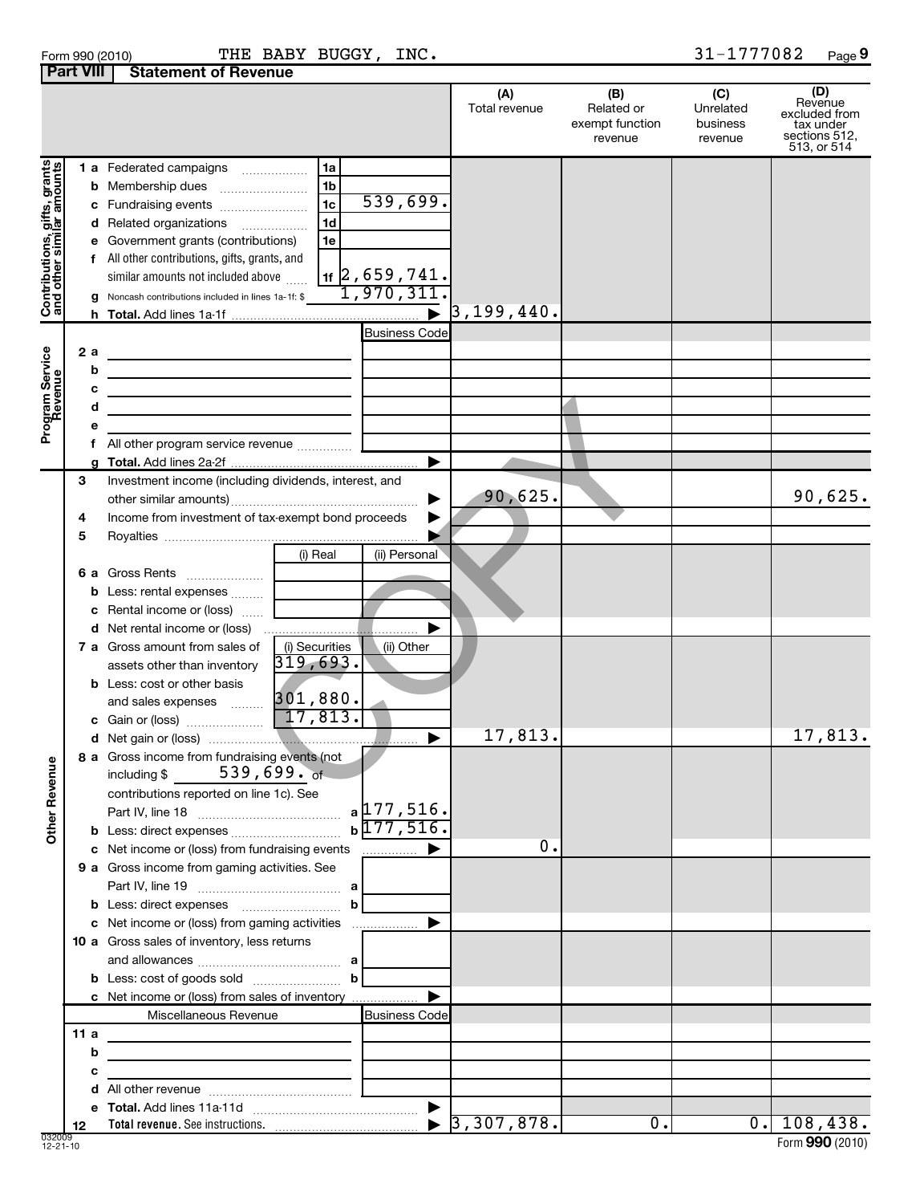Form 990 (2010) THE BABY BUGGY, INC. 31-1777082

## Part VIII Statement of Revenue

| | | | (A) Total revenue | (B) Related or exempt function revenue | (C) Unrelated business revenue | (D) Revenue excluded from tax under sections 512, 513, or 514 |
|---|---|---|---|---|---|---|
| **Contributions, gifts, grants and other similar amounts** | 1 a Federated campaigns | 1a | | | | |
| | b Membership dues | 1b | | | | |
| | c Fundraising events | 1c 539,699. | | | | |
| | d Related organizations | 1d | | | | |
| | e Government grants (contributions) | 1e | | | | |
| | f All other contributions, gifts, grants, and similar amounts not included above | 1f 2,659,741. | | | | |
| | g Noncash contributions included in lines 1a-1f: $ 1,970,311. | | | | | |
| | h **Total.** Add lines 1a-1f | ▶ | 3,199,440. | | | |
| **Program Service Revenue** | | Business Code | | | | |
| | 2 a | | | | | |
| | b | | | | | |
| | c | | | | | |
| | d | | | | | |
| | e | | | | | |
| | f All other program service revenue | | | | | |
| | g **Total.** Add lines 2a-2f | ▶ | | | | |
| **Other Revenue** | 3 Investment income (including dividends, interest, and other similar amounts) | ▶ | 90,625. | | | 90,625. |
| | 4 Income from investment of tax-exempt bond proceeds | ▶ | | | | |
| | 5 Royalties | ▶ | | | | |
| | | (i) Real / (ii) Personal | | | | |
| | 6 a Gross Rents | | | | | |
| | b Less: rental expenses | | | | | |
| | c Rental income or (loss) | | | | | |
| | d Net rental income or (loss) | ▶ | | | | |
| | 7 a Gross amount from sales of assets other than inventory | (i) Securities 319,693. / (ii) Other | | | | |
| | b Less: cost or other basis and sales expenses | 301,880. | | | | |
| | c Gain or (loss) | 17,813. | | | | |
| | d Net gain or (loss) | ▶ | 17,813. | | | 17,813. |
| | 8 a Gross income from fundraising events (not including $ 539,699. of contributions reported on line 1c). See Part IV, line 18 | a 177,516. | | | | |
| | b Less: direct expenses | b 177,516. | | | | |
| | c Net income or (loss) from fundraising events | ▶ | 0. | | | |
| | 9 a Gross income from gaming activities. See Part IV, line 19 | a | | | | |
| | b Less: direct expenses | b | | | | |
| | c Net income or (loss) from gaming activities | ▶ | | | | |
| | 10 a Gross sales of inventory, less returns and allowances | a | | | | |
| | b Less: cost of goods sold | b | | | | |
| | c Net income or (loss) from sales of inventory | ▶ | | | | |
| | Miscellaneous Revenue | Business Code | | | | |
| | 11 a | | | | | |
| | b | | | | | |
| | c | | | | | |
| | d All other revenue | | | | | |
| | e **Total.** Add lines 11a-11d | ▶ | | | | |
| | 12 **Total revenue.** See instructions. | ▶ | 3,307,878. | 0. | 0. | 108,438. |

032009 12-21-10 Form **990** (2010)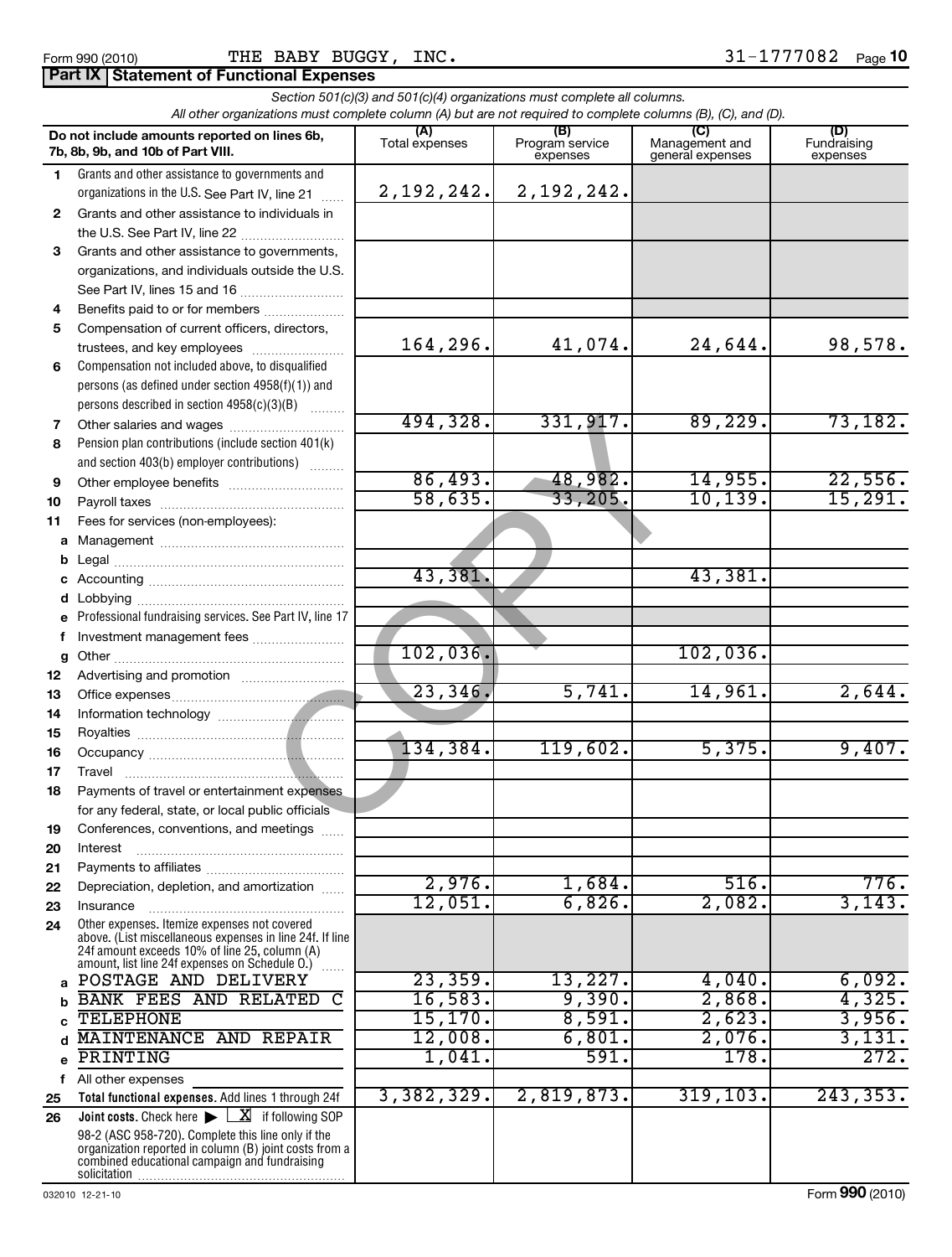Form 990 (2010) THE BABY BUGGY, INC. 31-1777082

## Part IX Statement of Functional Expenses

*Section 501(c)(3) and 501(c)(4) organizations must complete all columns.*
*All other organizations must complete column (A) but are not required to complete columns (B), (C), and (D).*

| | Do not include amounts reported on lines 6b, 7b, 8b, 9b, and 10b of Part VIII. | (A) Total expenses | (B) Program service expenses | (C) Management and general expenses | (D) Fundraising expenses |
|---|---|---|---|---|---|
| 1 | Grants and other assistance to governments and organizations in the U.S. See Part IV, line 21 | 2,192,242. | 2,192,242. | | |
| 2 | Grants and other assistance to individuals in the U.S. See Part IV, line 22 | | | | |
| 3 | Grants and other assistance to governments, organizations, and individuals outside the U.S. See Part IV, lines 15 and 16 | | | | |
| 4 | Benefits paid to or for members | | | | |
| 5 | Compensation of current officers, directors, trustees, and key employees | 164,296. | 41,074. | 24,644. | 98,578. |
| 6 | Compensation not included above, to disqualified persons (as defined under section 4958(f)(1)) and persons described in section 4958(c)(3)(B) | | | | |
| 7 | Other salaries and wages | 494,328. | 331,917. | 89,229. | 73,182. |
| 8 | Pension plan contributions (include section 401(k) and section 403(b) employer contributions) | | | | |
| 9 | Other employee benefits | 86,493. | 48,982. | 14,955. | 22,556. |
| 10 | Payroll taxes | 58,635. | 33,205. | 10,139. | 15,291. |
| 11 | Fees for services (non-employees): | | | | |
| a | Management | | | | |
| b | Legal | | | | |
| c | Accounting | 43,381. | | 43,381. | |
| d | Lobbying | | | | |
| e | Professional fundraising services. See Part IV, line 17 | | | | |
| f | Investment management fees | | | | |
| g | Other | 102,036. | | 102,036. | |
| 12 | Advertising and promotion | | | | |
| 13 | Office expenses | 23,346. | 5,741. | 14,961. | 2,644. |
| 14 | Information technology | | | | |
| 15 | Royalties | | | | |
| 16 | Occupancy | 134,384. | 119,602. | 5,375. | 9,407. |
| 17 | Travel | | | | |
| 18 | Payments of travel or entertainment expenses for any federal, state, or local public officials | | | | |
| 19 | Conferences, conventions, and meetings | | | | |
| 20 | Interest | | | | |
| 21 | Payments to affiliates | | | | |
| 22 | Depreciation, depletion, and amortization | 2,976. | 1,684. | 516. | 776. |
| 23 | Insurance | 12,051. | 6,826. | 2,082. | 3,143. |
| 24 | Other expenses. Itemize expenses not covered above. (List miscellaneous expenses in line 24f. If line 24f amount exceeds 10% of line 25, column (A) amount, list line 24f expenses on Schedule O.) | | | | |
| a | POSTAGE AND DELIVERY | 23,359. | 13,227. | 4,040. | 6,092. |
| b | BANK FEES AND RELATED C | 16,583. | 9,390. | 2,868. | 4,325. |
| c | TELEPHONE | 15,170. | 8,591. | 2,623. | 3,956. |
| d | MAINTENANCE AND REPAIR | 12,008. | 6,801. | 2,076. | 3,131. |
| e | PRINTING | 1,041. | 591. | 178. | 272. |
| f | All other expenses | | | | |
| 25 | **Total functional expenses.** Add lines 1 through 24f | 3,382,329. | 2,819,873. | 319,103. | 243,353. |
| 26 | **Joint costs.** Check here ▶ [X] if following SOP 98-2 (ASC 958-720). Complete this line only if the organization reported in column (B) joint costs from a combined educational campaign and fundraising solicitation | | | | |

032010 12-21-10 Form **990** (2010)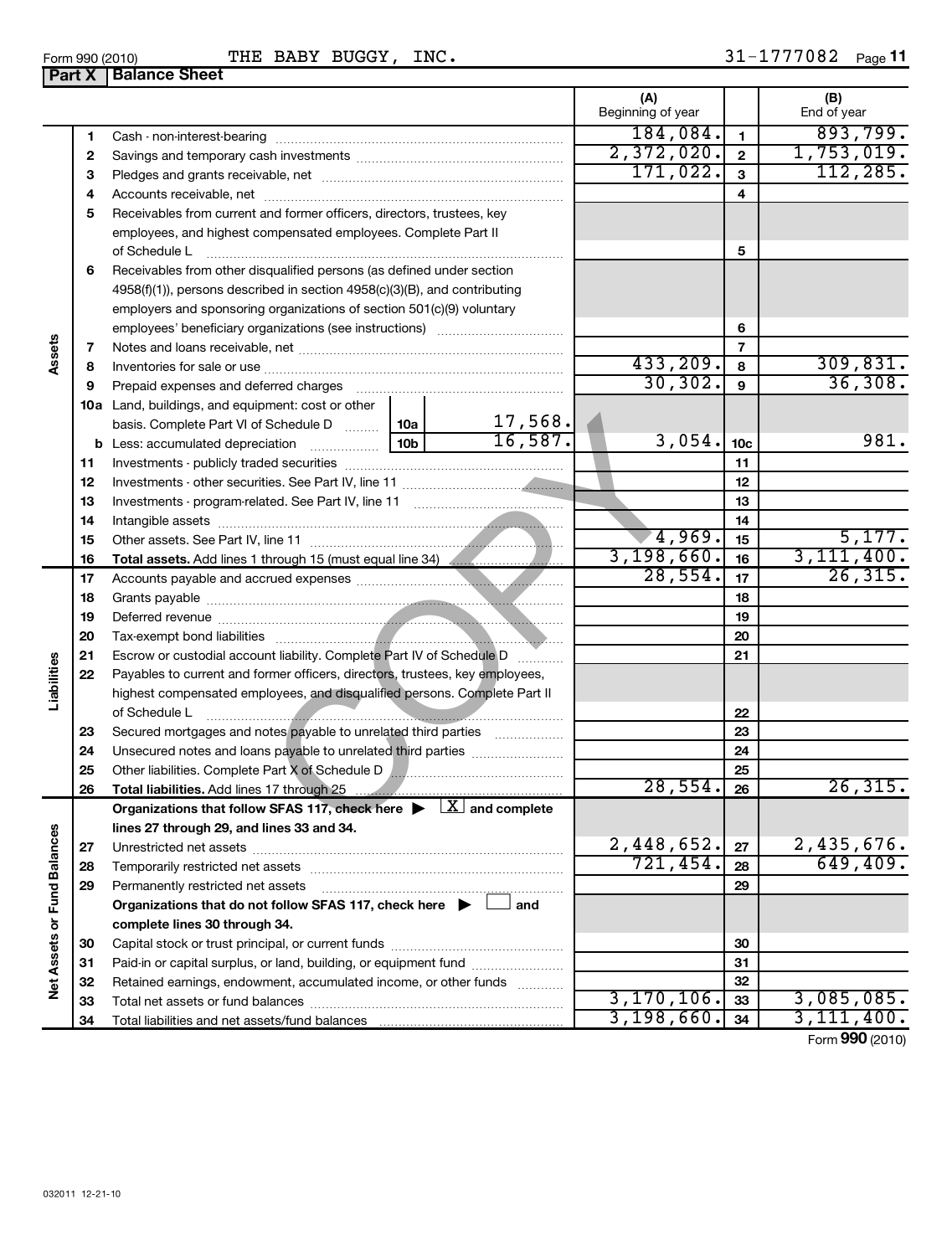Form 990 (2010) THE BABY BUGGY, INC. 31-1777082

## Part X Balance Sheet

| | | | | | (A) Beginning of year | | (B) End of year |
|---|---|---|---|---|---|---|---|
| Assets | 1 | Cash - non-interest-bearing | | | 184,084. | 1 | 893,799. |
| | 2 | Savings and temporary cash investments | | | 2,372,020. | 2 | 1,753,019. |
| | 3 | Pledges and grants receivable, net | | | 171,022. | 3 | 112,285. |
| | 4 | Accounts receivable, net | | | | 4 | |
| | 5 | Receivables from current and former officers, directors, trustees, key employees, and highest compensated employees. Complete Part II of Schedule L | | | | 5 | |
| | 6 | Receivables from other disqualified persons (as defined under section 4958(f)(1)), persons described in section 4958(c)(3)(B), and contributing employers and sponsoring organizations of section 501(c)(9) voluntary employees' beneficiary organizations (see instructions) | | | | 6 | |
| | 7 | Notes and loans receivable, net | | | | 7 | |
| | 8 | Inventories for sale or use | | | 433,209. | 8 | 309,831. |
| | 9 | Prepaid expenses and deferred charges | | | 30,302. | 9 | 36,308. |
| | 10a | Land, buildings, and equipment: cost or other basis. Complete Part VI of Schedule D | 10a | 17,568. | | | |
| | b | Less: accumulated depreciation | 10b | 16,587. | 3,054. | 10c | 981. |
| | 11 | Investments - publicly traded securities | | | | 11 | |
| | 12 | Investments - other securities. See Part IV, line 11 | | | | 12 | |
| | 13 | Investments - program-related. See Part IV, line 11 | | | | 13 | |
| | 14 | Intangible assets | | | | 14 | |
| | 15 | Other assets. See Part IV, line 11 | | | 4,969. | 15 | 5,177. |
| | 16 | **Total assets.** Add lines 1 through 15 (must equal line 34) | | | 3,198,660. | 16 | 3,111,400. |
| Liabilities | 17 | Accounts payable and accrued expenses | | | 28,554. | 17 | 26,315. |
| | 18 | Grants payable | | | | 18 | |
| | 19 | Deferred revenue | | | | 19 | |
| | 20 | Tax-exempt bond liabilities | | | | 20 | |
| | 21 | Escrow or custodial account liability. Complete Part IV of Schedule D | | | | 21 | |
| | 22 | Payables to current and former officers, directors, trustees, key employees, highest compensated employees, and disqualified persons. Complete Part II of Schedule L | | | | 22 | |
| | 23 | Secured mortgages and notes payable to unrelated third parties | | | | 23 | |
| | 24 | Unsecured notes and loans payable to unrelated third parties | | | | 24 | |
| | 25 | Other liabilities. Complete Part X of Schedule D | | | | 25 | |
| | 26 | **Total liabilities.** Add lines 17 through 25 | | | 28,554. | 26 | 26,315. |
| Net Assets or Fund Balances | | **Organizations that follow SFAS 117, check here ▶ [X] and complete lines 27 through 29, and lines 33 and 34.** | | | | | |
| | 27 | Unrestricted net assets | | | 2,448,652. | 27 | 2,435,676. |
| | 28 | Temporarily restricted net assets | | | 721,454. | 28 | 649,409. |
| | 29 | Permanently restricted net assets | | | | 29 | |
| | | **Organizations that do not follow SFAS 117, check here ▶ [ ] and complete lines 30 through 34.** | | | | | |
| | 30 | Capital stock or trust principal, or current funds | | | | 30 | |
| | 31 | Paid-in or capital surplus, or land, building, or equipment fund | | | | 31 | |
| | 32 | Retained earnings, endowment, accumulated income, or other funds | | | | 32 | |
| | 33 | Total net assets or fund balances | | | 3,170,106. | 33 | 3,085,085. |
| | 34 | Total liabilities and net assets/fund balances | | | 3,198,660. | 34 | 3,111,400. |

Form **990** (2010)

032011 12-21-10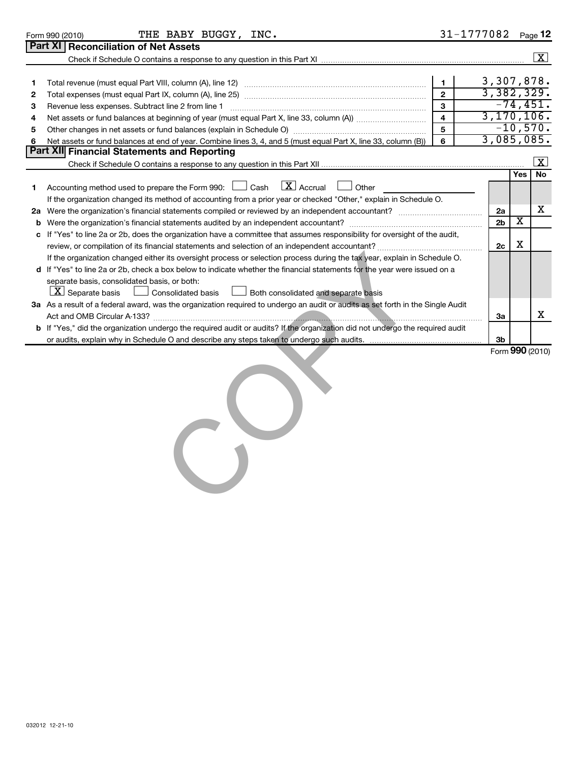Form 990 (2010) THE BABY BUGGY, INC. 31-1777082 Page **12**

## Part XI Reconciliation of Net Assets

Check if Schedule O contains a response to any question in this Part XI ..... [X]

| | | | |
|---|---|---|---|
| 1 | Total revenue (must equal Part VIII, column (A), line 12) | 1 | 3,307,878. |
| 2 | Total expenses (must equal Part IX, column (A), line 25) | 2 | 3,382,329. |
| 3 | Revenue less expenses. Subtract line 2 from line 1 | 3 | -74,451. |
| 4 | Net assets or fund balances at beginning of year (must equal Part X, line 33, column (A)) | 4 | 3,170,106. |
| 5 | Other changes in net assets or fund balances (explain in Schedule O) | 5 | -10,570. |
| 6 | Net assets or fund balances at end of year. Combine lines 3, 4, and 5 (must equal Part X, line 33, column (B)) | 6 | 3,085,085. |

## Part XII Financial Statements and Reporting

Check if Schedule O contains a response to any question in this Part XII ..... [X]

| | | | Yes | No |
|---|---|---|---|---|
| 1 | Accounting method used to prepare the Form 990: [ ] Cash [X] Accrual [ ] Other<br>If the organization changed its method of accounting from a prior year or checked "Other," explain in Schedule O. | | | |
| 2a | Were the organization's financial statements compiled or reviewed by an independent accountant? | 2a | | X |
| b | Were the organization's financial statements audited by an independent accountant? | 2b | X | |
| c | If "Yes" to line 2a or 2b, does the organization have a committee that assumes responsibility for oversight of the audit, review, or compilation of its financial statements and selection of an independent accountant?<br>If the organization changed either its oversight process or selection process during the tax year, explain in Schedule O. | 2c | X | |
| d | If "Yes" to line 2a or 2b, check a box below to indicate whether the financial statements for the year were issued on a separate basis, consolidated basis, or both:<br>[X] Separate basis [ ] Consolidated basis [ ] Both consolidated and separate basis | | | |
| 3a | As a result of a federal award, was the organization required to undergo an audit or audits as set forth in the Single Audit Act and OMB Circular A-133? | 3a | | X |
| b | If "Yes," did the organization undergo the required audit or audits? If the organization did not undergo the required audit or audits, explain why in Schedule O and describe any steps taken to undergo such audits. | 3b | | |

Form **990** (2010)

032012 12-21-10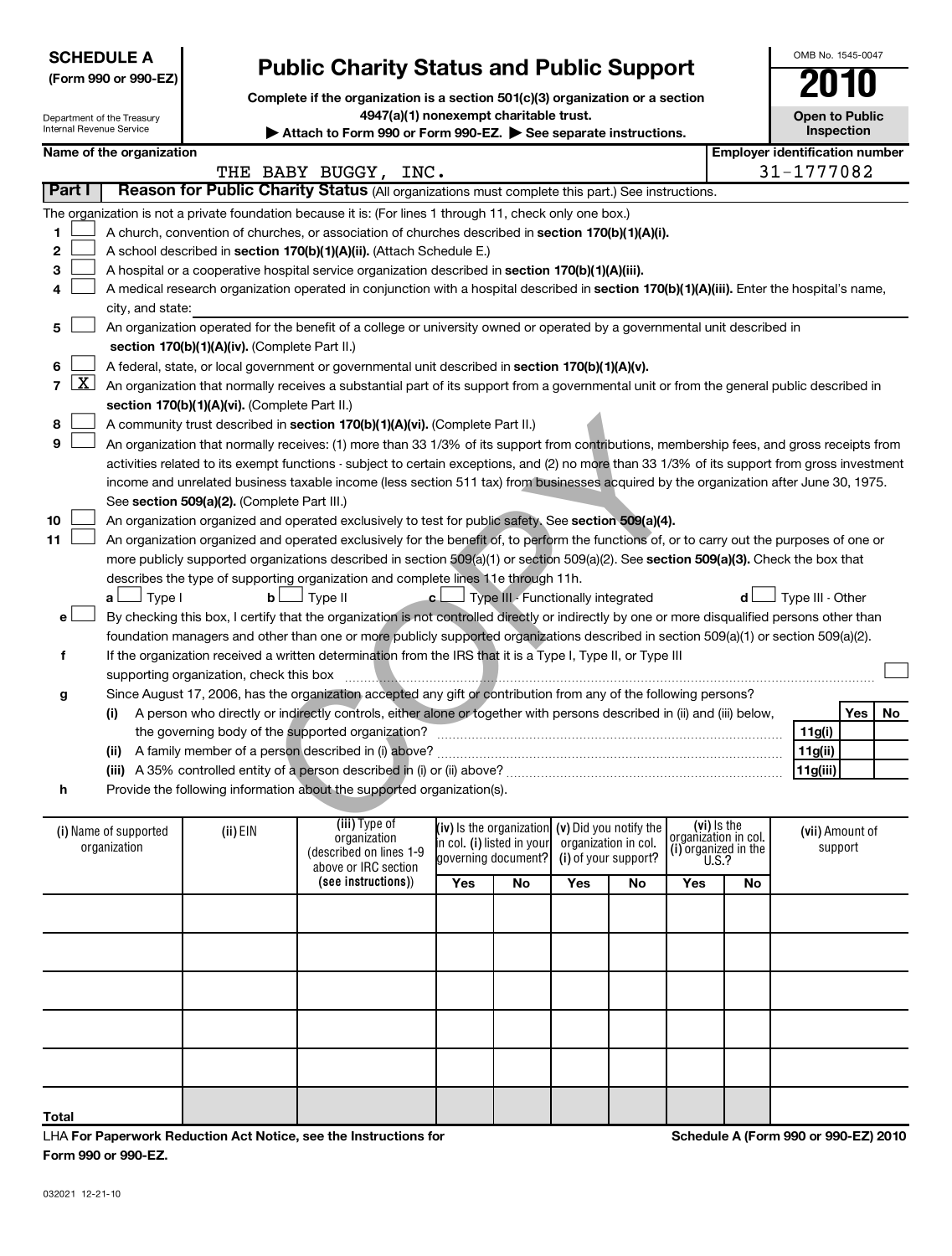**SCHEDULE A**
**(Form 990 or 990-EZ)**

Department of the Treasury
Internal Revenue Service

# Public Charity Status and Public Support

**Complete if the organization is a section 501(c)(3) organization or a section 4947(a)(1) nonexempt charitable trust.**

**▶ Attach to Form 990 or Form 990-EZ. ▶ See separate instructions.**

OMB No. 1545-0047

**2010**

**Open to Public Inspection**

**Name of the organization:** THE BABY BUGGY, INC.

**Employer identification number:** 31-1777082

## Part I Reason for Public Charity Status (All organizations must complete this part.) See instructions.

The organization is not a private foundation because it is: (For lines 1 through 11, check only one box.)

1. ☐ A church, convention of churches, or association of churches described in **section 170(b)(1)(A)(i).**
2. ☐ A school described in **section 170(b)(1)(A)(ii).** (Attach Schedule E.)
3. ☐ A hospital or a cooperative hospital service organization described in **section 170(b)(1)(A)(iii).**
4. ☐ A medical research organization operated in conjunction with a hospital described in **section 170(b)(1)(A)(iii).** Enter the hospital's name, city, and state:
5. ☐ An organization operated for the benefit of a college or university owned or operated by a governmental unit described in **section 170(b)(1)(A)(iv).** (Complete Part II.)
6. ☐ A federal, state, or local government or governmental unit described in **section 170(b)(1)(A)(v).**
7. ☒ An organization that normally receives a substantial part of its support from a governmental unit or from the general public described in **section 170(b)(1)(A)(vi).** (Complete Part II.)
8. ☐ A community trust described in **section 170(b)(1)(A)(vi).** (Complete Part II.)
9. ☐ An organization that normally receives: (1) more than 33 1/3% of its support from contributions, membership fees, and gross receipts from activities related to its exempt functions - subject to certain exceptions, and (2) no more than 33 1/3% of its support from gross investment income and unrelated business taxable income (less section 511 tax) from businesses acquired by the organization after June 30, 1975. See **section 509(a)(2).** (Complete Part III.)
10. ☐ An organization organized and operated exclusively to test for public safety. See **section 509(a)(4).**
11. ☐ An organization organized and operated exclusively for the benefit of, to perform the functions of, or to carry out the purposes of one or more publicly supported organizations described in section 509(a)(1) or section 509(a)(2). See **section 509(a)(3).** Check the box that describes the type of supporting organization and complete lines 11e through 11h.

   **a** ☐ Type I  **b** ☐ Type II  **c** ☐ Type III - Functionally integrated  **d** ☐ Type III - Other

   **e** ☐ By checking this box, I certify that the organization is not controlled directly or indirectly by one or more disqualified persons other than foundation managers and other than one or more publicly supported organizations described in section 509(a)(1) or section 509(a)(2).

   **f** If the organization received a written determination from the IRS that it is a Type I, Type II, or Type III supporting organization, check this box ☐

   **g** Since August 17, 2006, has the organization accepted any gift or contribution from any of the following persons?

| | | | Yes | No |
|---|---|---|---|---|
| **(i)** | A person who directly or indirectly controls, either alone or together with persons described in (ii) and (iii) below, the governing body of the supported organization? | 11g(i) | | |
| **(ii)** | A family member of a person described in (i) above? | 11g(ii) | | |
| **(iii)** | A 35% controlled entity of a person described in (i) or (ii) above? | 11g(iii) | | |

   **h** Provide the following information about the supported organization(s).

| (i) Name of supported organization | (ii) EIN | (iii) Type of organization (described on lines 1-9 above or IRC section (see instructions)) | (iv) Is the organization in col. (i) listed in your governing document? Yes | No | (v) Did you notify the organization in col. (i) of your support? Yes | No | (vi) Is the organization in col. (i) organized in the U.S.? Yes | No | (vii) Amount of support |
|---|---|---|---|---|---|---|---|---|---|
| | | | | | | | | | |
| | | | | | | | | | |
| | | | | | | | | | |
| | | | | | | | | | |
| | | | | | | | | | |
| **Total** | | | | | | | | | |

LHA **For Paperwork Reduction Act Notice, see the Instructions for Form 990 or 990-EZ.**

**Schedule A (Form 990 or 990-EZ) 2010**

032021 12-21-10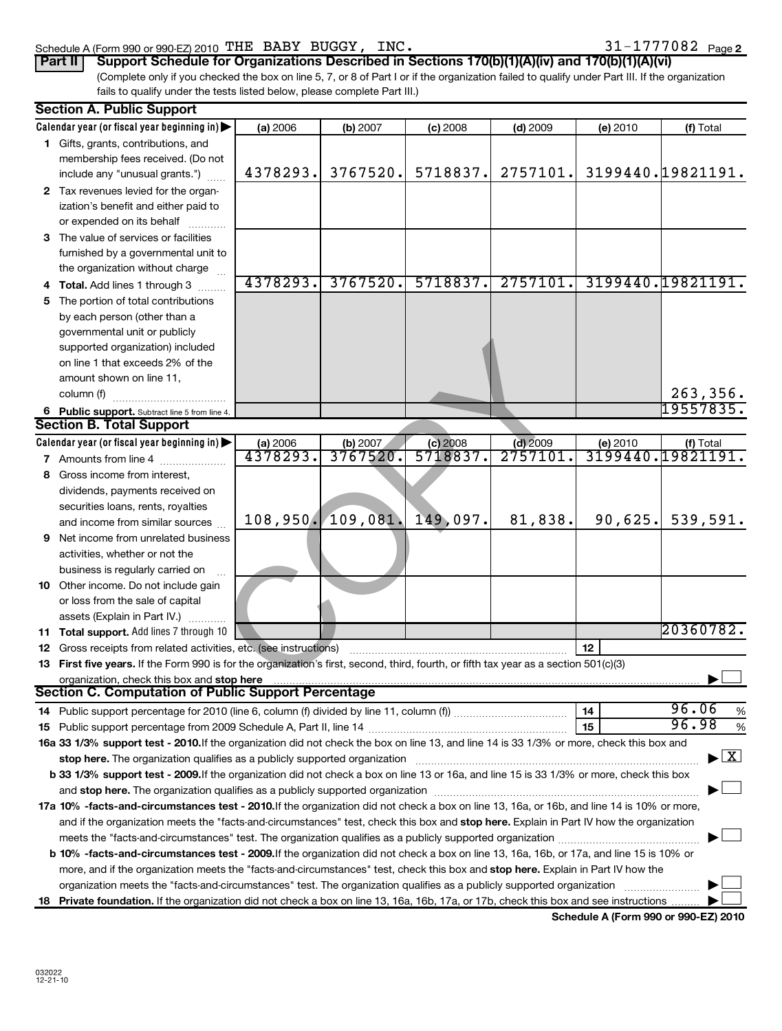Schedule A (Form 990 or 990-EZ) 2010 THE BABY BUGGY, INC. 31-1777082 Page 2

**Part II** **Support Schedule for Organizations Described in Sections 170(b)(1)(A)(iv) and 170(b)(1)(A)(vi)**

(Complete only if you checked the box on line 5, 7, or 8 of Part I or if the organization failed to qualify under Part III. If the organization fails to qualify under the tests listed below, please complete Part III.)

## Section A. Public Support

| Calendar year (or fiscal year beginning in) ▶ | (a) 2006 | (b) 2007 | (c) 2008 | (d) 2009 | (e) 2010 | (f) Total |
|---|---|---|---|---|---|---|
| **1** Gifts, grants, contributions, and membership fees received. (Do not include any "unusual grants.") | 4378293. | 3767520. | 5718837. | 2757101. | 3199440. | 19821191. |
| **2** Tax revenues levied for the organization's benefit and either paid to or expended on its behalf | | | | | | |
| **3** The value of services or facilities furnished by a governmental unit to the organization without charge | | | | | | |
| **4 Total.** Add lines 1 through 3 | 4378293. | 3767520. | 5718837. | 2757101. | 3199440. | 19821191. |
| **5** The portion of total contributions by each person (other than a governmental unit or publicly supported organization) included on line 1 that exceeds 2% of the amount shown on line 11, column (f) | | | | | | 263,356. |
| **6 Public support.** Subtract line 5 from line 4. | | | | | | 19557835. |

## Section B. Total Support

| Calendar year (or fiscal year beginning in) ▶ | (a) 2006 | (b) 2007 | (c) 2008 | (d) 2009 | (e) 2010 | (f) Total |
|---|---|---|---|---|---|---|
| **7** Amounts from line 4 | 4378293. | 3767520. | 5718837. | 2757101. | 3199440. | 19821191. |
| **8** Gross income from interest, dividends, payments received on securities loans, rents, royalties and income from similar sources | 108,950. | 109,081. | 149,097. | 81,838. | 90,625. | 539,591. |
| **9** Net income from unrelated business activities, whether or not the business is regularly carried on | | | | | | |
| **10** Other income. Do not include gain or loss from the sale of capital assets (Explain in Part IV.) | | | | | | |
| **11 Total support.** Add lines 7 through 10 | | | | | | 20360782. |

**12** Gross receipts from related activities, etc. (see instructions) | **12** |

**13 First five years.** If the Form 990 is for the organization's first, second, third, fourth, or fifth tax year as a section 501(c)(3) organization, check this box and **stop here** ▶ ☐

## Section C. Computation of Public Support Percentage

**14** Public support percentage for 2010 (line 6, column (f) divided by line 11, column (f)) | **14** | 96.06 %

**15** Public support percentage from 2009 Schedule A, Part II, line 14 | **15** | 96.98 %

**16a 33 1/3% support test - 2010.** If the organization did not check the box on line 13, and line 14 is 33 1/3% or more, check this box and **stop here.** The organization qualifies as a publicly supported organization ▶ ☒

**b 33 1/3% support test - 2009.** If the organization did not check a box on line 13 or 16a, and line 15 is 33 1/3% or more, check this box and **stop here.** The organization qualifies as a publicly supported organization ▶ ☐

**17a 10% -facts-and-circumstances test - 2010.** If the organization did not check a box on line 13, 16a, or 16b, and line 14 is 10% or more, and if the organization meets the "facts-and-circumstances" test, check this box and **stop here.** Explain in Part IV how the organization meets the "facts-and-circumstances" test. The organization qualifies as a publicly supported organization ▶ ☐

**b 10% -facts-and-circumstances test - 2009.** If the organization did not check a box on line 13, 16a, 16b, or 17a, and line 15 is 10% or more, and if the organization meets the "facts-and-circumstances" test, check this box and **stop here.** Explain in Part IV how the organization meets the "facts-and-circumstances" test. The organization qualifies as a publicly supported organization ▶ ☐

**18 Private foundation.** If the organization did not check a box on line 13, 16a, 16b, 17a, or 17b, check this box and see instructions ▶ ☐

**Schedule A (Form 990 or 990-EZ) 2010**

032022
12-21-10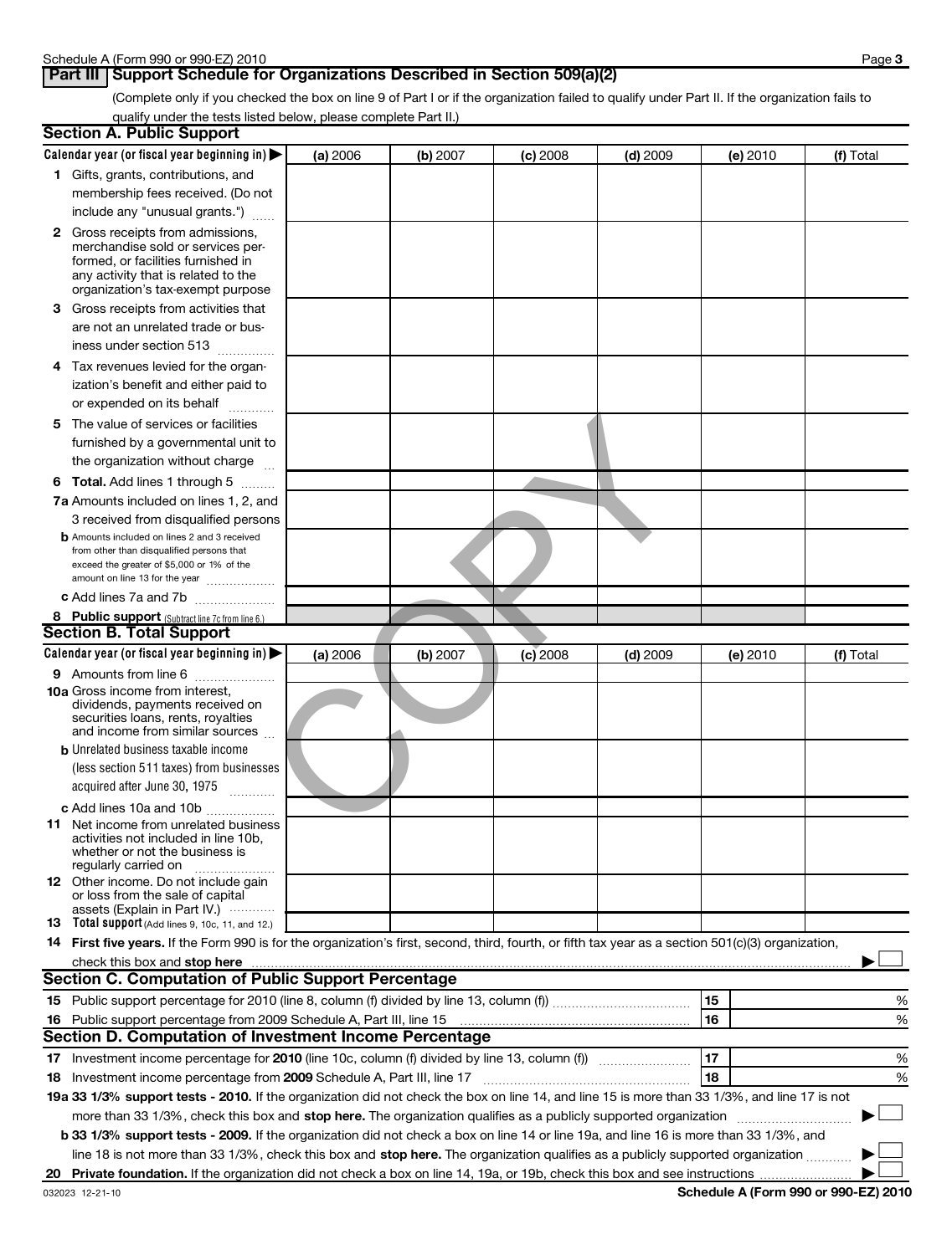Schedule A (Form 990 or 990-EZ) 2010

## Part III Support Schedule for Organizations Described in Section 509(a)(2)

(Complete only if you checked the box on line 9 of Part I or if the organization failed to qualify under Part II. If the organization fails to qualify under the tests listed below, please complete Part II.)

### Section A. Public Support

| Calendar year (or fiscal year beginning in) ▶ | (a) 2006 | (b) 2007 | (c) 2008 | (d) 2009 | (e) 2010 | (f) Total |
|---|---|---|---|---|---|---|
| 1 Gifts, grants, contributions, and membership fees received. (Do not include any "unusual grants.") | | | | | | |
| 2 Gross receipts from admissions, merchandise sold or services performed, or facilities furnished in any activity that is related to the organization's tax-exempt purpose | | | | | | |
| 3 Gross receipts from activities that are not an unrelated trade or business under section 513 | | | | | | |
| 4 Tax revenues levied for the organization's benefit and either paid to or expended on its behalf | | | | | | |
| 5 The value of services or facilities furnished by a governmental unit to the organization without charge | | | | | | |
| 6 **Total.** Add lines 1 through 5 | | | | | | |
| 7a Amounts included on lines 1, 2, and 3 received from disqualified persons | | | | | | |
| b Amounts included on lines 2 and 3 received from other than disqualified persons that exceed the greater of $5,000 or 1% of the amount on line 13 for the year | | | | | | |
| c Add lines 7a and 7b | | | | | | |
| 8 **Public support** (Subtract line 7c from line 6.) | | | | | | |

### Section B. Total Support

| Calendar year (or fiscal year beginning in) ▶ | (a) 2006 | (b) 2007 | (c) 2008 | (d) 2009 | (e) 2010 | (f) Total |
|---|---|---|---|---|---|---|
| 9 Amounts from line 6 | | | | | | |
| 10a Gross income from interest, dividends, payments received on securities loans, rents, royalties and income from similar sources | | | | | | |
| b Unrelated business taxable income (less section 511 taxes) from businesses acquired after June 30, 1975 | | | | | | |
| c Add lines 10a and 10b | | | | | | |
| 11 Net income from unrelated business activities not included in line 10b, whether or not the business is regularly carried on | | | | | | |
| 12 Other income. Do not include gain or loss from the sale of capital assets (Explain in Part IV.) | | | | | | |
| 13 **Total support** (Add lines 9, 10c, 11, and 12.) | | | | | | |

14 **First five years.** If the Form 990 is for the organization's first, second, third, fourth, or fifth tax year as a section 501(c)(3) organization, check this box and **stop here** ▶ ☐

### Section C. Computation of Public Support Percentage

| | | |
|---|---|---|
| 15 Public support percentage for 2010 (line 8, column (f) divided by line 13, column (f)) | 15 | % |
| 16 Public support percentage from 2009 Schedule A, Part III, line 15 | 16 | % |

### Section D. Computation of Investment Income Percentage

| | | |
|---|---|---|
| 17 Investment income percentage for **2010** (line 10c, column (f) divided by line 13, column (f)) | 17 | % |
| 18 Investment income percentage from **2009** Schedule A, Part III, line 17 | 18 | % |

**19a 33 1/3% support tests - 2010.** If the organization did not check the box on line 14, and line 15 is more than 33 1/3%, and line 17 is not more than 33 1/3%, check this box and **stop here.** The organization qualifies as a publicly supported organization ▶ ☐

**b 33 1/3% support tests - 2009.** If the organization did not check a box on line 14 or line 19a, and line 16 is more than 33 1/3%, and line 18 is not more than 33 1/3%, check this box and **stop here.** The organization qualifies as a publicly supported organization ▶ ☐

**20 Private foundation.** If the organization did not check a box on line 14, 19a, or 19b, check this box and see instructions ▶ ☐

032023 12-21-10

**Schedule A (Form 990 or 990-EZ) 2010**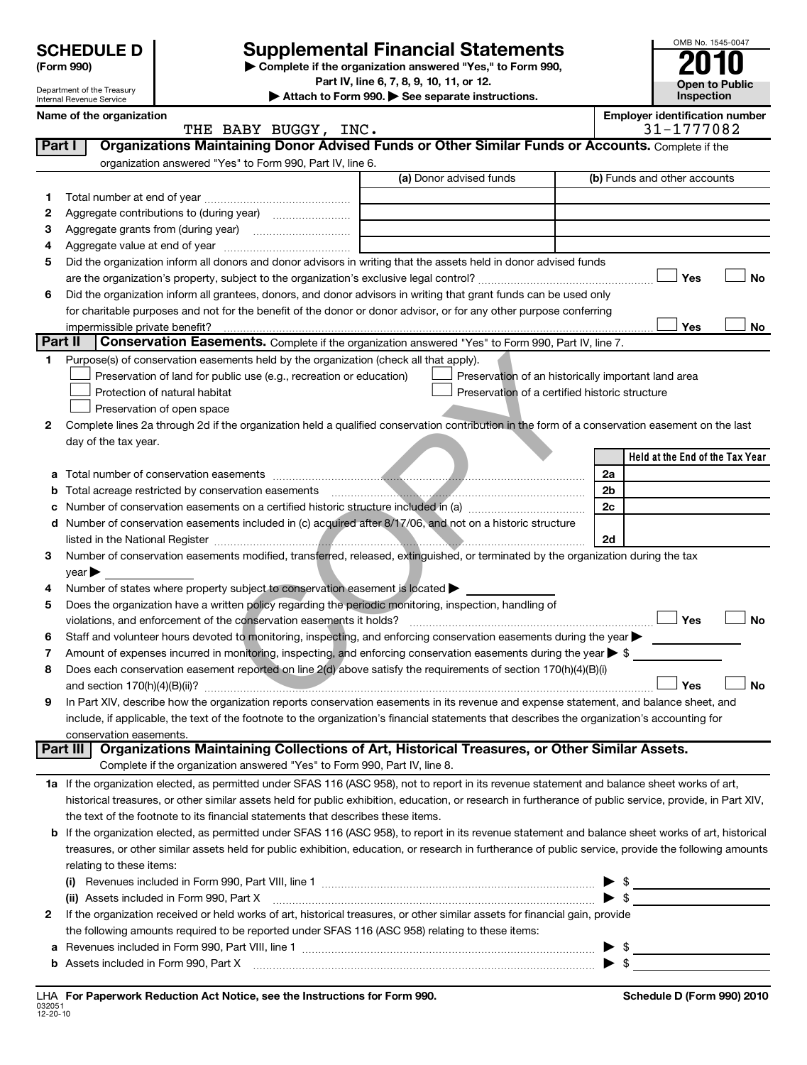**SCHEDULE D**
**(Form 990)**

Department of the Treasury
Internal Revenue Service

# Supplemental Financial Statements

▶ Complete if the organization answered "Yes," to Form 990, Part IV, line 6, 7, 8, 9, 10, 11, or 12.
▶ Attach to Form 990. ▶ See separate instructions.

OMB No. 1545-0047
**2010**
**Open to Public Inspection**

| Name of the organization | Employer identification number |
|---|---|
| THE BABY BUGGY, INC. | 31-1777082 |

**Part I** | **Organizations Maintaining Donor Advised Funds or Other Similar Funds or Accounts.** Complete if the organization answered "Yes" to Form 990, Part IV, line 6.

| | | (a) Donor advised funds | (b) Funds and other accounts |
|---|---|---|---|
| 1 | Total number at end of year | | |
| 2 | Aggregate contributions to (during year) | | |
| 3 | Aggregate grants from (during year) | | |
| 4 | Aggregate value at end of year | | |

5 Did the organization inform all donors and donor advisors in writing that the assets held in donor advised funds are the organization's property, subject to the organization's exclusive legal control? ☐ Yes ☐ No

6 Did the organization inform all grantees, donors, and donor advisors in writing that grant funds can be used only for charitable purposes and not for the benefit of the donor or donor advisor, or for any other purpose conferring impermissible private benefit? ☐ Yes ☐ No

**Part II** | **Conservation Easements.** Complete if the organization answered "Yes" to Form 990, Part IV, line 7.

1 Purpose(s) of conservation easements held by the organization (check all that apply).

☐ Preservation of land for public use (e.g., recreation or education)
☐ Protection of natural habitat
☐ Preservation of open space
☐ Preservation of an historically important land area
☐ Preservation of a certified historic structure

2 Complete lines 2a through 2d if the organization held a qualified conservation contribution in the form of a conservation easement on the last day of the tax year.

| | | | Held at the End of the Tax Year |
|---|---|---|---|
| a | Total number of conservation easements | 2a | |
| b | Total acreage restricted by conservation easements | 2b | |
| c | Number of conservation easements on a certified historic structure included in (a) | 2c | |
| d | Number of conservation easements included in (c) acquired after 8/17/06, and not on a historic structure listed in the National Register | 2d | |

3 Number of conservation easements modified, transferred, released, extinguished, or terminated by the organization during the tax year ▶

4 Number of states where property subject to conservation easement is located ▶

5 Does the organization have a written policy regarding the periodic monitoring, inspection, handling of violations, and enforcement of the conservation easements it holds? ☐ Yes ☐ No

6 Staff and volunteer hours devoted to monitoring, inspecting, and enforcing conservation easements during the year ▶

7 Amount of expenses incurred in monitoring, inspecting, and enforcing conservation easements during the year ▶ $

8 Does each conservation easement reported on line 2(d) above satisfy the requirements of section 170(h)(4)(B)(i) and section 170(h)(4)(B)(ii)? ☐ Yes ☐ No

9 In Part XIV, describe how the organization reports conservation easements in its revenue and expense statement, and balance sheet, and include, if applicable, the text of the footnote to the organization's financial statements that describes the organization's accounting for conservation easements.

**Part III** | **Organizations Maintaining Collections of Art, Historical Treasures, or Other Similar Assets.** Complete if the organization answered "Yes" to Form 990, Part IV, line 8.

1a If the organization elected, as permitted under SFAS 116 (ASC 958), not to report in its revenue statement and balance sheet works of art, historical treasures, or other similar assets held for public exhibition, education, or research in furtherance of public service, provide, in Part XIV, the text of the footnote to its financial statements that describes these items.

b If the organization elected, as permitted under SFAS 116 (ASC 958), to report in its revenue statement and balance sheet works of art, historical treasures, or other similar assets held for public exhibition, education, or research in furtherance of public service, provide the following amounts relating to these items:

(i) Revenues included in Form 990, Part VIII, line 1 ▶ $

(ii) Assets included in Form 990, Part X ▶ $

2 If the organization received or held works of art, historical treasures, or other similar assets for financial gain, provide the following amounts required to be reported under SFAS 116 (ASC 958) relating to these items:

a Revenues included in Form 990, Part VIII, line 1 ▶ $

b Assets included in Form 990, Part X ▶ $

LHA **For Paperwork Reduction Act Notice, see the Instructions for Form 990.** **Schedule D (Form 990) 2010**

032051
12-20-10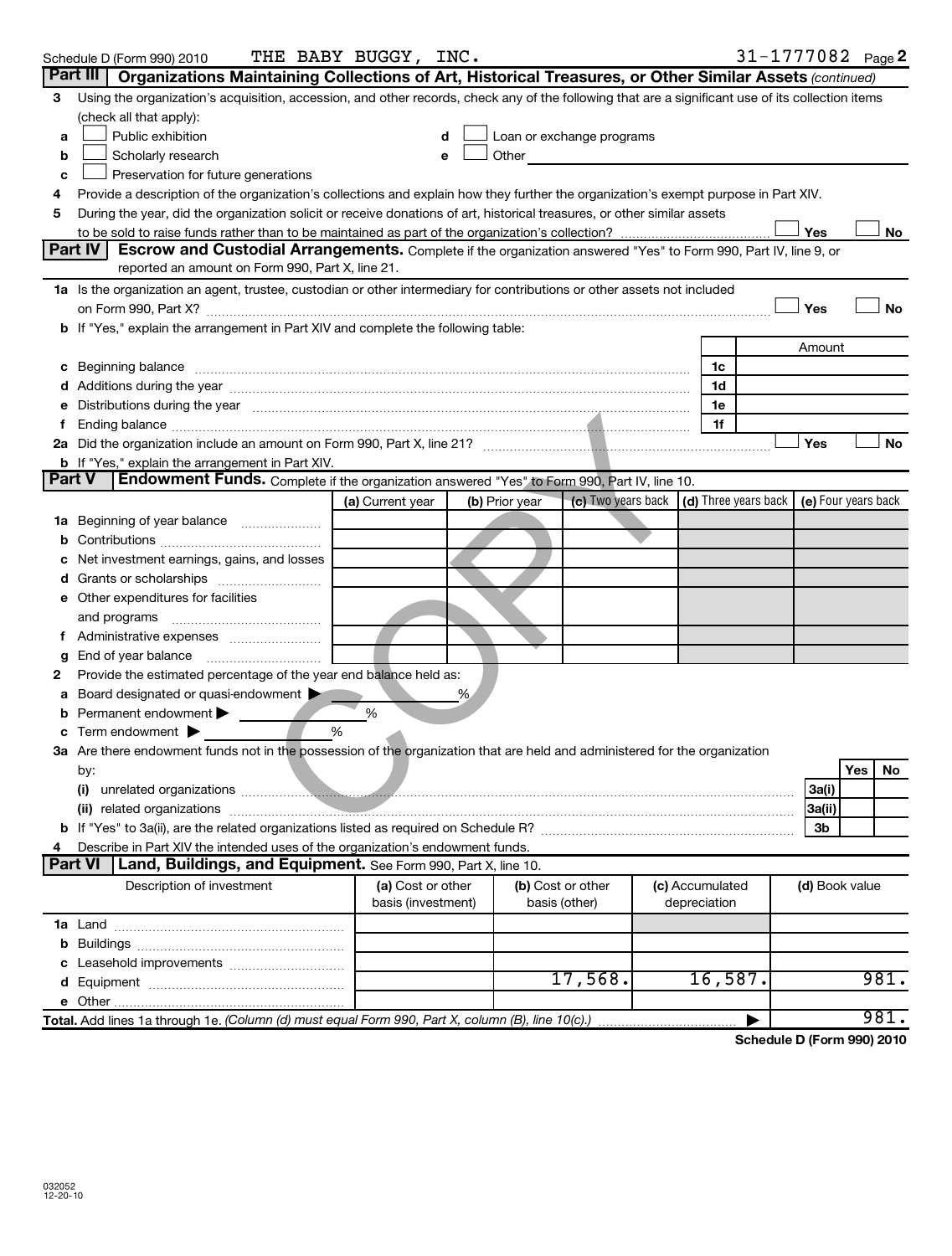Schedule D (Form 990) 2010 THE BABY BUGGY, INC. 31-1777082 Page 2

## Part III Organizations Maintaining Collections of Art, Historical Treasures, or Other Similar Assets (continued)

3 Using the organization's acquisition, accession, and other records, check any of the following that are a significant use of its collection items (check all that apply):

a ☐ Public exhibition
b ☐ Scholarly research
c ☐ Preservation for future generations
d ☐ Loan or exchange programs
e ☐ Other

4 Provide a description of the organization's collections and explain how they further the organization's exempt purpose in Part XIV.

5 During the year, did the organization solicit or receive donations of art, historical treasures, or other similar assets to be sold to raise funds rather than to be maintained as part of the organization's collection? ☐ Yes ☐ No

## Part IV Escrow and Custodial Arrangements. Complete if the organization answered "Yes" to Form 990, Part IV, line 9, or reported an amount on Form 990, Part X, line 21.

1a Is the organization an agent, trustee, custodian or other intermediary for contributions or other assets not included on Form 990, Part X? ☐ Yes ☐ No

b If "Yes," explain the arrangement in Part XIV and complete the following table:

| | | Amount |
|---|---|---|
| c Beginning balance | 1c | |
| d Additions during the year | 1d | |
| e Distributions during the year | 1e | |
| f Ending balance | 1f | |

2a Did the organization include an amount on Form 990, Part X, line 21? ☐ Yes ☐ No

b If "Yes," explain the arrangement in Part XIV.

## Part V Endowment Funds. Complete if the organization answered "Yes" to Form 990, Part IV, line 10.

| | (a) Current year | (b) Prior year | (c) Two years back | (d) Three years back | (e) Four years back |
|---|---|---|---|---|---|
| 1a Beginning of year balance | | | | | |
| b Contributions | | | | | |
| c Net investment earnings, gains, and losses | | | | | |
| d Grants or scholarships | | | | | |
| e Other expenditures for facilities and programs | | | | | |
| f Administrative expenses | | | | | |
| g End of year balance | | | | | |

2 Provide the estimated percentage of the year end balance held as:

a Board designated or quasi-endowment ▶ %
b Permanent endowment ▶ %
c Term endowment ▶ %

3a Are there endowment funds not in the possession of the organization that are held and administered for the organization by:

| | | Yes | No |
|---|---|---|---|
| (i) unrelated organizations | 3a(i) | | |
| (ii) related organizations | 3a(ii) | | |
| b If "Yes" to 3a(ii), are the related organizations listed as required on Schedule R? | 3b | | |

4 Describe in Part XIV the intended uses of the organization's endowment funds.

## Part VI Land, Buildings, and Equipment. See Form 990, Part X, line 10.

| Description of investment | (a) Cost or other basis (investment) | (b) Cost or other basis (other) | (c) Accumulated depreciation | (d) Book value |
|---|---|---|---|---|
| 1a Land | | | | |
| b Buildings | | | | |
| c Leasehold improvements | | | | |
| d Equipment | | 17,568. | 16,587. | 981. |
| e Other | | | | |
| **Total.** Add lines 1a through 1e. *(Column (d) must equal Form 990, Part X, column (B), line 10(c).)* ▶ | | | | 981. |

**Schedule D (Form 990) 2010**

032052
12-20-10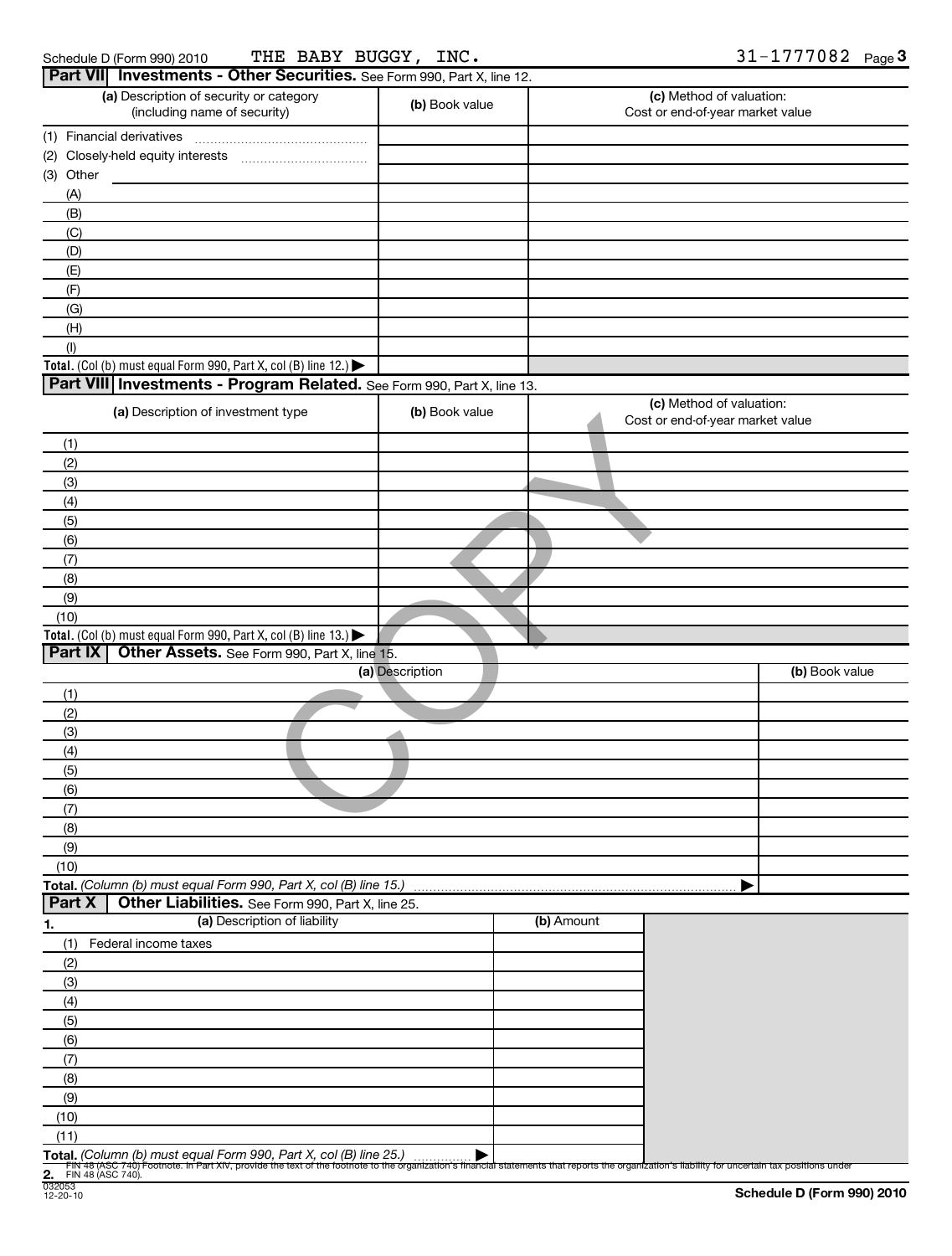Schedule D (Form 990) 2010 THE BABY BUGGY, INC. 31-1777082 Page 3

## Part VII Investments - Other Securities. See Form 990, Part X, line 12.

| (a) Description of security or category (including name of security) | (b) Book value | (c) Method of valuation: Cost or end-of-year market value |
|---|---|---|
| (1) Financial derivatives | | |
| (2) Closely-held equity interests | | |
| (3) Other | | |
| (A) | | |
| (B) | | |
| (C) | | |
| (D) | | |
| (E) | | |
| (F) | | |
| (G) | | |
| (H) | | |
| (I) | | |
| **Total.** (Col (b) must equal Form 990, Part X, col (B) line 12.) ▶ | | |

## Part VIII Investments - Program Related. See Form 990, Part X, line 13.

| (a) Description of investment type | (b) Book value | (c) Method of valuation: Cost or end-of-year market value |
|---|---|---|
| (1) | | |
| (2) | | |
| (3) | | |
| (4) | | |
| (5) | | |
| (6) | | |
| (7) | | |
| (8) | | |
| (9) | | |
| (10) | | |
| **Total.** (Col (b) must equal Form 990, Part X, col (B) line 13.) ▶ | | |

## Part IX Other Assets. See Form 990, Part X, line 15.

| (a) Description | (b) Book value |
|---|---|
| (1) | |
| (2) | |
| (3) | |
| (4) | |
| (5) | |
| (6) | |
| (7) | |
| (8) | |
| (9) | |
| (10) | |
| **Total.** *(Column (b) must equal Form 990, Part X, col (B) line 15.)* ▶ | |

## Part X Other Liabilities. See Form 990, Part X, line 25.

| 1. (a) Description of liability | (b) Amount |
|---|---|
| (1) Federal income taxes | |
| (2) | |
| (3) | |
| (4) | |
| (5) | |
| (6) | |
| (7) | |
| (8) | |
| (9) | |
| (10) | |
| (11) | |
| **Total.** *(Column (b) must equal Form 990, Part X, col (B) line 25.)* ▶ | |

**2.** FIN 48 (ASC 740) Footnote. In Part XIV, provide the text of the footnote to the organization's financial statements that reports the organization's liability for uncertain tax positions under FIN 48 (ASC 740).

032053
12-20-10

**Schedule D (Form 990) 2010**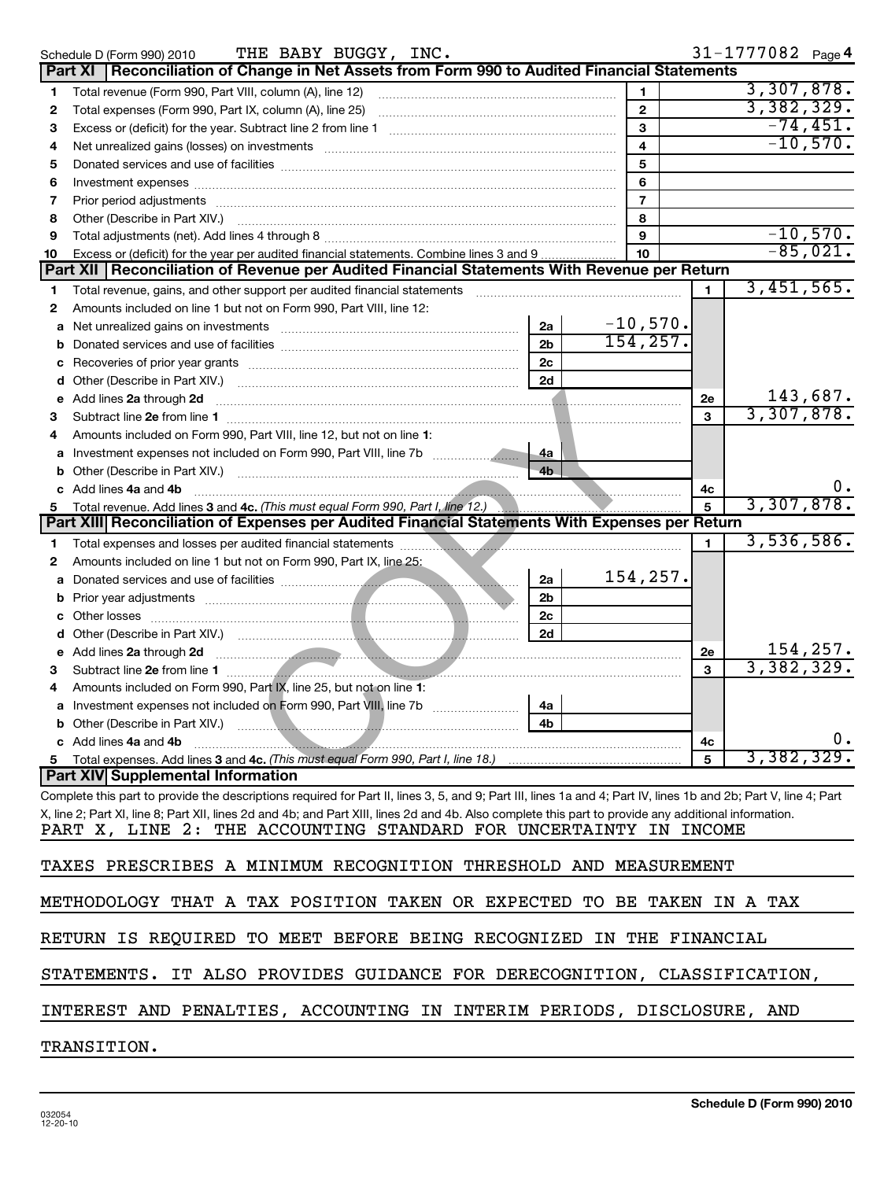Schedule D (Form 990) 2010 THE BABY BUGGY, INC. 31-1777082 Page 4

## Part XI Reconciliation of Change in Net Assets from Form 990 to Audited Financial Statements

| | | | |
|---|---|---|---|
| 1 | Total revenue (Form 990, Part VIII, column (A), line 12) | 1 | 3,307,878. |
| 2 | Total expenses (Form 990, Part IX, column (A), line 25) | 2 | 3,382,329. |
| 3 | Excess or (deficit) for the year. Subtract line 2 from line 1 | 3 | -74,451. |
| 4 | Net unrealized gains (losses) on investments | 4 | -10,570. |
| 5 | Donated services and use of facilities | 5 | |
| 6 | Investment expenses | 6 | |
| 7 | Prior period adjustments | 7 | |
| 8 | Other (Describe in Part XIV.) | 8 | |
| 9 | Total adjustments (net). Add lines 4 through 8 | 9 | -10,570. |
| 10 | Excess or (deficit) for the year per audited financial statements. Combine lines 3 and 9 | 10 | -85,021. |

## Part XII Reconciliation of Revenue per Audited Financial Statements With Revenue per Return

| | | | | | |
|---|---|---|---|---|---|
| 1 | Total revenue, gains, and other support per audited financial statements | | | 1 | 3,451,565. |
| 2 | Amounts included on line 1 but not on Form 990, Part VIII, line 12: | | | | |
| a | Net unrealized gains on investments | 2a | -10,570. | | |
| b | Donated services and use of facilities | 2b | 154,257. | | |
| c | Recoveries of prior year grants | 2c | | | |
| d | Other (Describe in Part XIV.) | 2d | | | |
| e | Add lines **2a** through **2d** | | | 2e | 143,687. |
| 3 | Subtract line **2e** from line **1** | | | 3 | 3,307,878. |
| 4 | Amounts included on Form 990, Part VIII, line 12, but not on line **1**: | | | | |
| a | Investment expenses not included on Form 990, Part VIII, line 7b | 4a | | | |
| b | Other (Describe in Part XIV.) | 4b | | | |
| c | Add lines **4a** and **4b** | | | 4c | 0. |
| 5 | Total revenue. Add lines **3** and **4c.** *(This must equal Form 990, Part I, line 12.)* | | | 5 | 3,307,878. |

## Part XIII Reconciliation of Expenses per Audited Financial Statements With Expenses per Return

| | | | | | |
|---|---|---|---|---|---|
| 1 | Total expenses and losses per audited financial statements | | | 1 | 3,536,586. |
| 2 | Amounts included on line 1 but not on Form 990, Part IX, line 25: | | | | |
| a | Donated services and use of facilities | 2a | 154,257. | | |
| b | Prior year adjustments | 2b | | | |
| c | Other losses | 2c | | | |
| d | Other (Describe in Part XIV.) | 2d | | | |
| e | Add lines **2a** through **2d** | | | 2e | 154,257. |
| 3 | Subtract line **2e** from line **1** | | | 3 | 3,382,329. |
| 4 | Amounts included on Form 990, Part IX, line 25, but not on line **1**: | | | | |
| a | Investment expenses not included on Form 990, Part VIII, line 7b | 4a | | | |
| b | Other (Describe in Part XIV.) | 4b | | | |
| c | Add lines **4a** and **4b** | | | 4c | 0. |
| 5 | Total expenses. Add lines **3** and **4c.** *(This must equal Form 990, Part I, line 18.)* | | | 5 | 3,382,329. |

## Part XIV Supplemental Information

Complete this part to provide the descriptions required for Part II, lines 3, 5, and 9; Part III, lines 1a and 4; Part IV, lines 1b and 2b; Part V, line 4; Part X, line 2; Part XI, line 8; Part XII, lines 2d and 4b; and Part XIII, lines 2d and 4b. Also complete this part to provide any additional information.

PART X, LINE 2: THE ACCOUNTING STANDARD FOR UNCERTAINTY IN INCOME TAXES PRESCRIBES A MINIMUM RECOGNITION THRESHOLD AND MEASUREMENT METHODOLOGY THAT A TAX POSITION TAKEN OR EXPECTED TO BE TAKEN IN A TAX RETURN IS REQUIRED TO MEET BEFORE BEING RECOGNIZED IN THE FINANCIAL STATEMENTS. IT ALSO PROVIDES GUIDANCE FOR DERECOGNITION, CLASSIFICATION, INTEREST AND PENALTIES, ACCOUNTING IN INTERIM PERIODS, DISCLOSURE, AND TRANSITION.

032054 12-20-10 **Schedule D (Form 990) 2010**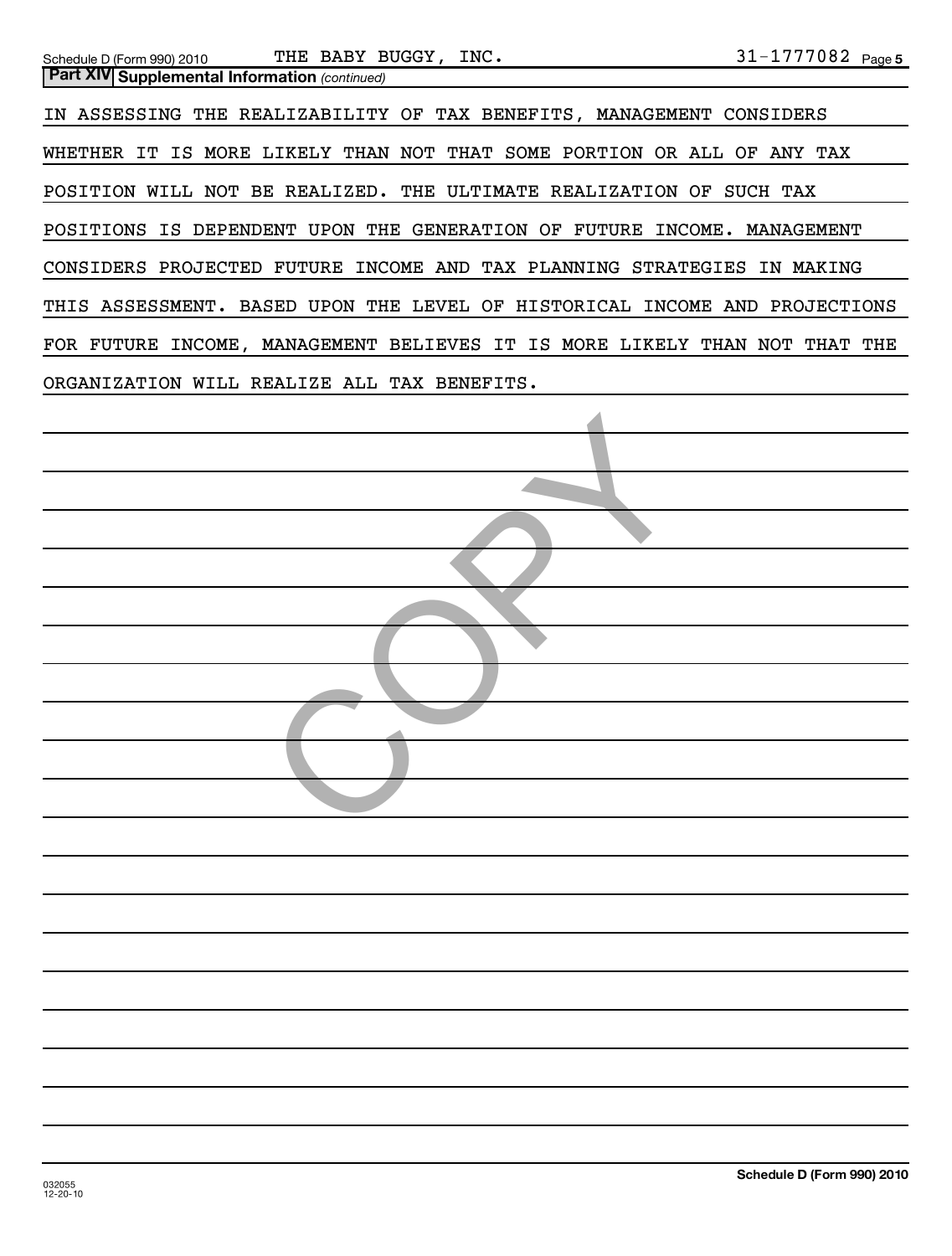## Part XIV Supplemental Information *(continued)*

IN ASSESSING THE REALIZABILITY OF TAX BENEFITS, MANAGEMENT CONSIDERS WHETHER IT IS MORE LIKELY THAN NOT THAT SOME PORTION OR ALL OF ANY TAX POSITION WILL NOT BE REALIZED. THE ULTIMATE REALIZATION OF SUCH TAX POSITIONS IS DEPENDENT UPON THE GENERATION OF FUTURE INCOME. MANAGEMENT CONSIDERS PROJECTED FUTURE INCOME AND TAX PLANNING STRATEGIES IN MAKING THIS ASSESSMENT. BASED UPON THE LEVEL OF HISTORICAL INCOME AND PROJECTIONS FOR FUTURE INCOME, MANAGEMENT BELIEVES IT IS MORE LIKELY THAN NOT THAT THE ORGANIZATION WILL REALIZE ALL TAX BENEFITS.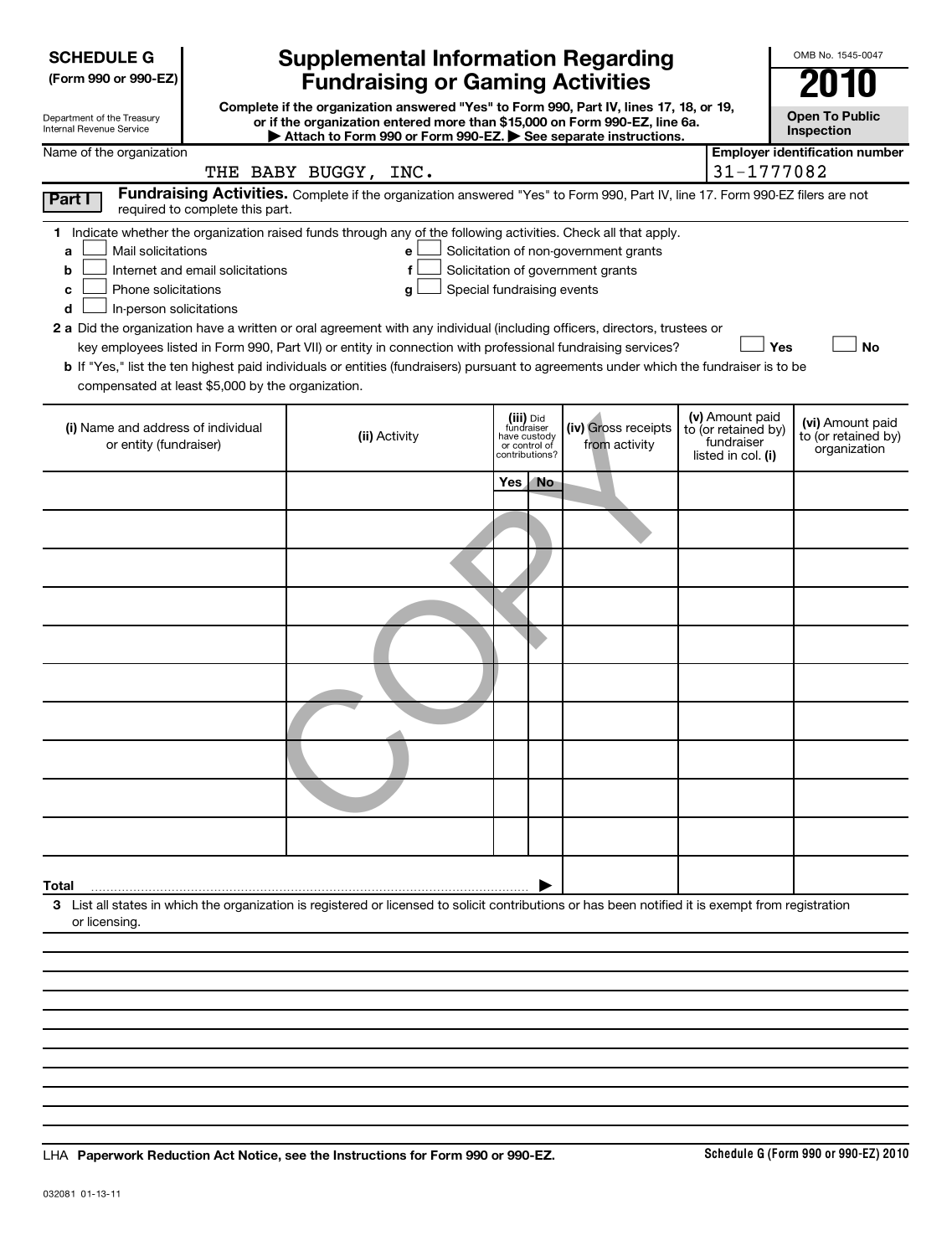**SCHEDULE G**
**(Form 990 or 990-EZ)**

Department of the Treasury
Internal Revenue Service

# Supplemental Information Regarding Fundraising or Gaming Activities

**Complete if the organization answered "Yes" to Form 990, Part IV, lines 17, 18, or 19, or if the organization entered more than $15,000 on Form 990-EZ, line 6a.**
**▶ Attach to Form 990 or Form 990-EZ. ▶ See separate instructions.**

OMB No. 1545-0047

**2010**

**Open To Public Inspection**

Name of the organization: THE BABY BUGGY, INC.

**Employer identification number:** 31-1777082

**Part I** **Fundraising Activities.** Complete if the organization answered "Yes" to Form 990, Part IV, line 17. Form 990-EZ filers are not required to complete this part.

**1** Indicate whether the organization raised funds through any of the following activities. Check all that apply.

- **a** ☐ Mail solicitations
- **b** ☐ Internet and email solicitations
- **c** ☐ Phone solicitations
- **d** ☐ In-person solicitations
- **e** ☐ Solicitation of non-government grants
- **f** ☐ Solicitation of government grants
- **g** ☐ Special fundraising events

**2 a** Did the organization have a written or oral agreement with any individual (including officers, directors, trustees or key employees listed in Form 990, Part VII) or entity in connection with professional fundraising services? ☐ **Yes** ☐ **No**

**b** If "Yes," list the ten highest paid individuals or entities (fundraisers) pursuant to agreements under which the fundraiser is to be compensated at least $5,000 by the organization.

| (i) Name and address of individual or entity (fundraiser) | (ii) Activity | (iii) Did fundraiser have custody or control of contributions? | | (iv) Gross receipts from activity | (v) Amount paid to (or retained by) fundraiser listed in col. (i) | (vi) Amount paid to (or retained by) organization |
|---|---|---|---|---|---|---|
| | | Yes | No | | | |
| | | | | | | |
| | | | | | | |
| | | | | | | |
| | | | | | | |
| | | | | | | |
| | | | | | | |
| | | | | | | |
| | | | | | | |
| | | | | | | |
| **Total** ▶ | | | | | | |

**3** List all states in which the organization is registered or licensed to solicit contributions or has been notified it is exempt from registration or licensing.

LHA **Paperwork Reduction Act Notice, see the Instructions for Form 990 or 990-EZ.** **Schedule G (Form 990 or 990-EZ) 2010**

032081 01-13-11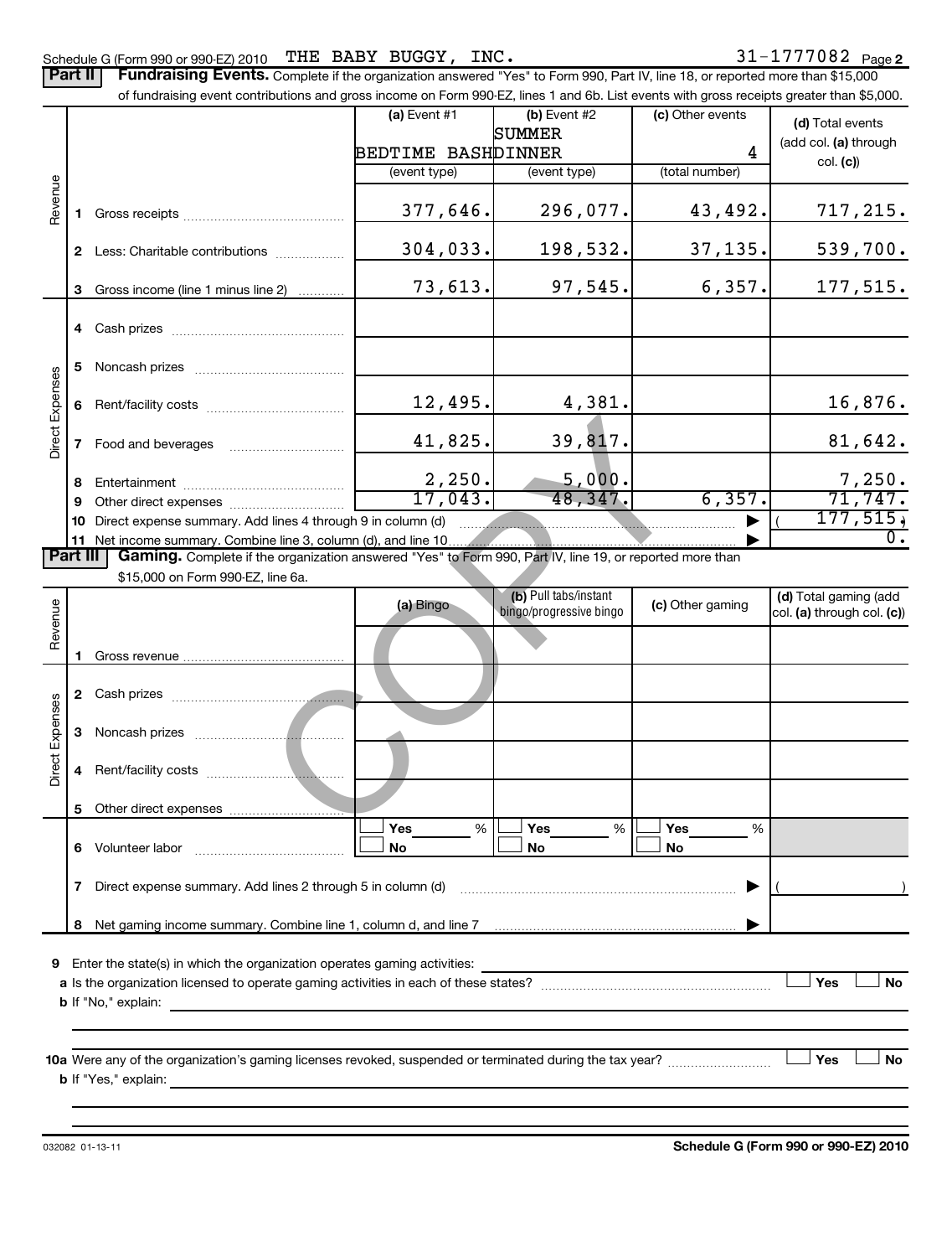Schedule G (Form 990 or 990-EZ) 2010 THE BABY BUGGY, INC. 31-1777082 Page 2

**Part II** **Fundraising Events.** Complete if the organization answered "Yes" to Form 990, Part IV, line 18, or reported more than $15,000 of fundraising event contributions and gross income on Form 990-EZ, lines 1 and 6b. List events with gross receipts greater than $5,000.

| | | (a) Event #1 | (b) Event #2 | (c) Other events | (d) Total events (add col. (a) through col. (c)) |
|---|---|---|---|---|---|
| | | BEDTIME BASH | SUMMER DINNER | 4 | |
| | | (event type) | (event type) | (total number) | |
| Revenue | 1 Gross receipts | 377,646. | 296,077. | 43,492. | 717,215. |
| | 2 Less: Charitable contributions | 304,033. | 198,532. | 37,135. | 539,700. |
| | 3 Gross income (line 1 minus line 2) | 73,613. | 97,545. | 6,357. | 177,515. |
| Direct Expenses | 4 Cash prizes | | | | |
| | 5 Noncash prizes | | | | |
| | 6 Rent/facility costs | 12,495. | 4,381. | | 16,876. |
| | 7 Food and beverages | 41,825. | 39,817. | | 81,642. |
| | 8 Entertainment | 2,250. | 5,000. | | 7,250. |
| | 9 Other direct expenses | 17,043. | 48,347. | 6,357. | 71,747. |
| | 10 Direct expense summary. Add lines 4 through 9 in column (d) | | | | ( 177,515.) |
| | 11 Net income summary. Combine line 3, column (d), and line 10 | | | | 0. |

**Part III** **Gaming.** Complete if the organization answered "Yes" to Form 990, Part IV, line 19, or reported more than $15,000 on Form 990-EZ, line 6a.

| | | (a) Bingo | (b) Pull tabs/instant bingo/progressive bingo | (c) Other gaming | (d) Total gaming (add col. (a) through col. (c)) |
|---|---|---|---|---|---|
| Revenue | 1 Gross revenue | | | | |
| Direct Expenses | 2 Cash prizes | | | | |
| | 3 Noncash prizes | | | | |
| | 4 Rent/facility costs | | | | |
| | 5 Other direct expenses | | | | |
| | 6 Volunteer labor | ☐ Yes ____ % ☐ No | ☐ Yes ____ % ☐ No | ☐ Yes ____ % ☐ No | |
| | 7 Direct expense summary. Add lines 2 through 5 in column (d) | | | | ( ) |
| | 8 Net gaming income summary. Combine line 1, column d, and line 7 | | | | |

9 Enter the state(s) in which the organization operates gaming activities: ______

a Is the organization licensed to operate gaming activities in each of these states? ☐ Yes ☐ No

b If "No," explain: ______

10a Were any of the organization's gaming licenses revoked, suspended or terminated during the tax year? ☐ Yes ☐ No

b If "Yes," explain: ______

032082 01-13-11 **Schedule G (Form 990 or 990-EZ) 2010**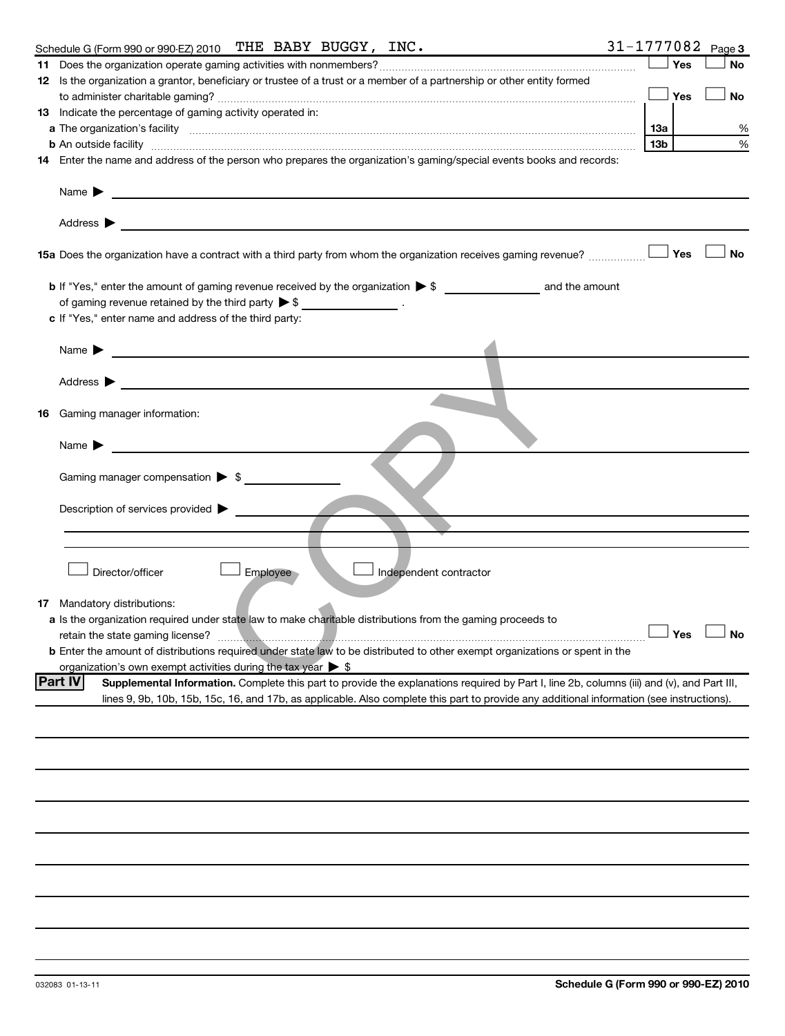Schedule G (Form 990 or 990-EZ) 2010 THE BABY BUGGY, INC. 31-1777082 Page 3

**11** Does the organization operate gaming activities with nonmembers? ☐ Yes ☐ No

**12** Is the organization a grantor, beneficiary or trustee of a trust or a member of a partnership or other entity formed to administer charitable gaming? ☐ Yes ☐ No

**13** Indicate the percentage of gaming activity operated in:

**a** The organization's facility | 13a | %

**b** An outside facility | 13b | %

**14** Enter the name and address of the person who prepares the organization's gaming/special events books and records:

Name ▶

Address ▶

**15a** Does the organization have a contract with a third party from whom the organization receives gaming revenue? ☐ Yes ☐ No

**b** If "Yes," enter the amount of gaming revenue received by the organization ▶ $ ________ and the amount of gaming revenue retained by the third party ▶ $ ________ .

**c** If "Yes," enter name and address of the third party:

Name ▶

Address ▶

**16** Gaming manager information:

Name ▶

Gaming manager compensation ▶ $

Description of services provided ▶

☐ Director/officer ☐ Employee ☐ Independent contractor

**17** Mandatory distributions:

**a** Is the organization required under state law to make charitable distributions from the gaming proceeds to retain the state gaming license? ☐ Yes ☐ No

**b** Enter the amount of distributions required under state law to be distributed to other exempt organizations or spent in the organization's own exempt activities during the tax year ▶ $

**Part IV** **Supplemental Information.** Complete this part to provide the explanations required by Part I, line 2b, columns (iii) and (v), and Part III, lines 9, 9b, 10b, 15b, 15c, 16, and 17b, as applicable. Also complete this part to provide any additional information (see instructions).

032083 01-13-11 **Schedule G (Form 990 or 990-EZ) 2010**

COPY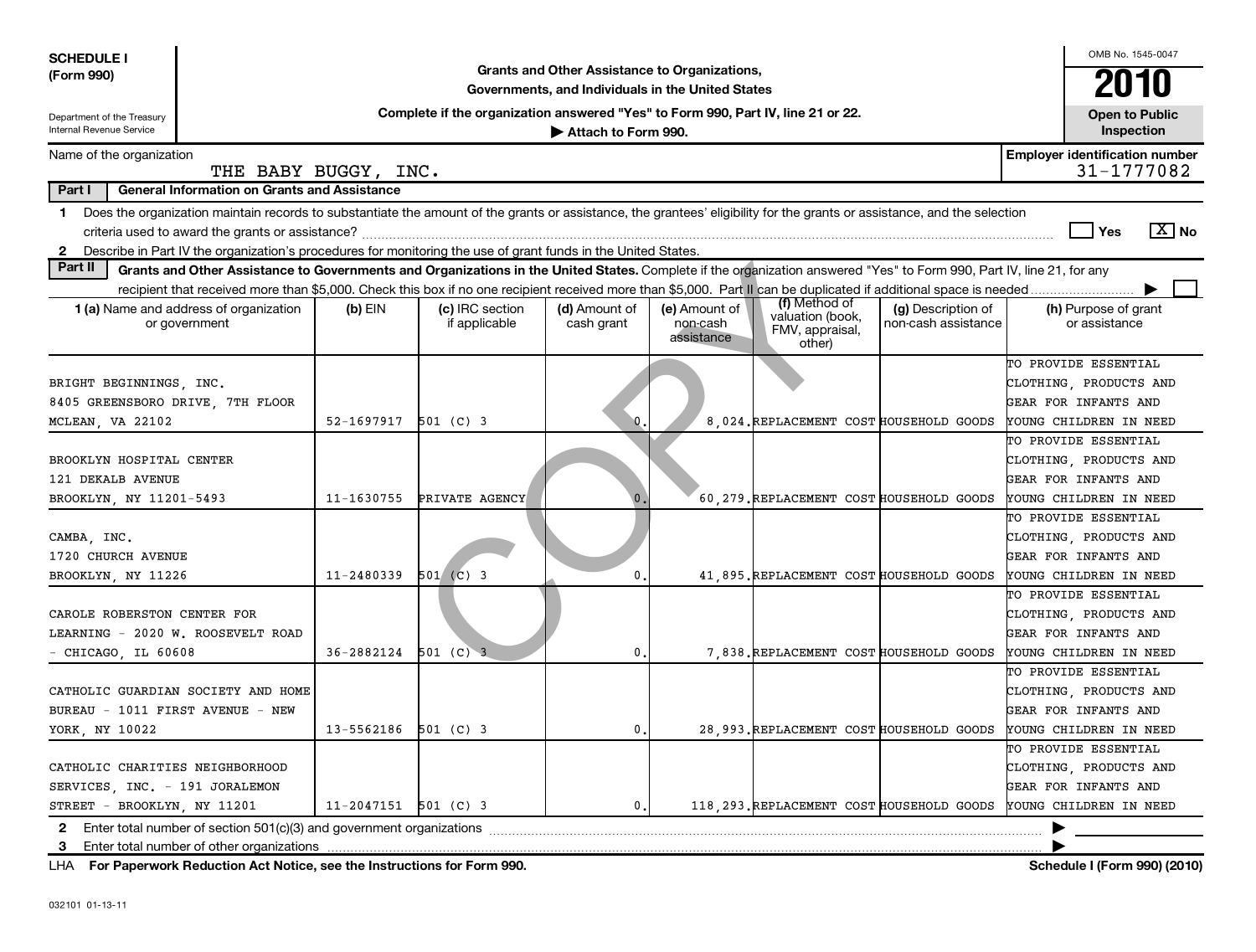**SCHEDULE I (Form 990)**

Department of the Treasury
Internal Revenue Service

# Grants and Other Assistance to Organizations, Governments, and Individuals in the United States

**Complete if the organization answered "Yes" to Form 990, Part IV, line 21 or 22.**
**▶ Attach to Form 990.**

OMB No. 1545-0047

**2010**

**Open to Public Inspection**

Name of the organization: THE BABY BUGGY, INC.

Employer identification number: 31-1777082

**Part I — General Information on Grants and Assistance**

1 Does the organization maintain records to substantiate the amount of the grants or assistance, the grantees' eligibility for the grants or assistance, and the selection criteria used to award the grants or assistance? ☐ Yes ☒ No

2 Describe in Part IV the organization's procedures for monitoring the use of grant funds in the United States.

**Part II — Grants and Other Assistance to Governments and Organizations in the United States.** Complete if the organization answered "Yes" to Form 990, Part IV, line 21, for any recipient that received more than $5,000. Check this box if no one recipient received more than $5,000. Part II can be duplicated if additional space is needed ▶ ☐

| 1 (a) Name and address of organization or government | (b) EIN | (c) IRC section if applicable | (d) Amount of cash grant | (e) Amount of non-cash assistance | (f) Method of valuation (book, FMV, appraisal, other) | (g) Description of non-cash assistance | (h) Purpose of grant or assistance |
|---|---|---|---|---|---|---|---|
| BRIGHT BEGINNINGS, INC. 8405 GREENSBORO DRIVE, 7TH FLOOR MCLEAN, VA 22102 | 52-1697917 | 501 (C) 3 | 0. | 8,024. | REPLACEMENT COST | HOUSEHOLD GOODS | TO PROVIDE ESSENTIAL CLOTHING, PRODUCTS AND GEAR FOR INFANTS AND YOUNG CHILDREN IN NEED |
| BROOKLYN HOSPITAL CENTER 121 DEKALB AVENUE BROOKLYN, NY 11201-5493 | 11-1630755 | PRIVATE AGENCY | 0. | 60,279. | REPLACEMENT COST | HOUSEHOLD GOODS | TO PROVIDE ESSENTIAL CLOTHING, PRODUCTS AND GEAR FOR INFANTS AND YOUNG CHILDREN IN NEED |
| CAMBA, INC. 1720 CHURCH AVENUE BROOKLYN, NY 11226 | 11-2480339 | 501 (C) 3 | 0. | 41,895. | REPLACEMENT COST | HOUSEHOLD GOODS | TO PROVIDE ESSENTIAL CLOTHING, PRODUCTS AND GEAR FOR INFANTS AND YOUNG CHILDREN IN NEED |
| CAROLE ROBERSTON CENTER FOR LEARNING - 2020 W. ROOSEVELT ROAD - CHICAGO, IL 60608 | 36-2882124 | 501 (C) 3 | 0. | 7,838. | REPLACEMENT COST | HOUSEHOLD GOODS | TO PROVIDE ESSENTIAL CLOTHING, PRODUCTS AND GEAR FOR INFANTS AND YOUNG CHILDREN IN NEED |
| CATHOLIC GUARDIAN SOCIETY AND HOME BUREAU - 1011 FIRST AVENUE - NEW YORK, NY 10022 | 13-5562186 | 501 (C) 3 | 0. | 28,993. | REPLACEMENT COST | HOUSEHOLD GOODS | TO PROVIDE ESSENTIAL CLOTHING, PRODUCTS AND GEAR FOR INFANTS AND YOUNG CHILDREN IN NEED |
| CATHOLIC CHARITIES NEIGHBORHOOD SERVICES, INC. - 191 JORALEMON STREET - BROOKLYN, NY 11201 | 11-2047151 | 501 (C) 3 | 0. | 118,293. | REPLACEMENT COST | HOUSEHOLD GOODS | TO PROVIDE ESSENTIAL CLOTHING, PRODUCTS AND GEAR FOR INFANTS AND YOUNG CHILDREN IN NEED |

2 Enter total number of section 501(c)(3) and government organizations ▶

3 Enter total number of other organizations ▶

LHA **For Paperwork Reduction Act Notice, see the Instructions for Form 990.** **Schedule I (Form 990) (2010)**

032101 01-13-11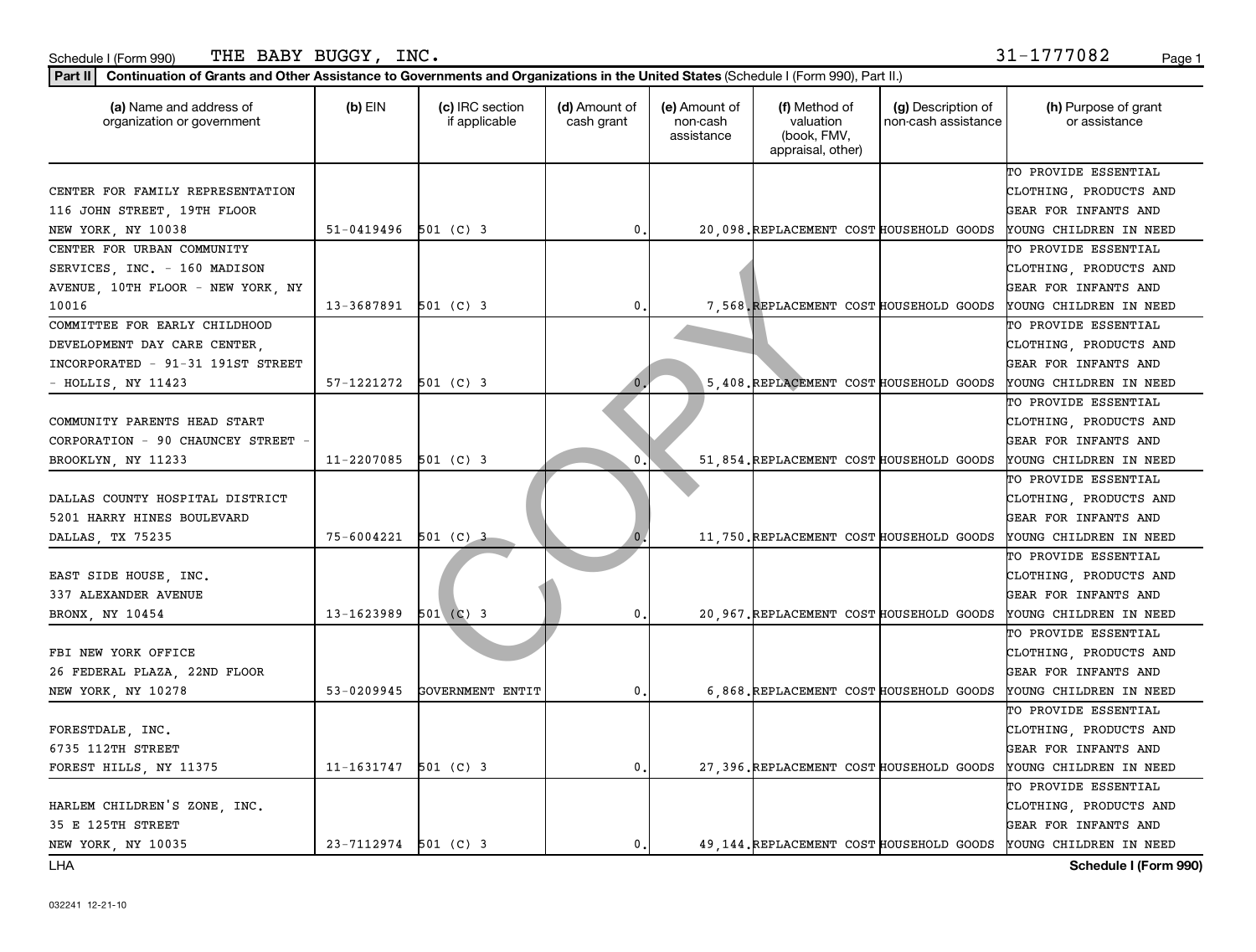Schedule I (Form 990) THE BABY BUGGY, INC. 31-1777082

**Part II** **Continuation of Grants and Other Assistance to Governments and Organizations in the United States** (Schedule I (Form 990), Part II.)

| (a) Name and address of organization or government | (b) EIN | (c) IRC section if applicable | (d) Amount of cash grant | (e) Amount of non-cash assistance | (f) Method of valuation (book, FMV, appraisal, other) | (g) Description of non-cash assistance | (h) Purpose of grant or assistance |
|---|---|---|---|---|---|---|---|
| CENTER FOR FAMILY REPRESENTATION 116 JOHN STREET, 19TH FLOOR NEW YORK, NY 10038 | 51-0419496 | 501 (C) 3 | 0. | 20,098. | REPLACEMENT COST | HOUSEHOLD GOODS | TO PROVIDE ESSENTIAL CLOTHING, PRODUCTS AND GEAR FOR INFANTS AND YOUNG CHILDREN IN NEED |
| CENTER FOR URBAN COMMUNITY SERVICES, INC. - 160 MADISON AVENUE, 10TH FLOOR - NEW YORK, NY 10016 | 13-3687891 | 501 (C) 3 | 0. | 7,568. | REPLACEMENT COST | HOUSEHOLD GOODS | TO PROVIDE ESSENTIAL CLOTHING, PRODUCTS AND GEAR FOR INFANTS AND YOUNG CHILDREN IN NEED |
| COMMITTEE FOR EARLY CHILDHOOD DEVELOPMENT DAY CARE CENTER, INCORPORATED - 91-31 191ST STREET - HOLLIS, NY 11423 | 57-1221272 | 501 (C) 3 | 0. | 5,408. | REPLACEMENT COST | HOUSEHOLD GOODS | TO PROVIDE ESSENTIAL CLOTHING, PRODUCTS AND GEAR FOR INFANTS AND YOUNG CHILDREN IN NEED |
| COMMUNITY PARENTS HEAD START CORPORATION - 90 CHAUNCEY STREET - BROOKLYN, NY 11233 | 11-2207085 | 501 (C) 3 | 0. | 51,854. | REPLACEMENT COST | HOUSEHOLD GOODS | TO PROVIDE ESSENTIAL CLOTHING, PRODUCTS AND GEAR FOR INFANTS AND YOUNG CHILDREN IN NEED |
| DALLAS COUNTY HOSPITAL DISTRICT 5201 HARRY HINES BOULEVARD DALLAS, TX 75235 | 75-6004221 | 501 (C) 3 | 0. | 11,750. | REPLACEMENT COST | HOUSEHOLD GOODS | TO PROVIDE ESSENTIAL CLOTHING, PRODUCTS AND GEAR FOR INFANTS AND YOUNG CHILDREN IN NEED |
| EAST SIDE HOUSE, INC. 337 ALEXANDER AVENUE BRONX, NY 10454 | 13-1623989 | 501 (C) 3 | 0. | 20,967. | REPLACEMENT COST | HOUSEHOLD GOODS | TO PROVIDE ESSENTIAL CLOTHING, PRODUCTS AND GEAR FOR INFANTS AND YOUNG CHILDREN IN NEED |
| FBI NEW YORK OFFICE 26 FEDERAL PLAZA, 22ND FLOOR NEW YORK, NY 10278 | 53-0209945 | GOVERNMENT ENTIT | 0. | 6,868. | REPLACEMENT COST | HOUSEHOLD GOODS | TO PROVIDE ESSENTIAL CLOTHING, PRODUCTS AND GEAR FOR INFANTS AND YOUNG CHILDREN IN NEED |
| FORESTDALE, INC. 6735 112TH STREET FOREST HILLS, NY 11375 | 11-1631747 | 501 (C) 3 | 0. | 27,396. | REPLACEMENT COST | HOUSEHOLD GOODS | TO PROVIDE ESSENTIAL CLOTHING, PRODUCTS AND GEAR FOR INFANTS AND YOUNG CHILDREN IN NEED |
| HARLEM CHILDREN'S ZONE, INC. 35 E 125TH STREET NEW YORK, NY 10035 | 23-7112974 | 501 (C) 3 | 0. | 49,144. | REPLACEMENT COST | HOUSEHOLD GOODS | TO PROVIDE ESSENTIAL CLOTHING, PRODUCTS AND GEAR FOR INFANTS AND YOUNG CHILDREN IN NEED |

LHA **Schedule I (Form 990)**

032241 12-21-10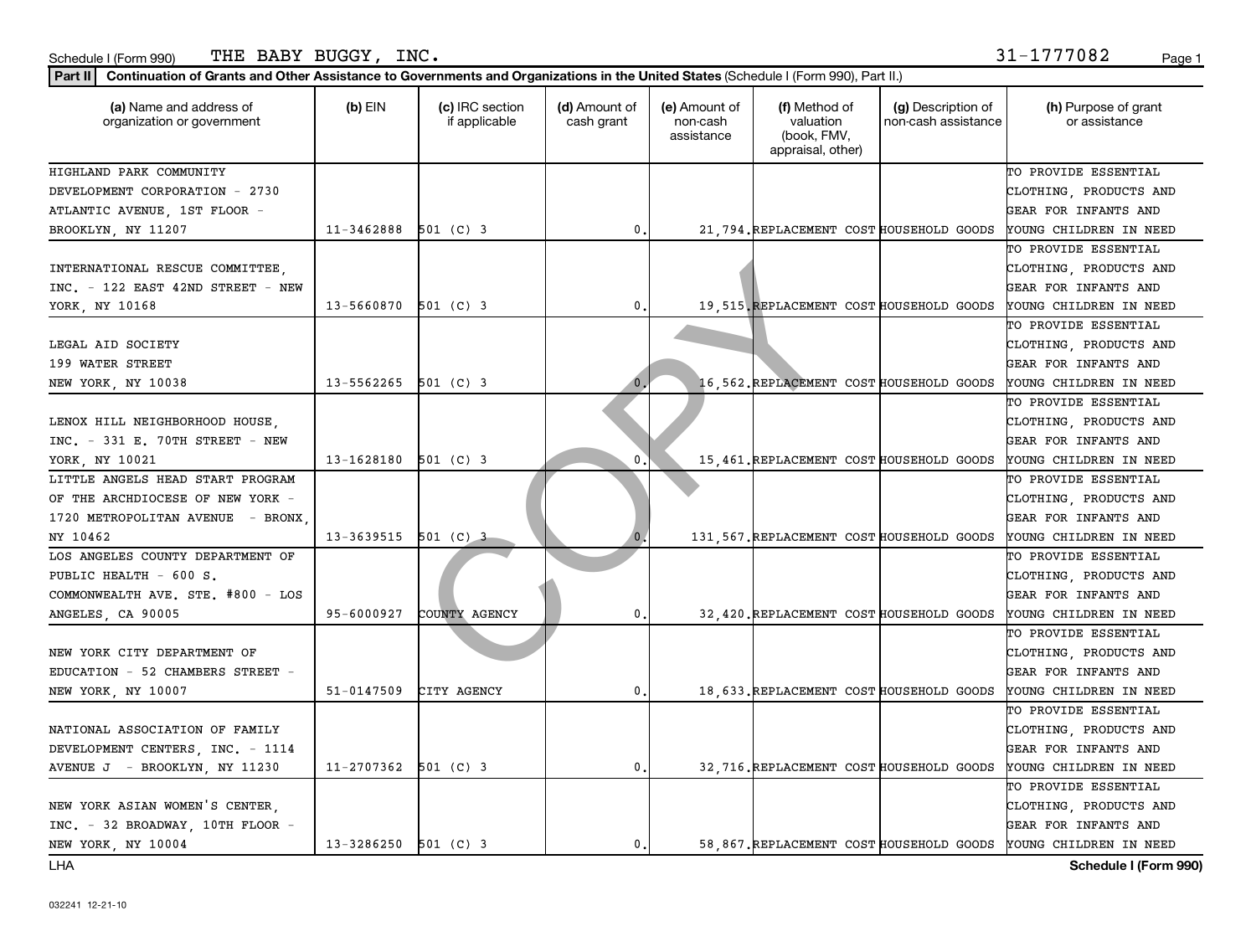Schedule I (Form 990) THE BABY BUGGY, INC. 31-1777082

**Part II** **Continuation of Grants and Other Assistance to Governments and Organizations in the United States** (Schedule I (Form 990), Part II.)

| (a) Name and address of organization or government | (b) EIN | (c) IRC section if applicable | (d) Amount of cash grant | (e) Amount of non-cash assistance | (f) Method of valuation (book, FMV, appraisal, other) | (g) Description of non-cash assistance | (h) Purpose of grant or assistance |
|---|---|---|---|---|---|---|---|
| HIGHLAND PARK COMMUNITY DEVELOPMENT CORPORATION - 2730 ATLANTIC AVENUE, 1ST FLOOR - BROOKLYN, NY 11207 | 11-3462888 | 501 (C) 3 | 0. | 21,794. | REPLACEMENT COST | HOUSEHOLD GOODS | TO PROVIDE ESSENTIAL CLOTHING, PRODUCTS AND GEAR FOR INFANTS AND YOUNG CHILDREN IN NEED |
| INTERNATIONAL RESCUE COMMITTEE, INC. - 122 EAST 42ND STREET - NEW YORK, NY 10168 | 13-5660870 | 501 (C) 3 | 0. | 19,515. | REPLACEMENT COST | HOUSEHOLD GOODS | TO PROVIDE ESSENTIAL CLOTHING, PRODUCTS AND GEAR FOR INFANTS AND YOUNG CHILDREN IN NEED |
| LEGAL AID SOCIETY 199 WATER STREET NEW YORK, NY 10038 | 13-5562265 | 501 (C) 3 | 0. | 16,562. | REPLACEMENT COST | HOUSEHOLD GOODS | TO PROVIDE ESSENTIAL CLOTHING, PRODUCTS AND GEAR FOR INFANTS AND YOUNG CHILDREN IN NEED |
| LENOX HILL NEIGHBORHOOD HOUSE, INC. - 331 E. 70TH STREET - NEW YORK, NY 10021 | 13-1628180 | 501 (C) 3 | 0. | 15,461. | REPLACEMENT COST | HOUSEHOLD GOODS | TO PROVIDE ESSENTIAL CLOTHING, PRODUCTS AND GEAR FOR INFANTS AND YOUNG CHILDREN IN NEED |
| LITTLE ANGELS HEAD START PROGRAM OF THE ARCHDIOCESE OF NEW YORK - 1720 METROPOLITAN AVENUE - BRONX, NY 10462 | 13-3639515 | 501 (C) 3 | 0. | 131,567. | REPLACEMENT COST | HOUSEHOLD GOODS | TO PROVIDE ESSENTIAL CLOTHING, PRODUCTS AND GEAR FOR INFANTS AND YOUNG CHILDREN IN NEED |
| LOS ANGELES COUNTY DEPARTMENT OF PUBLIC HEALTH - 600 S. COMMONWEALTH AVE. STE. #800 - LOS ANGELES, CA 90005 | 95-6000927 | COUNTY AGENCY | 0. | 32,420. | REPLACEMENT COST | HOUSEHOLD GOODS | TO PROVIDE ESSENTIAL CLOTHING, PRODUCTS AND GEAR FOR INFANTS AND YOUNG CHILDREN IN NEED |
| NEW YORK CITY DEPARTMENT OF EDUCATION - 52 CHAMBERS STREET - NEW YORK, NY 10007 | 51-0147509 | CITY AGENCY | 0. | 18,633. | REPLACEMENT COST | HOUSEHOLD GOODS | TO PROVIDE ESSENTIAL CLOTHING, PRODUCTS AND GEAR FOR INFANTS AND YOUNG CHILDREN IN NEED |
| NATIONAL ASSOCIATION OF FAMILY DEVELOPMENT CENTERS, INC. - 1114 AVENUE J - BROOKLYN, NY 11230 | 11-2707362 | 501 (C) 3 | 0. | 32,716. | REPLACEMENT COST | HOUSEHOLD GOODS | TO PROVIDE ESSENTIAL CLOTHING, PRODUCTS AND GEAR FOR INFANTS AND YOUNG CHILDREN IN NEED |
| NEW YORK ASIAN WOMEN'S CENTER, INC. - 32 BROADWAY, 10TH FLOOR - NEW YORK, NY 10004 | 13-3286250 | 501 (C) 3 | 0. | 58,867. | REPLACEMENT COST | HOUSEHOLD GOODS | TO PROVIDE ESSENTIAL CLOTHING, PRODUCTS AND GEAR FOR INFANTS AND YOUNG CHILDREN IN NEED |

LHA **Schedule I (Form 990)**

032241 12-21-10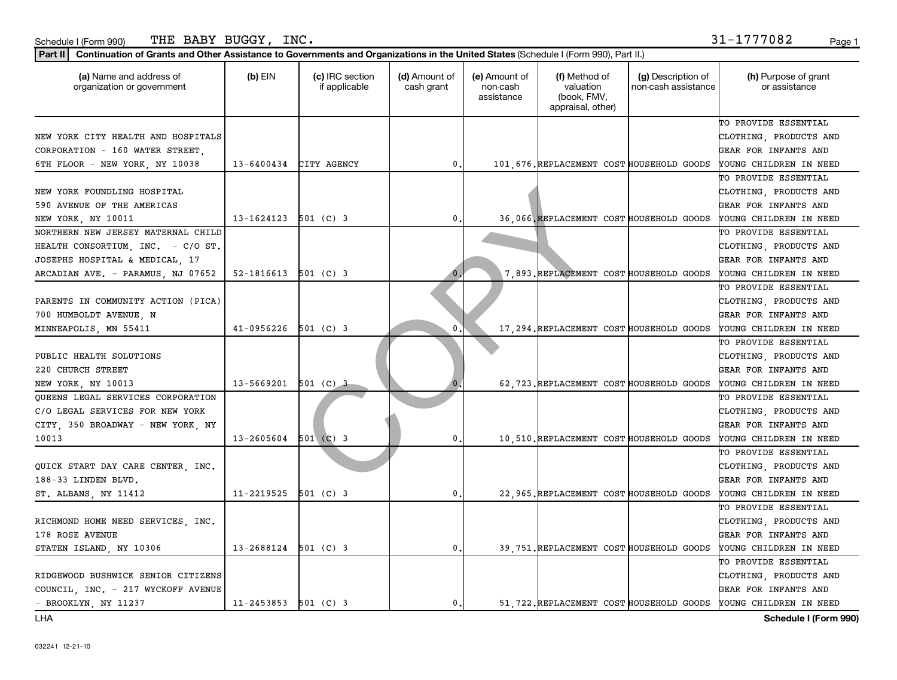Schedule I (Form 990) THE BABY BUGGY, INC. 31-1777082

**Part II** **Continuation of Grants and Other Assistance to Governments and Organizations in the United States** (Schedule I (Form 990), Part II.)

| (a) Name and address of organization or government | (b) EIN | (c) IRC section if applicable | (d) Amount of cash grant | (e) Amount of non-cash assistance | (f) Method of valuation (book, FMV, appraisal, other) | (g) Description of non-cash assistance | (h) Purpose of grant or assistance |
|---|---|---|---|---|---|---|---|
| NEW YORK CITY HEALTH AND HOSPITALS CORPORATION - 160 WATER STREET, 6TH FLOOR - NEW YORK, NY 10038 | 13-6400434 | CITY AGENCY | 0. | 101,676. | REPLACEMENT COST | HOUSEHOLD GOODS | TO PROVIDE ESSENTIAL CLOTHING, PRODUCTS AND GEAR FOR INFANTS AND YOUNG CHILDREN IN NEED |
| NEW YORK FOUNDLING HOSPITAL 590 AVENUE OF THE AMERICAS NEW YORK, NY 10011 | 13-1624123 | 501 (C) 3 | 0. | 36,066. | REPLACEMENT COST | HOUSEHOLD GOODS | TO PROVIDE ESSENTIAL CLOTHING, PRODUCTS AND GEAR FOR INFANTS AND YOUNG CHILDREN IN NEED |
| NORTHERN NEW JERSEY MATERNAL CHILD HEALTH CONSORTIUM, INC. - C/O ST. JOSEPHS HOSPITAL & MEDICAL, 17 ARCADIAN AVE. - PARAMUS, NJ 07652 | 52-1816613 | 501 (C) 3 | 0. | 7,893. | REPLACEMENT COST | HOUSEHOLD GOODS | TO PROVIDE ESSENTIAL CLOTHING, PRODUCTS AND GEAR FOR INFANTS AND YOUNG CHILDREN IN NEED |
| PARENTS IN COMMUNITY ACTION (PICA) 700 HUMBOLDT AVENUE, N MINNEAPOLIS, MN 55411 | 41-0956226 | 501 (C) 3 | 0. | 17,294. | REPLACEMENT COST | HOUSEHOLD GOODS | TO PROVIDE ESSENTIAL CLOTHING, PRODUCTS AND GEAR FOR INFANTS AND YOUNG CHILDREN IN NEED |
| PUBLIC HEALTH SOLUTIONS 220 CHURCH STREET NEW YORK, NY 10013 | 13-5669201 | 501 (C) 3 | 0. | 62,723. | REPLACEMENT COST | HOUSEHOLD GOODS | TO PROVIDE ESSENTIAL CLOTHING, PRODUCTS AND GEAR FOR INFANTS AND YOUNG CHILDREN IN NEED |
| QUEENS LEGAL SERVICES CORPORATION C/O LEGAL SERVICES FOR NEW YORK CITY, 350 BROADWAY - NEW YORK, NY 10013 | 13-2605604 | 501 (C) 3 | 0. | 10,510. | REPLACEMENT COST | HOUSEHOLD GOODS | TO PROVIDE ESSENTIAL CLOTHING, PRODUCTS AND GEAR FOR INFANTS AND YOUNG CHILDREN IN NEED |
| QUICK START DAY CARE CENTER, INC. 188-33 LINDEN BLVD. ST. ALBANS, NY 11412 | 11-2219525 | 501 (C) 3 | 0. | 22,965. | REPLACEMENT COST | HOUSEHOLD GOODS | TO PROVIDE ESSENTIAL CLOTHING, PRODUCTS AND GEAR FOR INFANTS AND YOUNG CHILDREN IN NEED |
| RICHMOND HOME NEED SERVICES, INC. 178 ROSE AVENUE STATEN ISLAND, NY 10306 | 13-2688124 | 501 (C) 3 | 0. | 39,751. | REPLACEMENT COST | HOUSEHOLD GOODS | TO PROVIDE ESSENTIAL CLOTHING, PRODUCTS AND GEAR FOR INFANTS AND YOUNG CHILDREN IN NEED |
| RIDGEWOOD BUSHWICK SENIOR CITIZENS COUNCIL, INC. - 217 WYCKOFF AVENUE - BROOKLYN, NY 11237 | 11-2453853 | 501 (C) 3 | 0. | 51,722. | REPLACEMENT COST | HOUSEHOLD GOODS | TO PROVIDE ESSENTIAL CLOTHING, PRODUCTS AND GEAR FOR INFANTS AND YOUNG CHILDREN IN NEED |

LHA **Schedule I (Form 990)**

032241 12-21-10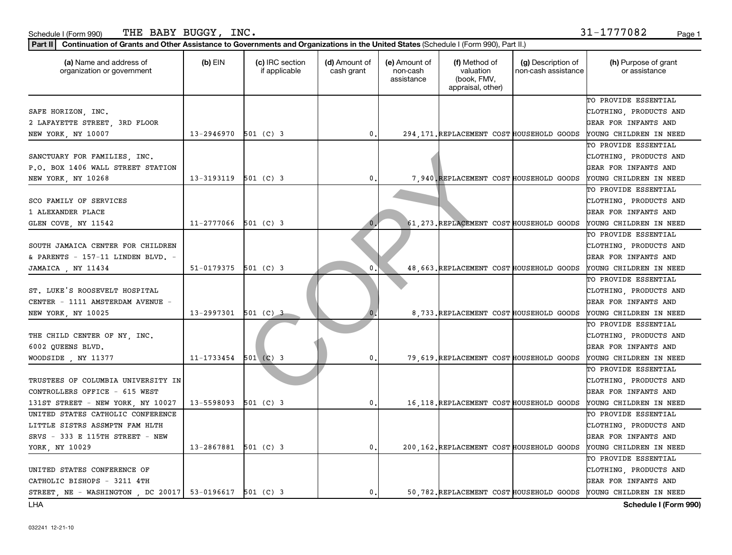Schedule I (Form 990) THE BABY BUGGY, INC. 31-1777082

**Part II** **Continuation of Grants and Other Assistance to Governments and Organizations in the United States** (Schedule I (Form 990), Part II.)

| (a) Name and address of organization or government | (b) EIN | (c) IRC section if applicable | (d) Amount of cash grant | (e) Amount of non-cash assistance | (f) Method of valuation (book, FMV, appraisal, other) | (g) Description of non-cash assistance | (h) Purpose of grant or assistance |
|---|---|---|---|---|---|---|---|
| SAFE HORIZON, INC. 2 LAFAYETTE STREET, 3RD FLOOR NEW YORK, NY 10007 | 13-2946970 | 501 (C) 3 | 0. | 294,171. | REPLACEMENT COST | HOUSEHOLD GOODS | TO PROVIDE ESSENTIAL CLOTHING, PRODUCTS AND GEAR FOR INFANTS AND YOUNG CHILDREN IN NEED |
| SANCTUARY FOR FAMILIES, INC. P.O. BOX 1406 WALL STREET STATION NEW YORK, NY 10268 | 13-3193119 | 501 (C) 3 | 0. | 7,940. | REPLACEMENT COST | HOUSEHOLD GOODS | TO PROVIDE ESSENTIAL CLOTHING, PRODUCTS AND GEAR FOR INFANTS AND YOUNG CHILDREN IN NEED |
| SCO FAMILY OF SERVICES 1 ALEXANDER PLACE GLEN COVE, NY 11542 | 11-2777066 | 501 (C) 3 | 0. | 61,273. | REPLACEMENT COST | HOUSEHOLD GOODS | TO PROVIDE ESSENTIAL CLOTHING, PRODUCTS AND GEAR FOR INFANTS AND YOUNG CHILDREN IN NEED |
| SOUTH JAMAICA CENTER FOR CHILDREN & PARENTS - 157-11 LINDEN BLVD. - JAMAICA , NY 11434 | 51-0179375 | 501 (C) 3 | 0. | 48,663. | REPLACEMENT COST | HOUSEHOLD GOODS | TO PROVIDE ESSENTIAL CLOTHING, PRODUCTS AND GEAR FOR INFANTS AND YOUNG CHILDREN IN NEED |
| ST. LUKE'S ROOSEVELT HOSPITAL CENTER - 1111 AMSTERDAM AVENUE - NEW YORK, NY 10025 | 13-2997301 | 501 (C) 3 | 0. | 8,733. | REPLACEMENT COST | HOUSEHOLD GOODS | TO PROVIDE ESSENTIAL CLOTHING, PRODUCTS AND GEAR FOR INFANTS AND YOUNG CHILDREN IN NEED |
| THE CHILD CENTER OF NY, INC. 6002 QUEENS BLVD. WOODSIDE , NY 11377 | 11-1733454 | 501 (C) 3 | 0. | 79,619. | REPLACEMENT COST | HOUSEHOLD GOODS | TO PROVIDE ESSENTIAL CLOTHING, PRODUCTS AND GEAR FOR INFANTS AND YOUNG CHILDREN IN NEED |
| TRUSTEES OF COLUMBIA UNIVERSITY IN CONTROLLERS OFFICE - 615 WEST 131ST STREET - NEW YORK, NY 10027 | 13-5598093 | 501 (C) 3 | 0. | 16,118. | REPLACEMENT COST | HOUSEHOLD GOODS | TO PROVIDE ESSENTIAL CLOTHING, PRODUCTS AND GEAR FOR INFANTS AND YOUNG CHILDREN IN NEED |
| UNITED STATES CATHOLIC CONFERENCE LITTLE SISTRS ASSMPTN FAM HLTH SRVS - 333 E 115TH STREET - NEW YORK, NY 10029 | 13-2867881 | 501 (C) 3 | 0. | 200,162. | REPLACEMENT COST | HOUSEHOLD GOODS | TO PROVIDE ESSENTIAL CLOTHING, PRODUCTS AND GEAR FOR INFANTS AND YOUNG CHILDREN IN NEED |
| UNITED STATES CONFERENCE OF CATHOLIC BISHOPS - 3211 4TH STREET, NE - WASHINGTON , DC 20017 | 53-0196617 | 501 (C) 3 | 0. | 50,782. | REPLACEMENT COST | HOUSEHOLD GOODS | TO PROVIDE ESSENTIAL CLOTHING, PRODUCTS AND GEAR FOR INFANTS AND YOUNG CHILDREN IN NEED |

LHA **Schedule I (Form 990)**

032241 12-21-10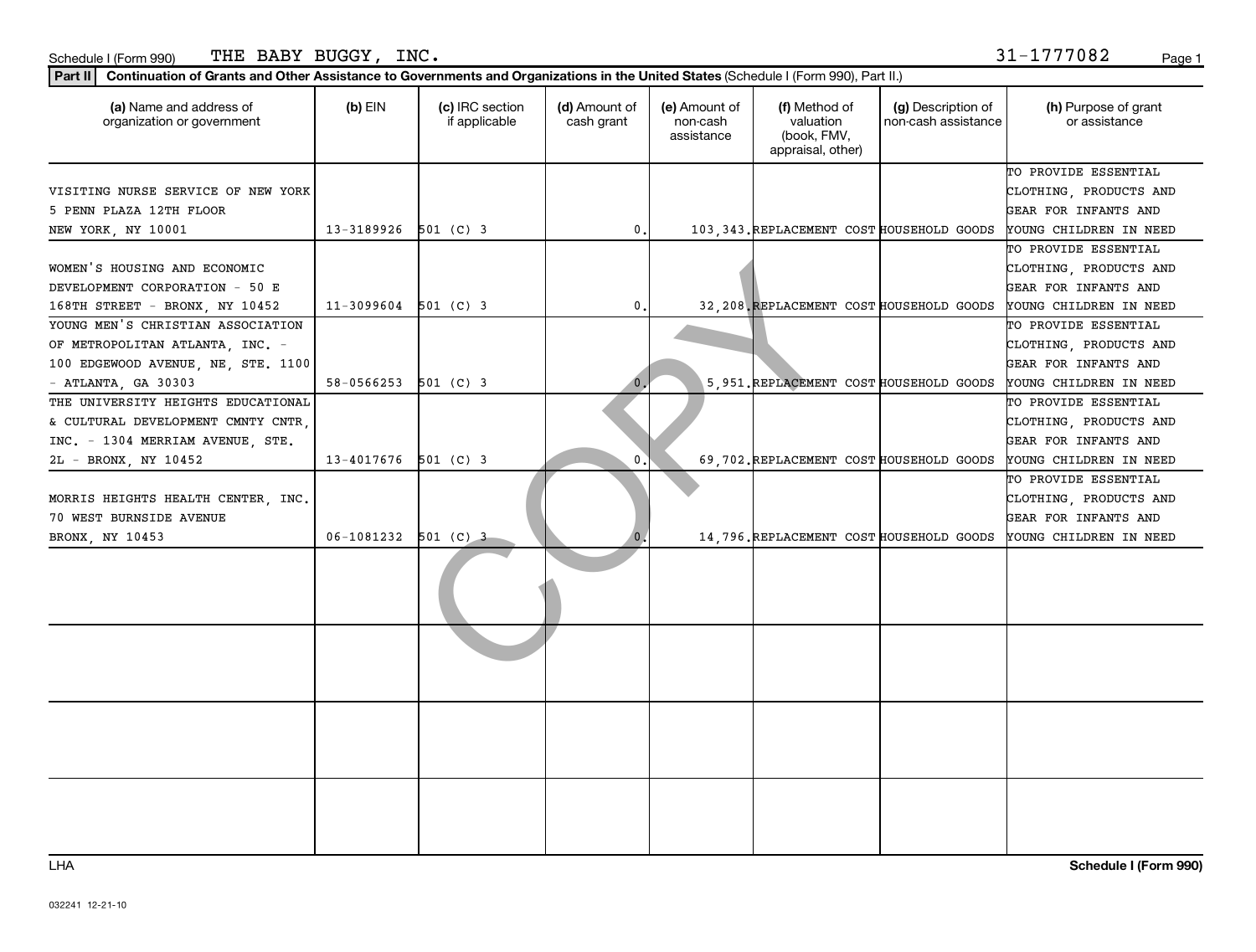Schedule I (Form 990) THE BABY BUGGY, INC. 31-1777082

**Part II** **Continuation of Grants and Other Assistance to Governments and Organizations in the United States** (Schedule I (Form 990), Part II.)

| (a) Name and address of organization or government | (b) EIN | (c) IRC section if applicable | (d) Amount of cash grant | (e) Amount of non-cash assistance | (f) Method of valuation (book, FMV, appraisal, other) | (g) Description of non-cash assistance | (h) Purpose of grant or assistance |
|---|---|---|---|---|---|---|---|
| VISITING NURSE SERVICE OF NEW YORK 5 PENN PLAZA 12TH FLOOR NEW YORK, NY 10001 | 13-3189926 | 501 (C) 3 | 0. | 103,343. | REPLACEMENT COST | HOUSEHOLD GOODS | TO PROVIDE ESSENTIAL CLOTHING, PRODUCTS AND GEAR FOR INFANTS AND YOUNG CHILDREN IN NEED |
| WOMEN'S HOUSING AND ECONOMIC DEVELOPMENT CORPORATION - 50 E 168TH STREET - BRONX, NY 10452 | 11-3099604 | 501 (C) 3 | 0. | 32,208. | REPLACEMENT COST | HOUSEHOLD GOODS | TO PROVIDE ESSENTIAL CLOTHING, PRODUCTS AND GEAR FOR INFANTS AND YOUNG CHILDREN IN NEED |
| YOUNG MEN'S CHRISTIAN ASSOCIATION OF METROPOLITAN ATLANTA, INC. - 100 EDGEWOOD AVENUE, NE, STE. 1100 - ATLANTA, GA 30303 | 58-0566253 | 501 (C) 3 | 0. | 5,951. | REPLACEMENT COST | HOUSEHOLD GOODS | TO PROVIDE ESSENTIAL CLOTHING, PRODUCTS AND GEAR FOR INFANTS AND YOUNG CHILDREN IN NEED |
| THE UNIVERSITY HEIGHTS EDUCATIONAL & CULTURAL DEVELOPMENT CMNTY CNTR, INC. - 1304 MERRIAM AVENUE, STE. 2L - BRONX, NY 10452 | 13-4017676 | 501 (C) 3 | 0. | 69,702. | REPLACEMENT COST | HOUSEHOLD GOODS | TO PROVIDE ESSENTIAL CLOTHING, PRODUCTS AND GEAR FOR INFANTS AND YOUNG CHILDREN IN NEED |
| MORRIS HEIGHTS HEALTH CENTER, INC. 70 WEST BURNSIDE AVENUE BRONX, NY 10453 | 06-1081232 | 501 (C) 3 | 0. | 14,796. | REPLACEMENT COST | HOUSEHOLD GOODS | TO PROVIDE ESSENTIAL CLOTHING, PRODUCTS AND GEAR FOR INFANTS AND YOUNG CHILDREN IN NEED |
| | | | | | | | |
| | | | | | | | |
| | | | | | | | |
| | | | | | | | |

LHA **Schedule I (Form 990)**

032241 12-21-10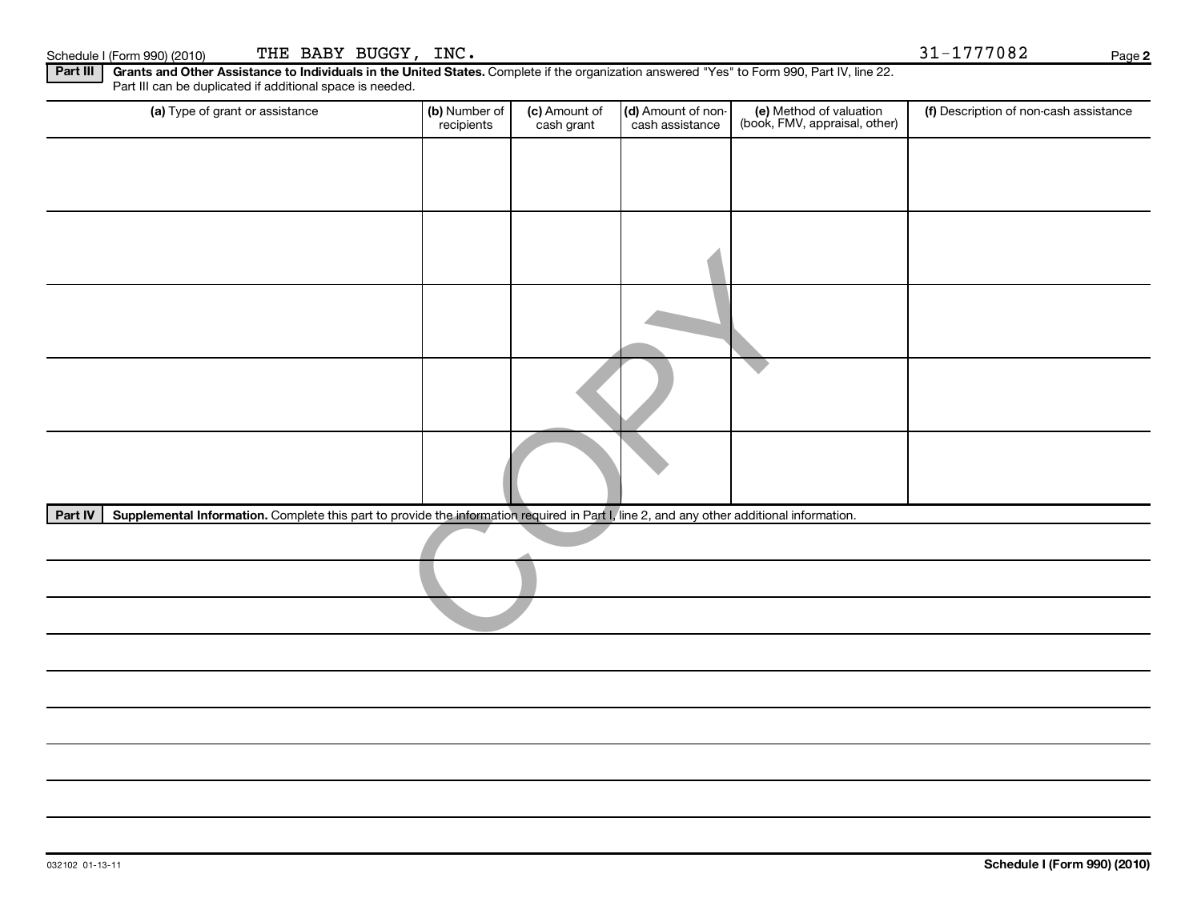Schedule I (Form 990) (2010) THE BABY BUGGY, INC. 31-1777082 Page 2

**Part III** **Grants and Other Assistance to Individuals in the United States.** Complete if the organization answered "Yes" to Form 990, Part IV, line 22. Part III can be duplicated if additional space is needed.

| (a) Type of grant or assistance | (b) Number of recipients | (c) Amount of cash grant | (d) Amount of non-cash assistance | (e) Method of valuation (book, FMV, appraisal, other) | (f) Description of non-cash assistance |
|---|---|---|---|---|---|
| | | | | | |
| | | | | | |
| | | | | | |
| | | | | | |
| | | | | | |

**Part IV** **Supplemental Information.** Complete this part to provide the information required in Part I, line 2, and any other additional information.

COPY

032102 01-13-11

**Schedule I (Form 990) (2010)**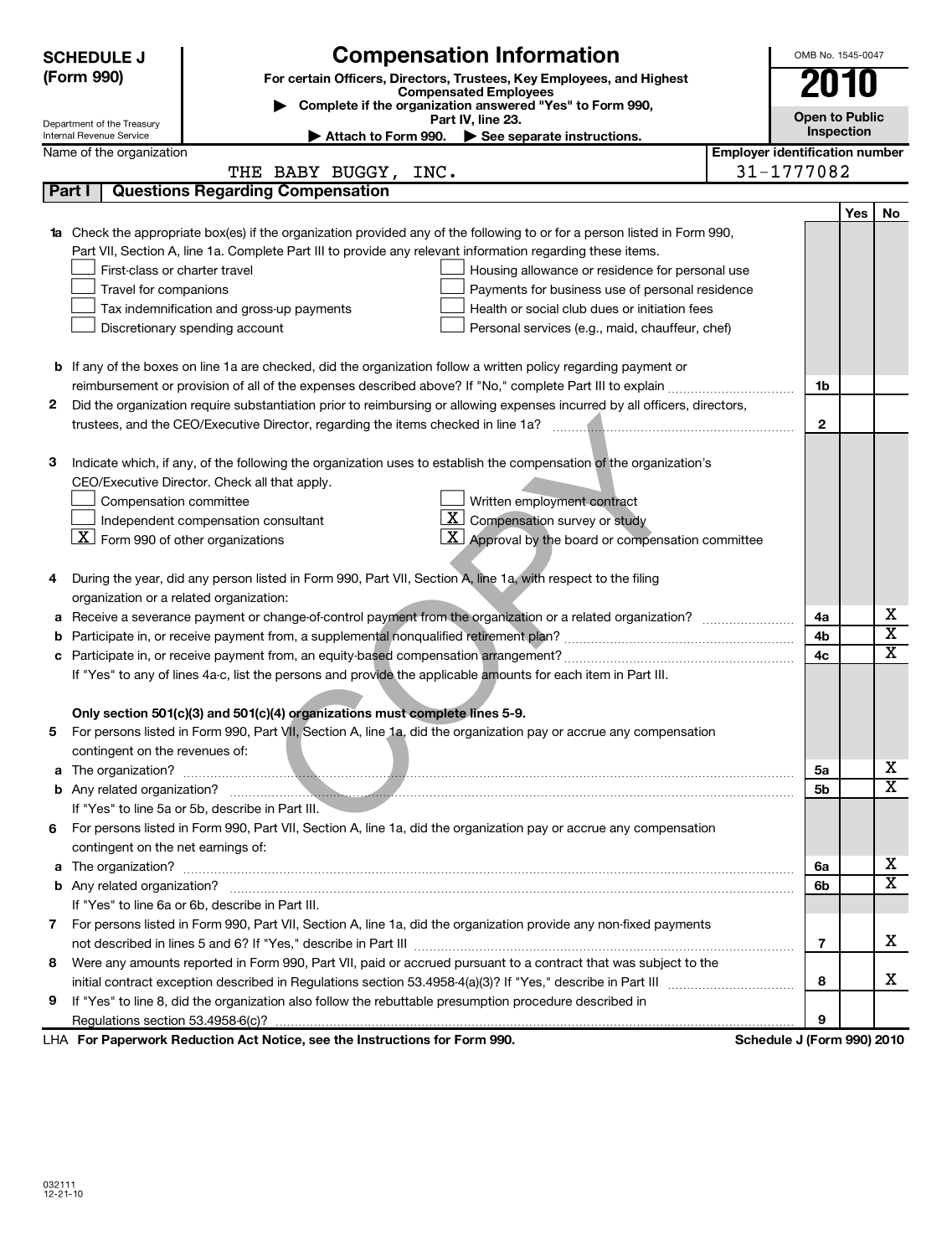**SCHEDULE J (Form 990)**

Department of the Treasury
Internal Revenue Service

# Compensation Information

**For certain Officers, Directors, Trustees, Key Employees, and Highest Compensated Employees**

▶ **Complete if the organization answered "Yes" to Form 990, Part IV, line 23.**

▶ **Attach to Form 990.** ▶ **See separate instructions.**

OMB No. 1545-0047

**2010**

**Open to Public Inspection**

Name of the organization: THE BABY BUGGY, INC.

Employer identification number: 31-1777082

## Part I — Questions Regarding Compensation

| | | | Yes | No |
|---|---|---|---|---|
| **1a** | Check the appropriate box(es) if the organization provided any of the following to or for a person listed in Form 990, Part VII, Section A, line 1a. Complete Part III to provide any relevant information regarding these items.<br>☐ First-class or charter travel ☐ Housing allowance or residence for personal use<br>☐ Travel for companions ☐ Payments for business use of personal residence<br>☐ Tax indemnification and gross-up payments ☐ Health or social club dues or initiation fees<br>☐ Discretionary spending account ☐ Personal services (e.g., maid, chauffeur, chef) | | | |
| **b** | If any of the boxes on line 1a are checked, did the organization follow a written policy regarding payment or reimbursement or provision of all of the expenses described above? If "No," complete Part III to explain | 1b | | |
| **2** | Did the organization require substantiation prior to reimbursing or allowing expenses incurred by all officers, directors, trustees, and the CEO/Executive Director, regarding the items checked in line 1a? | 2 | | |
| **3** | Indicate which, if any, of the following the organization uses to establish the compensation of the organization's CEO/Executive Director. Check all that apply.<br>☐ Compensation committee ☐ Written employment contract<br>☐ Independent compensation consultant ☒ Compensation survey or study<br>☒ Form 990 of other organizations ☒ Approval by the board or compensation committee | | | |
| **4** | During the year, did any person listed in Form 990, Part VII, Section A, line 1a, with respect to the filing organization or a related organization: | | | |
| **a** | Receive a severance payment or change-of-control payment from the organization or a related organization? | 4a | | X |
| **b** | Participate in, or receive payment from, a supplemental nonqualified retirement plan? | 4b | | X |
| **c** | Participate in, or receive payment from, an equity-based compensation arrangement? | 4c | | X |
| | If "Yes" to any of lines 4a-c, list the persons and provide the applicable amounts for each item in Part III. | | | |
| | **Only section 501(c)(3) and 501(c)(4) organizations must complete lines 5-9.** | | | |
| **5** | For persons listed in Form 990, Part VII, Section A, line 1a, did the organization pay or accrue any compensation contingent on the revenues of: | | | |
| **a** | The organization? | 5a | | X |
| **b** | Any related organization? | 5b | | X |
| | If "Yes" to line 5a or 5b, describe in Part III. | | | |
| **6** | For persons listed in Form 990, Part VII, Section A, line 1a, did the organization pay or accrue any compensation contingent on the net earnings of: | | | |
| **a** | The organization? | 6a | | X |
| **b** | Any related organization? | 6b | | X |
| | If "Yes" to line 6a or 6b, describe in Part III. | | | |
| **7** | For persons listed in Form 990, Part VII, Section A, line 1a, did the organization provide any non-fixed payments not described in lines 5 and 6? If "Yes," describe in Part III | 7 | | X |
| **8** | Were any amounts reported in Form 990, Part VII, paid or accrued pursuant to a contract that was subject to the initial contract exception described in Regulations section 53.4958-4(a)(3)? If "Yes," describe in Part III | 8 | | X |
| **9** | If "Yes" to line 8, did the organization also follow the rebuttable presumption procedure described in Regulations section 53.4958-6(c)? | 9 | | |

LHA **For Paperwork Reduction Act Notice, see the Instructions for Form 990.** **Schedule J (Form 990) 2010**

032111
12-21-10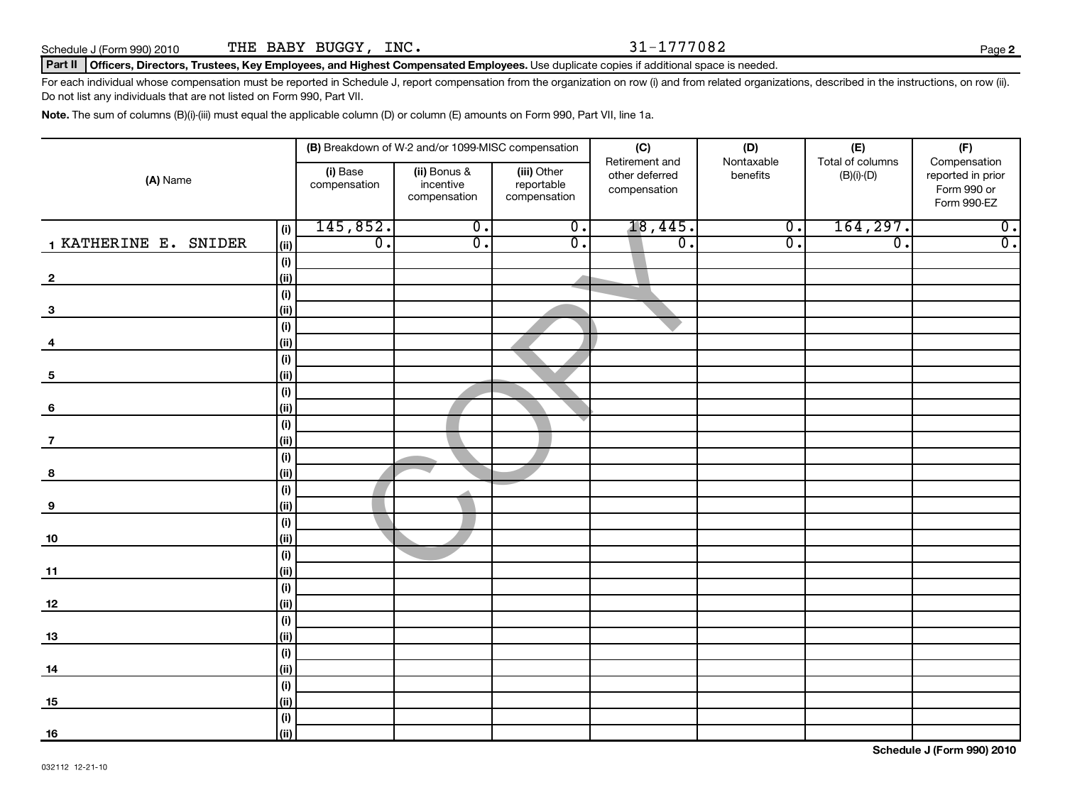Schedule J (Form 990) 2010 THE BABY BUGGY, INC. 31-1777082

**Part II** **Officers, Directors, Trustees, Key Employees, and Highest Compensated Employees.** Use duplicate copies if additional space is needed.

For each individual whose compensation must be reported in Schedule J, report compensation from the organization on row (i) and from related organizations, described in the instructions, on row (ii). Do not list any individuals that are not listed on Form 990, Part VII.

**Note.** The sum of columns (B)(i)-(iii) must equal the applicable column (D) or column (E) amounts on Form 990, Part VII, line 1a.

| (A) Name | | (B) Breakdown of W-2 and/or 1099-MISC compensation | | | (C) Retirement and other deferred compensation | (D) Nontaxable benefits | (E) Total of columns (B)(i)-(D) | (F) Compensation reported in prior Form 990 or Form 990-EZ |
|---|---|---|---|---|---|---|---|---|
| | | (i) Base compensation | (ii) Bonus & incentive compensation | (iii) Other reportable compensation | | | | |
| 1 KATHERINE E. SNIDER | (i) | 145,852. | 0. | 0. | 18,445. | 0. | 164,297. | 0. |
| | (ii) | 0. | 0. | 0. | 0. | 0. | 0. | 0. |
| 2 | (i) | | | | | | | |
| | (ii) | | | | | | | |
| 3 | (i) | | | | | | | |
| | (ii) | | | | | | | |
| 4 | (i) | | | | | | | |
| | (ii) | | | | | | | |
| 5 | (i) | | | | | | | |
| | (ii) | | | | | | | |
| 6 | (i) | | | | | | | |
| | (ii) | | | | | | | |
| 7 | (i) | | | | | | | |
| | (ii) | | | | | | | |
| 8 | (i) | | | | | | | |
| | (ii) | | | | | | | |
| 9 | (i) | | | | | | | |
| | (ii) | | | | | | | |
| 10 | (i) | | | | | | | |
| | (ii) | | | | | | | |
| 11 | (i) | | | | | | | |
| | (ii) | | | | | | | |
| 12 | (i) | | | | | | | |
| | (ii) | | | | | | | |
| 13 | (i) | | | | | | | |
| | (ii) | | | | | | | |
| 14 | (i) | | | | | | | |
| | (ii) | | | | | | | |
| 15 | (i) | | | | | | | |
| | (ii) | | | | | | | |
| 16 | (i) | | | | | | | |
| | (ii) | | | | | | | |

COPY

032112 12-21-10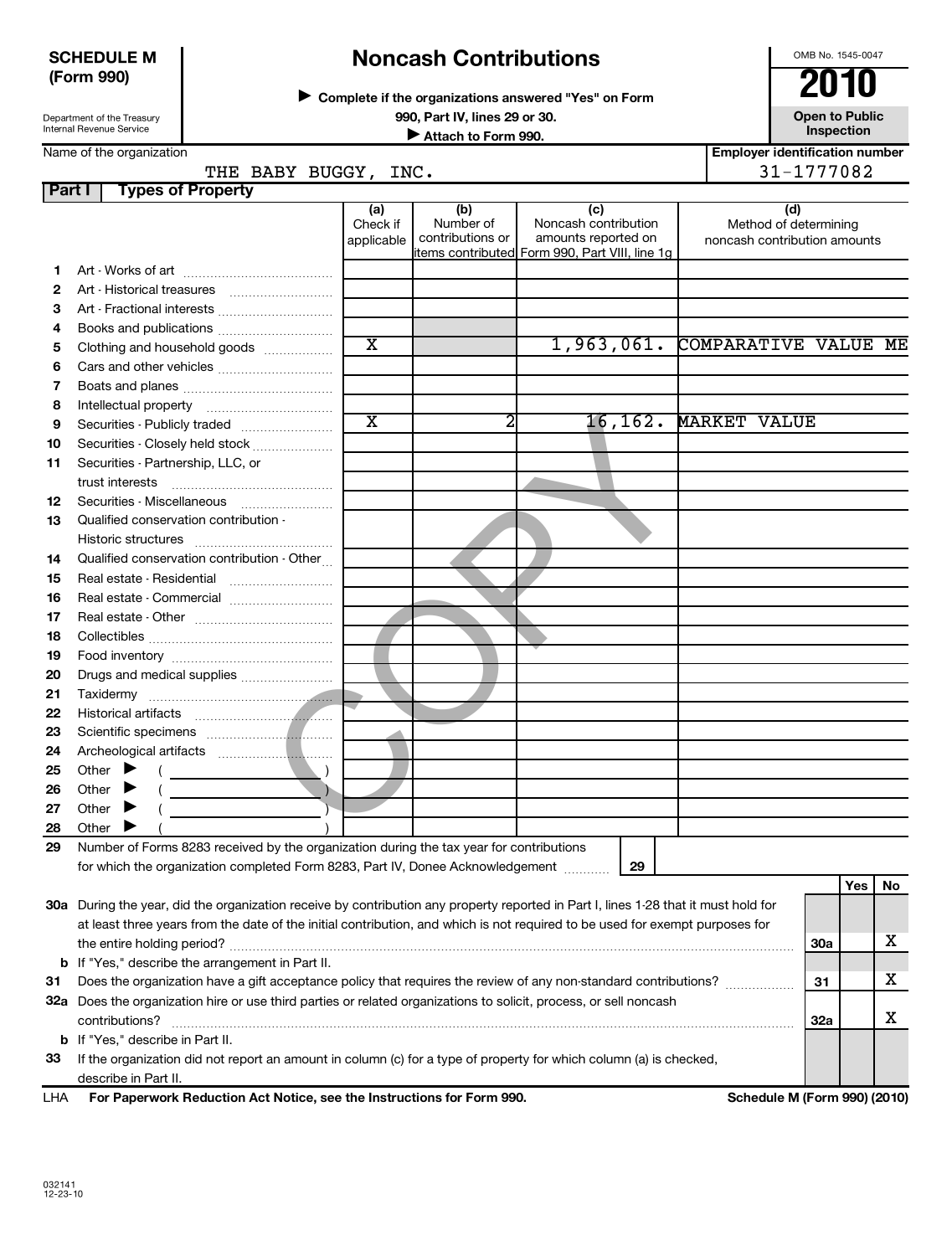**SCHEDULE M (Form 990)**

Department of the Treasury
Internal Revenue Service

# Noncash Contributions

▶ Complete if the organizations answered "Yes" on Form 990, Part IV, lines 29 or 30.

▶ Attach to Form 990.

OMB No. 1545-0047

**2010**

**Open to Public Inspection**

Name of the organization: THE BABY BUGGY, INC.

Employer identification number: 31-1777082

## Part I Types of Property

| | | (a) Check if applicable | (b) Number of contributions or items contributed | (c) Noncash contribution amounts reported on Form 990, Part VIII, line 1g | (d) Method of determining noncash contribution amounts |
|---|---|---|---|---|---|
| 1 | Art - Works of art | | | | |
| 2 | Art - Historical treasures | | | | |
| 3 | Art - Fractional interests | | | | |
| 4 | Books and publications | | | | |
| 5 | Clothing and household goods | X | | 1,963,061. | COMPARATIVE VALUE ME |
| 6 | Cars and other vehicles | | | | |
| 7 | Boats and planes | | | | |
| 8 | Intellectual property | | | | |
| 9 | Securities - Publicly traded | X | 2 | 16,162. | MARKET VALUE |
| 10 | Securities - Closely held stock | | | | |
| 11 | Securities - Partnership, LLC, or trust interests | | | | |
| 12 | Securities - Miscellaneous | | | | |
| 13 | Qualified conservation contribution - Historic structures | | | | |
| 14 | Qualified conservation contribution - Other | | | | |
| 15 | Real estate - Residential | | | | |
| 16 | Real estate - Commercial | | | | |
| 17 | Real estate - Other | | | | |
| 18 | Collectibles | | | | |
| 19 | Food inventory | | | | |
| 20 | Drugs and medical supplies | | | | |
| 21 | Taxidermy | | | | |
| 22 | Historical artifacts | | | | |
| 23 | Scientific specimens | | | | |
| 24 | Archeological artifacts | | | | |
| 25 | Other ▶ ( ) | | | | |
| 26 | Other ▶ ( ) | | | | |
| 27 | Other ▶ ( ) | | | | |
| 28 | Other ▶ ( ) | | | | |

29 Number of Forms 8283 received by the organization during the tax year for contributions for which the organization completed Form 8283, Part IV, Donee Acknowledgement ..... 29

| | | | Yes | No |
|---|---|---|---|---|
| 30a | During the year, did the organization receive by contribution any property reported in Part I, lines 1-28 that it must hold for at least three years from the date of the initial contribution, and which is not required to be used for exempt purposes for the entire holding period? | 30a | | X |
| b | If "Yes," describe the arrangement in Part II. | | | |
| 31 | Does the organization have a gift acceptance policy that requires the review of any non-standard contributions? | 31 | | X |
| 32a | Does the organization hire or use third parties or related organizations to solicit, process, or sell noncash contributions? | 32a | | X |
| b | If "Yes," describe in Part II. | | | |
| 33 | If the organization did not report an amount in column (c) for a type of property for which column (a) is checked, describe in Part II. | | | |

LHA **For Paperwork Reduction Act Notice, see the Instructions for Form 990.** **Schedule M (Form 990) (2010)**

032141
12-23-10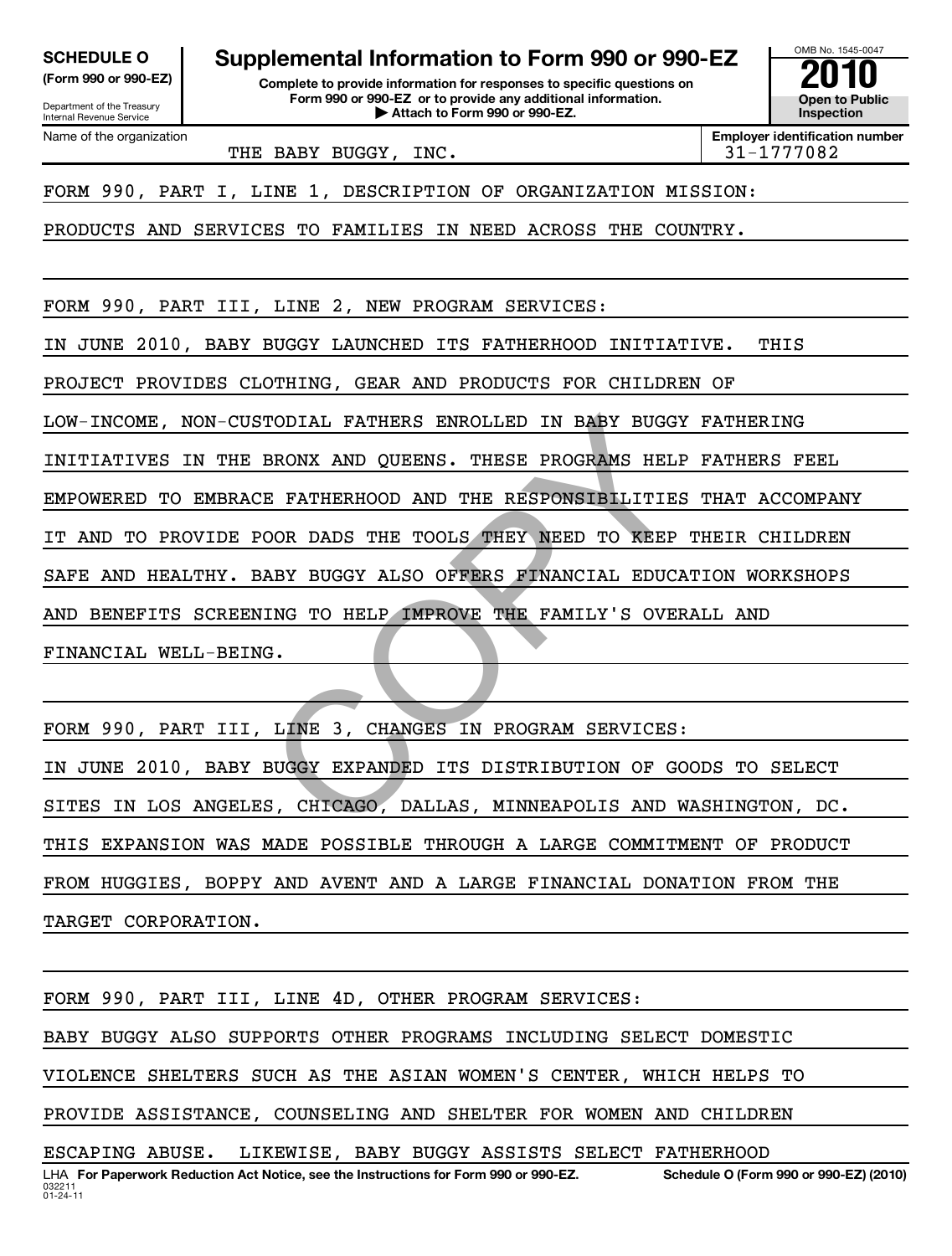**SCHEDULE O**
**(Form 990 or 990-EZ)**

Department of the Treasury
Internal Revenue Service

# Supplemental Information to Form 990 or 990-EZ

**Complete to provide information for responses to specific questions on Form 990 or 990-EZ or to provide any additional information.**
**▶ Attach to Form 990 or 990-EZ.**

OMB No. 1545-0047

**2010**

**Open to Public Inspection**

| Name of the organization | Employer identification number |
|---|---|
| THE BABY BUGGY, INC. | 31-1777082 |

FORM 990, PART I, LINE 1, DESCRIPTION OF ORGANIZATION MISSION:

PRODUCTS AND SERVICES TO FAMILIES IN NEED ACROSS THE COUNTRY.

FORM 990, PART III, LINE 2, NEW PROGRAM SERVICES:

IN JUNE 2010, BABY BUGGY LAUNCHED ITS FATHERHOOD INITIATIVE. THIS PROJECT PROVIDES CLOTHING, GEAR AND PRODUCTS FOR CHILDREN OF LOW-INCOME, NON-CUSTODIAL FATHERS ENROLLED IN BABY BUGGY FATHERING INITIATIVES IN THE BRONX AND QUEENS. THESE PROGRAMS HELP FATHERS FEEL EMPOWERED TO EMBRACE FATHERHOOD AND THE RESPONSIBILITIES THAT ACCOMPANY IT AND TO PROVIDE POOR DADS THE TOOLS THEY NEED TO KEEP THEIR CHILDREN SAFE AND HEALTHY. BABY BUGGY ALSO OFFERS FINANCIAL EDUCATION WORKSHOPS AND BENEFITS SCREENING TO HELP IMPROVE THE FAMILY'S OVERALL AND FINANCIAL WELL-BEING.

FORM 990, PART III, LINE 3, CHANGES IN PROGRAM SERVICES:

IN JUNE 2010, BABY BUGGY EXPANDED ITS DISTRIBUTION OF GOODS TO SELECT SITES IN LOS ANGELES, CHICAGO, DALLAS, MINNEAPOLIS AND WASHINGTON, DC. THIS EXPANSION WAS MADE POSSIBLE THROUGH A LARGE COMMITMENT OF PRODUCT FROM HUGGIES, BOPPY AND AVENT AND A LARGE FINANCIAL DONATION FROM THE TARGET CORPORATION.

FORM 990, PART III, LINE 4D, OTHER PROGRAM SERVICES:

BABY BUGGY ALSO SUPPORTS OTHER PROGRAMS INCLUDING SELECT DOMESTIC VIOLENCE SHELTERS SUCH AS THE ASIAN WOMEN'S CENTER, WHICH HELPS TO PROVIDE ASSISTANCE, COUNSELING AND SHELTER FOR WOMEN AND CHILDREN ESCAPING ABUSE. LIKEWISE, BABY BUGGY ASSISTS SELECT FATHERHOOD

LHA **For Paperwork Reduction Act Notice, see the Instructions for Form 990 or 990-EZ.** **Schedule O (Form 990 or 990-EZ) (2010)**
032211
01-24-11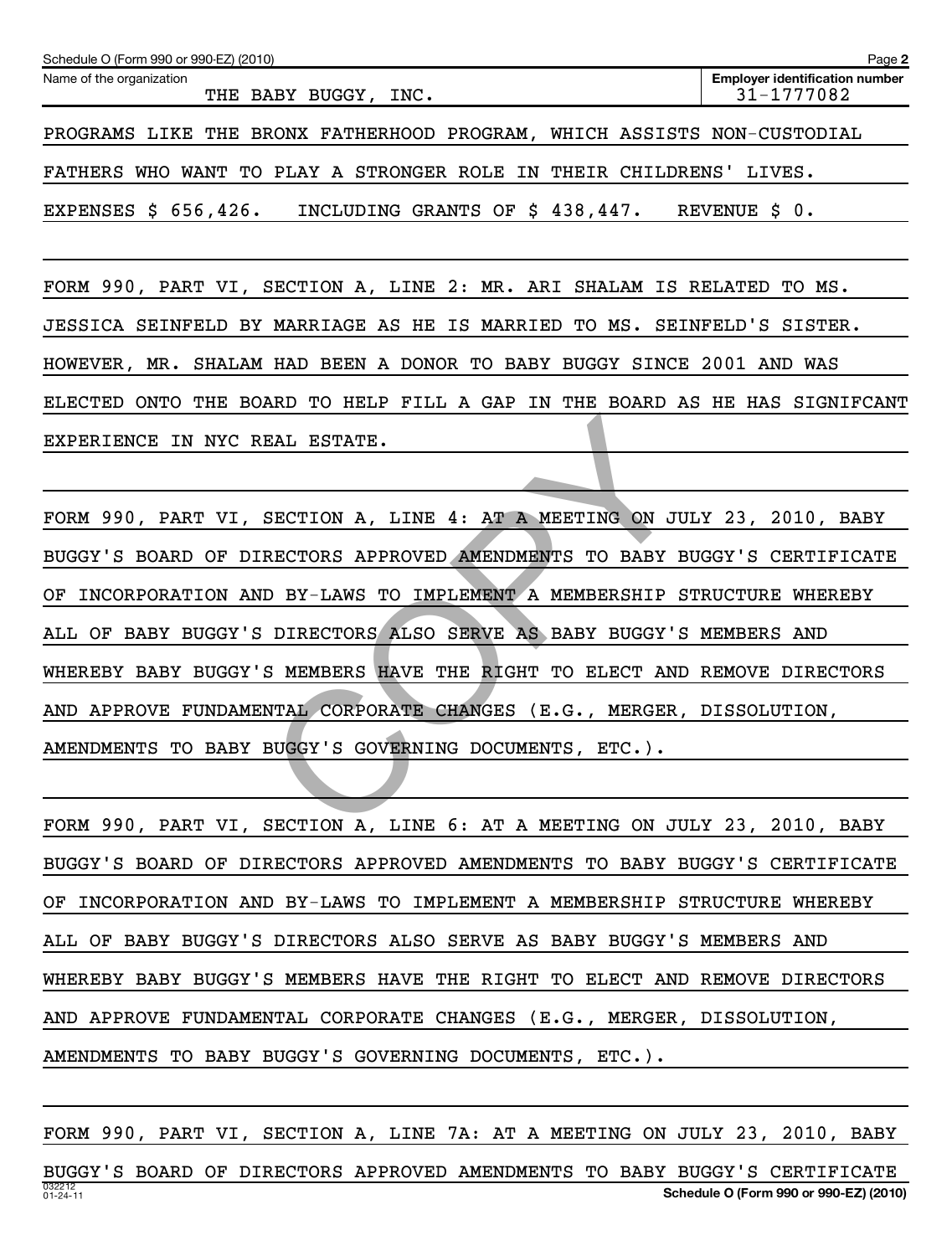Schedule O (Form 990 or 990-EZ) (2010) Page 2

Name of the organization: THE BABY BUGGY, INC.

Employer identification number: 31-1777082

PROGRAMS LIKE THE BRONX FATHERHOOD PROGRAM, WHICH ASSISTS NON-CUSTODIAL FATHERS WHO WANT TO PLAY A STRONGER ROLE IN THEIR CHILDRENS' LIVES. EXPENSES $ 656,426. INCLUDING GRANTS OF $ 438,447. REVENUE $ 0.

FORM 990, PART VI, SECTION A, LINE 2: MR. ARI SHALAM IS RELATED TO MS. JESSICA SEINFELD BY MARRIAGE AS HE IS MARRIED TO MS. SEINFELD'S SISTER. HOWEVER, MR. SHALAM HAD BEEN A DONOR TO BABY BUGGY SINCE 2001 AND WAS ELECTED ONTO THE BOARD TO HELP FILL A GAP IN THE BOARD AS HE HAS SIGNIFCANT EXPERIENCE IN NYC REAL ESTATE.

FORM 990, PART VI, SECTION A, LINE 4: AT A MEETING ON JULY 23, 2010, BABY BUGGY'S BOARD OF DIRECTORS APPROVED AMENDMENTS TO BABY BUGGY'S CERTIFICATE OF INCORPORATION AND BY-LAWS TO IMPLEMENT A MEMBERSHIP STRUCTURE WHEREBY ALL OF BABY BUGGY'S DIRECTORS ALSO SERVE AS BABY BUGGY'S MEMBERS AND WHEREBY BABY BUGGY'S MEMBERS HAVE THE RIGHT TO ELECT AND REMOVE DIRECTORS AND APPROVE FUNDAMENTAL CORPORATE CHANGES (E.G., MERGER, DISSOLUTION, AMENDMENTS TO BABY BUGGY'S GOVERNING DOCUMENTS, ETC.).

FORM 990, PART VI, SECTION A, LINE 6: AT A MEETING ON JULY 23, 2010, BABY BUGGY'S BOARD OF DIRECTORS APPROVED AMENDMENTS TO BABY BUGGY'S CERTIFICATE OF INCORPORATION AND BY-LAWS TO IMPLEMENT A MEMBERSHIP STRUCTURE WHEREBY ALL OF BABY BUGGY'S DIRECTORS ALSO SERVE AS BABY BUGGY'S MEMBERS AND WHEREBY BABY BUGGY'S MEMBERS HAVE THE RIGHT TO ELECT AND REMOVE DIRECTORS AND APPROVE FUNDAMENTAL CORPORATE CHANGES (E.G., MERGER, DISSOLUTION, AMENDMENTS TO BABY BUGGY'S GOVERNING DOCUMENTS, ETC.).

FORM 990, PART VI, SECTION A, LINE 7A: AT A MEETING ON JULY 23, 2010, BABY BUGGY'S BOARD OF DIRECTORS APPROVED AMENDMENTS TO BABY BUGGY'S CERTIFICATE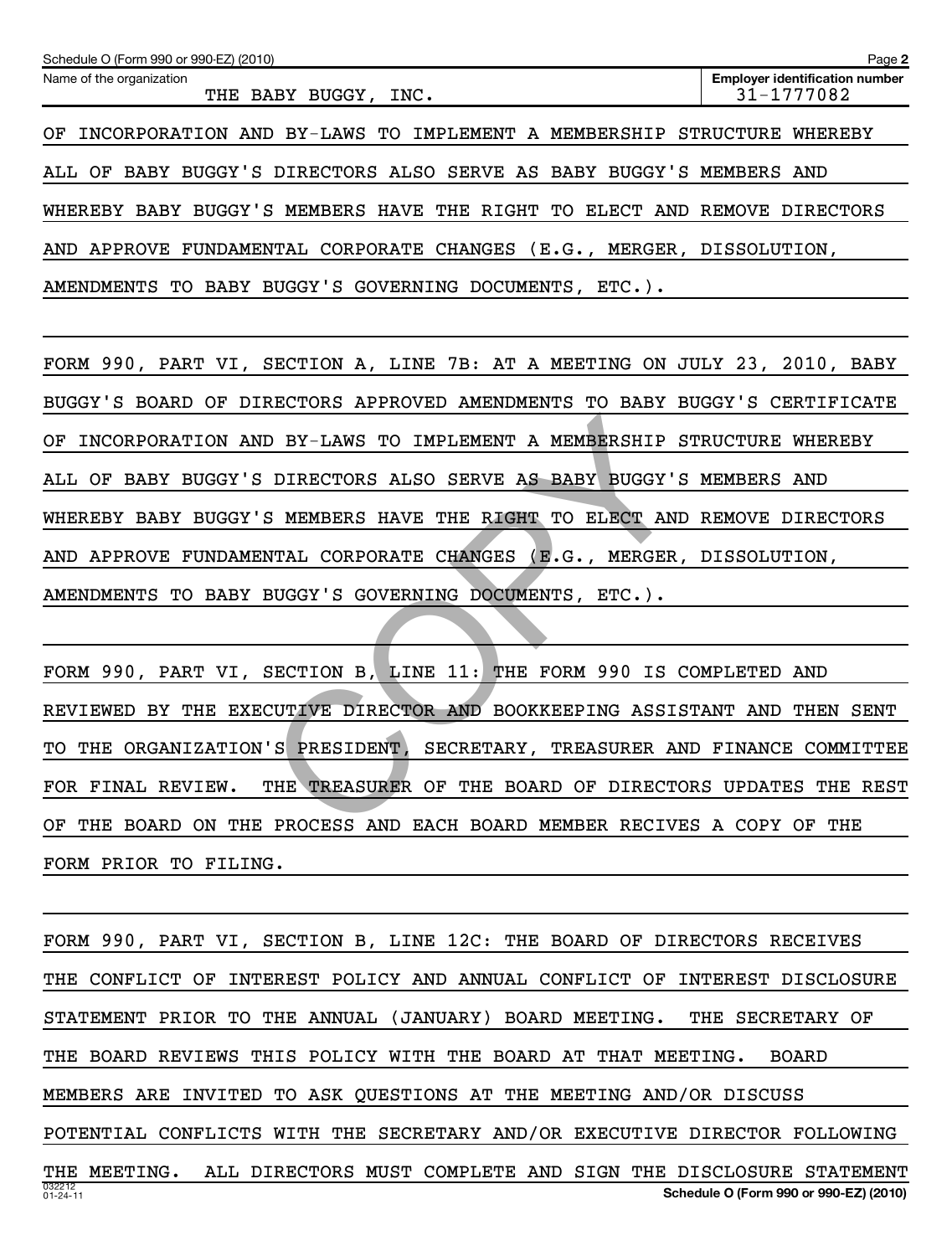Schedule O (Form 990 or 990-EZ) (2010) Page 2

Name of the organization: THE BABY BUGGY, INC.

Employer identification number: 31-1777082

OF INCORPORATION AND BY-LAWS TO IMPLEMENT A MEMBERSHIP STRUCTURE WHEREBY ALL OF BABY BUGGY'S DIRECTORS ALSO SERVE AS BABY BUGGY'S MEMBERS AND WHEREBY BABY BUGGY'S MEMBERS HAVE THE RIGHT TO ELECT AND REMOVE DIRECTORS AND APPROVE FUNDAMENTAL CORPORATE CHANGES (E.G., MERGER, DISSOLUTION, AMENDMENTS TO BABY BUGGY'S GOVERNING DOCUMENTS, ETC.).

FORM 990, PART VI, SECTION A, LINE 7B: AT A MEETING ON JULY 23, 2010, BABY BUGGY'S BOARD OF DIRECTORS APPROVED AMENDMENTS TO BABY BUGGY'S CERTIFICATE OF INCORPORATION AND BY-LAWS TO IMPLEMENT A MEMBERSHIP STRUCTURE WHEREBY ALL OF BABY BUGGY'S DIRECTORS ALSO SERVE AS BABY BUGGY'S MEMBERS AND WHEREBY BABY BUGGY'S MEMBERS HAVE THE RIGHT TO ELECT AND REMOVE DIRECTORS AND APPROVE FUNDAMENTAL CORPORATE CHANGES (E.G., MERGER, DISSOLUTION, AMENDMENTS TO BABY BUGGY'S GOVERNING DOCUMENTS, ETC.).

FORM 990, PART VI, SECTION B, LINE 11: THE FORM 990 IS COMPLETED AND REVIEWED BY THE EXECUTIVE DIRECTOR AND BOOKKEEPING ASSISTANT AND THEN SENT TO THE ORGANIZATION'S PRESIDENT, SECRETARY, TREASURER AND FINANCE COMMITTEE FOR FINAL REVIEW. THE TREASURER OF THE BOARD OF DIRECTORS UPDATES THE REST OF THE BOARD ON THE PROCESS AND EACH BOARD MEMBER RECIVES A COPY OF THE FORM PRIOR TO FILING.

FORM 990, PART VI, SECTION B, LINE 12C: THE BOARD OF DIRECTORS RECEIVES THE CONFLICT OF INTEREST POLICY AND ANNUAL CONFLICT OF INTEREST DISCLOSURE STATEMENT PRIOR TO THE ANNUAL (JANUARY) BOARD MEETING. THE SECRETARY OF THE BOARD REVIEWS THIS POLICY WITH THE BOARD AT THAT MEETING. BOARD MEMBERS ARE INVITED TO ASK QUESTIONS AT THE MEETING AND/OR DISCUSS POTENTIAL CONFLICTS WITH THE SECRETARY AND/OR EXECUTIVE DIRECTOR FOLLOWING THE MEETING. ALL DIRECTORS MUST COMPLETE AND SIGN THE DISCLOSURE STATEMENT

Schedule O (Form 990 or 990-EZ) (2010)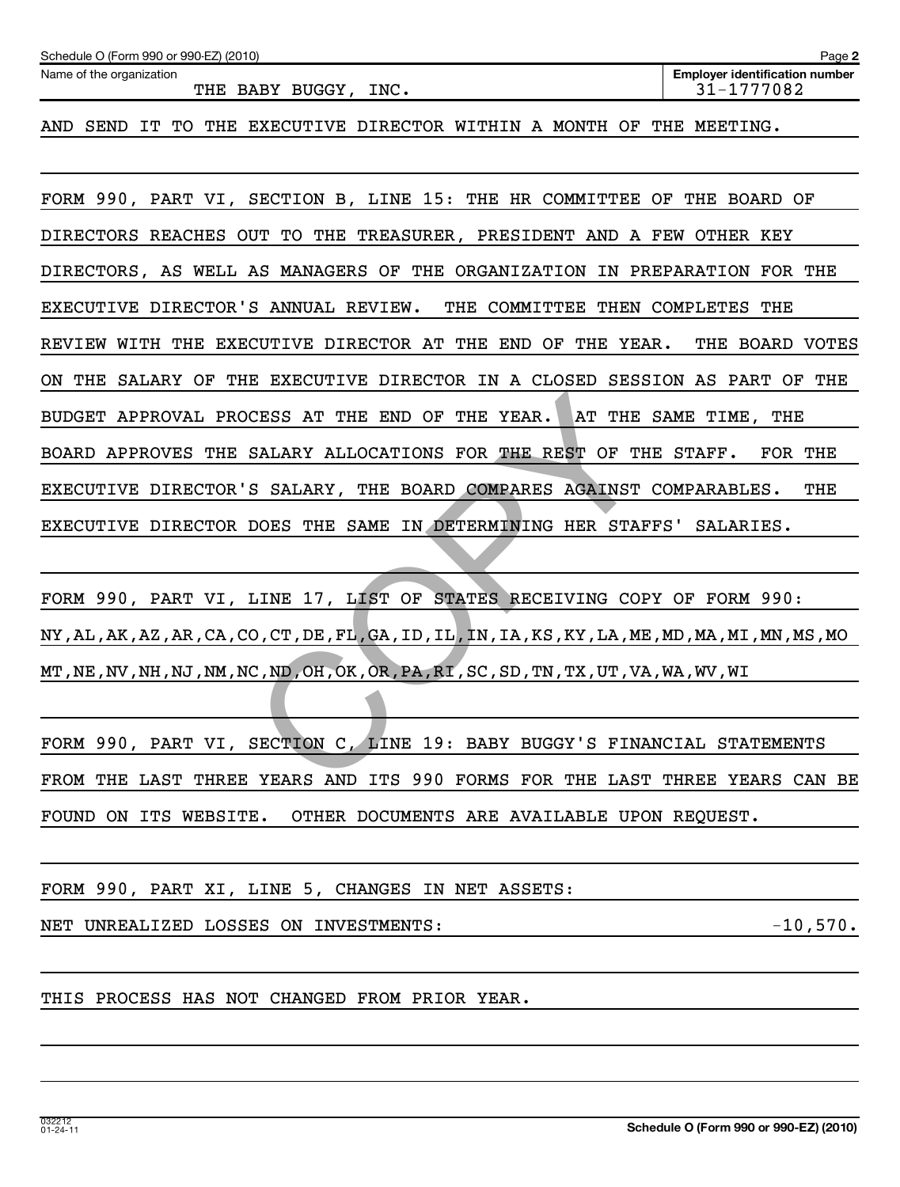Schedule O (Form 990 or 990-EZ) (2010) Page **2**

Name of the organization: THE BABY BUGGY, INC.

**Employer identification number** 31-1777082

AND SEND IT TO THE EXECUTIVE DIRECTOR WITHIN A MONTH OF THE MEETING.

FORM 990, PART VI, SECTION B, LINE 15: THE HR COMMITTEE OF THE BOARD OF DIRECTORS REACHES OUT TO THE TREASURER, PRESIDENT AND A FEW OTHER KEY DIRECTORS, AS WELL AS MANAGERS OF THE ORGANIZATION IN PREPARATION FOR THE EXECUTIVE DIRECTOR'S ANNUAL REVIEW. THE COMMITTEE THEN COMPLETES THE REVIEW WITH THE EXECUTIVE DIRECTOR AT THE END OF THE YEAR. THE BOARD VOTES ON THE SALARY OF THE EXECUTIVE DIRECTOR IN A CLOSED SESSION AS PART OF THE BUDGET APPROVAL PROCESS AT THE END OF THE YEAR. AT THE SAME TIME, THE BOARD APPROVES THE SALARY ALLOCATIONS FOR THE REST OF THE STAFF. FOR THE EXECUTIVE DIRECTOR'S SALARY, THE BOARD COMPARES AGAINST COMPARABLES. THE EXECUTIVE DIRECTOR DOES THE SAME IN DETERMINING HER STAFFS' SALARIES.

FORM 990, PART VI, LINE 17, LIST OF STATES RECEIVING COPY OF FORM 990: NY,AL,AK,AZ,AR,CA,CO,CT,DE,FL,GA,ID,IL,IN,IA,KS,KY,LA,ME,MD,MA,MI,MN,MS,MO MT,NE,NV,NH,NJ,NM,NC,ND,OH,OK,OR,PA,RI,SC,SD,TN,TX,UT,VA,WA,WV,WI

FORM 990, PART VI, SECTION C, LINE 19: BABY BUGGY'S FINANCIAL STATEMENTS FROM THE LAST THREE YEARS AND ITS 990 FORMS FOR THE LAST THREE YEARS CAN BE FOUND ON ITS WEBSITE. OTHER DOCUMENTS ARE AVAILABLE UPON REQUEST.

FORM 990, PART XI, LINE 5, CHANGES IN NET ASSETS:

NET UNREALIZED LOSSES ON INVESTMENTS: -10,570.

THIS PROCESS HAS NOT CHANGED FROM PRIOR YEAR.

032212 01-24-11 **Schedule O (Form 990 or 990-EZ) (2010)**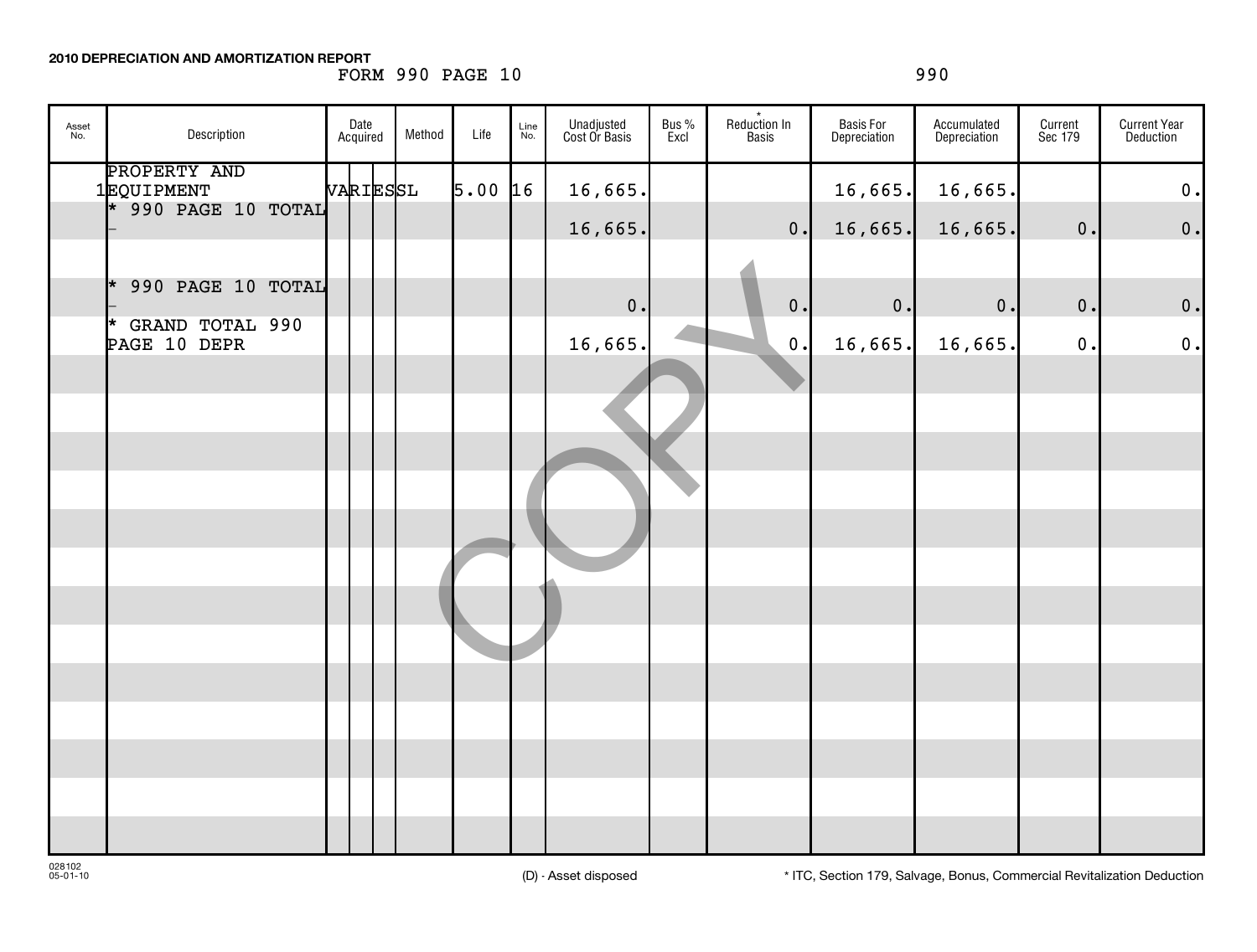**2010 DEPRECIATION AND AMORTIZATION REPORT**

FORM 990 PAGE 10 990

| Asset No. | Description | Date Acquired | Method | Life | Line No. | Unadjusted Cost Or Basis | Bus % Excl | * Reduction In Basis | Basis For Depreciation | Accumulated Depreciation | Current Sec 179 | Current Year Deduction |
|---|---|---|---|---|---|---|---|---|---|---|---|---|
| 1 | PROPERTY AND EQUIPMENT | VARIES | SL | 5.00 | 16 | 16,665. | | | 16,665. | 16,665. | | 0. |
| | * 990 PAGE 10 TOTAL | | | | | 16,665. | | 0. | 16,665. | 16,665. | 0. | 0. |
| | * 990 PAGE 10 TOTAL | | | | | 0. | | 0. | 0. | 0. | 0. | 0. |
| | * GRAND TOTAL 990 PAGE 10 DEPR | | | | | 16,665. | | 0. | 16,665. | 16,665. | 0. | 0. |

028102
05-01-10

(D) - Asset disposed

* ITC, Section 179, Salvage, Bonus, Commercial Revitalization Deduction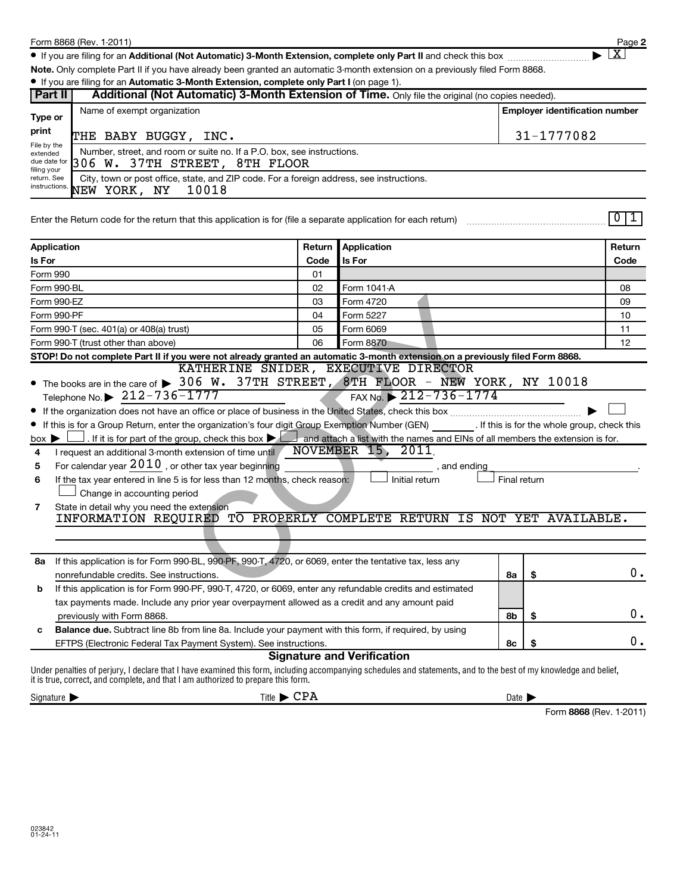Form 8868 (Rev. 1-2011) Page **2**

- If you are filing for an **Additional (Not Automatic) 3-Month Extension, complete only Part II** and check this box ▶ X

**Note.** Only complete Part II if you have already been granted an automatic 3-month extension on a previously filed Form 8868.

- If you are filing for an **Automatic 3-Month Extension, complete only Part I** (on page 1).

## Part II Additional (Not Automatic) 3-Month Extension of Time. Only file the original (no copies needed).

| Type or print | Name of exempt organization | Employer identification number |
|---|---|---|
| File by the extended due date for filing your return. See instructions. | THE BABY BUGGY, INC. | 31-1777082 |
| | Number, street, and room or suite no. If a P.O. box, see instructions. 306 W. 37TH STREET, 8TH FLOOR | |
| | City, town or post office, state, and ZIP code. For a foreign address, see instructions. NEW YORK, NY 10018 | |

Enter the Return code for the return that this application is for (file a separate application for each return) 0 1

| Application Is For | Return Code | Application Is For | Return Code |
|---|---|---|---|
| Form 990 | 01 | | |
| Form 990-BL | 02 | Form 1041-A | 08 |
| Form 990-EZ | 03 | Form 4720 | 09 |
| Form 990-PF | 04 | Form 5227 | 10 |
| Form 990-T (sec. 401(a) or 408(a) trust) | 05 | Form 6069 | 11 |
| Form 990-T (trust other than above) | 06 | Form 8870 | 12 |

**STOP! Do not complete Part II if you were not already granted an automatic 3-month extension on a previously filed Form 8868.**

- The books are in the care of ▶ KATHERINE SNIDER, EXECUTIVE DIRECTOR 306 W. 37TH STREET, 8TH FLOOR - NEW YORK, NY 10018
 Telephone No. ▶ 212-736-1777 FAX No. ▶ 212-736-1774
- If the organization does not have an office or place of business in the United States, check this box ▶ ☐
- If this is for a Group Return, enter the organization's four digit Group Exemption Number (GEN) ______ . If this is for the whole group, check this box ▶ ☐ . If it is for part of the group, check this box ▶ ☐ and attach a list with the names and EINs of all members the extension is for.

**4** I request an additional 3-month extension of time until NOVEMBER 15, 2011.

**5** For calendar year 2010 , or other tax year beginning ______________ , and ending ______________ .

**6** If the tax year entered in line 5 is for less than 12 months, check reason: ☐ Initial return ☐ Final return ☐ Change in accounting period

**7** State in detail why you need the extension
INFORMATION REQUIRED TO PROPERLY COMPLETE RETURN IS NOT YET AVAILABLE.

| | | | |
|---|---|---|---|
| **8a** | If this application is for Form 990-BL, 990-PF, 990-T, 4720, or 6069, enter the tentative tax, less any nonrefundable credits. See instructions. | 8a | $ 0. |
| **b** | If this application is for Form 990-PF, 990-T, 4720, or 6069, enter any refundable credits and estimated tax payments made. Include any prior year overpayment allowed as a credit and any amount paid previously with Form 8868. | 8b | $ 0. |
| **c** | **Balance due.** Subtract line 8b from line 8a. Include your payment with this form, if required, by using EFTPS (Electronic Federal Tax Payment System). See instructions. | 8c | $ 0. |

### Signature and Verification

Under penalties of perjury, I declare that I have examined this form, including accompanying schedules and statements, and to the best of my knowledge and belief, it is true, correct, and complete, and that I am authorized to prepare this form.

Signature ▶ Title ▶ CPA Date ▶

Form **8868** (Rev. 1-2011)

023842
01-24-11